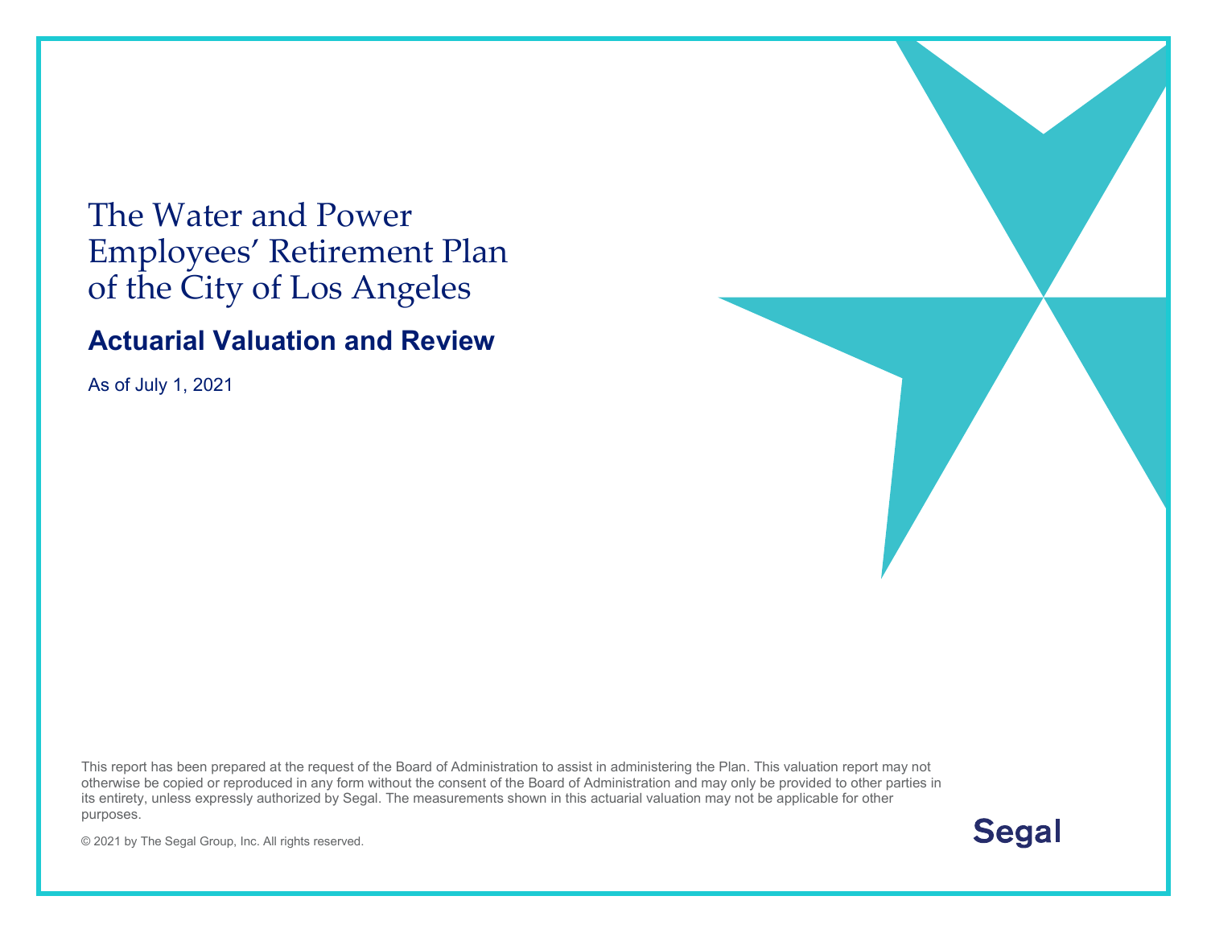# The Water and Power Employees' Retirement Plan of the City of Los Angeles

## Actuarial Valuation and Review

As of July 1, 2021

This report has been prepared at the request of the Board of Administration to assist in administering the Plan. This valuation report may not otherwise be copied or reproduced in any form without the consent of the Board of Administration and may only be provided to other parties in its entirety, unless expressly authorized by Segal. The measurements shown in this actuarial valuation may not be applicable for other purposes.

© 2021 by The Segal Group, Inc. All rights reserved.

Segal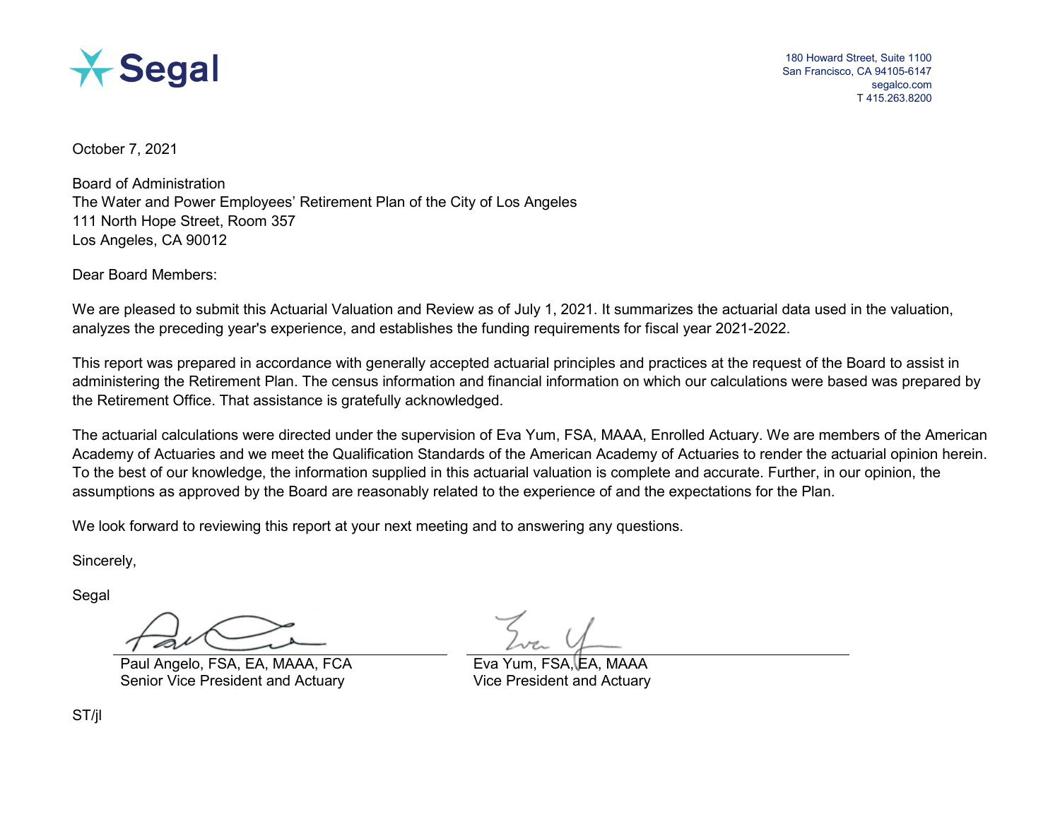Segal

180 Howard Street, Suite 1100
San Francisco, CA 94105-6147
segalco.com
T 415.263.8200

October 7, 2021

Board of Administration
The Water and Power Employees' Retirement Plan of the City of Los Angeles
111 North Hope Street, Room 357
Los Angeles, CA 90012

Dear Board Members:

We are pleased to submit this Actuarial Valuation and Review as of July 1, 2021. It summarizes the actuarial data used in the valuation, analyzes the preceding year's experience, and establishes the funding requirements for fiscal year 2021-2022.

This report was prepared in accordance with generally accepted actuarial principles and practices at the request of the Board to assist in administering the Retirement Plan. The census information and financial information on which our calculations were based was prepared by the Retirement Office. That assistance is gratefully acknowledged.

The actuarial calculations were directed under the supervision of Eva Yum, FSA, MAAA, Enrolled Actuary. We are members of the American Academy of Actuaries and we meet the Qualification Standards of the American Academy of Actuaries to render the actuarial opinion herein. To the best of our knowledge, the information supplied in this actuarial valuation is complete and accurate. Further, in our opinion, the assumptions as approved by the Board are reasonably related to the experience of and the expectations for the Plan.

We look forward to reviewing this report at your next meeting and to answering any questions.

Sincerely,

Segal

Paul Angelo, FSA, EA, MAAA, FCA
Senior Vice President and Actuary

Eva Yum, FSA, EA, MAAA
Vice President and Actuary

ST/jl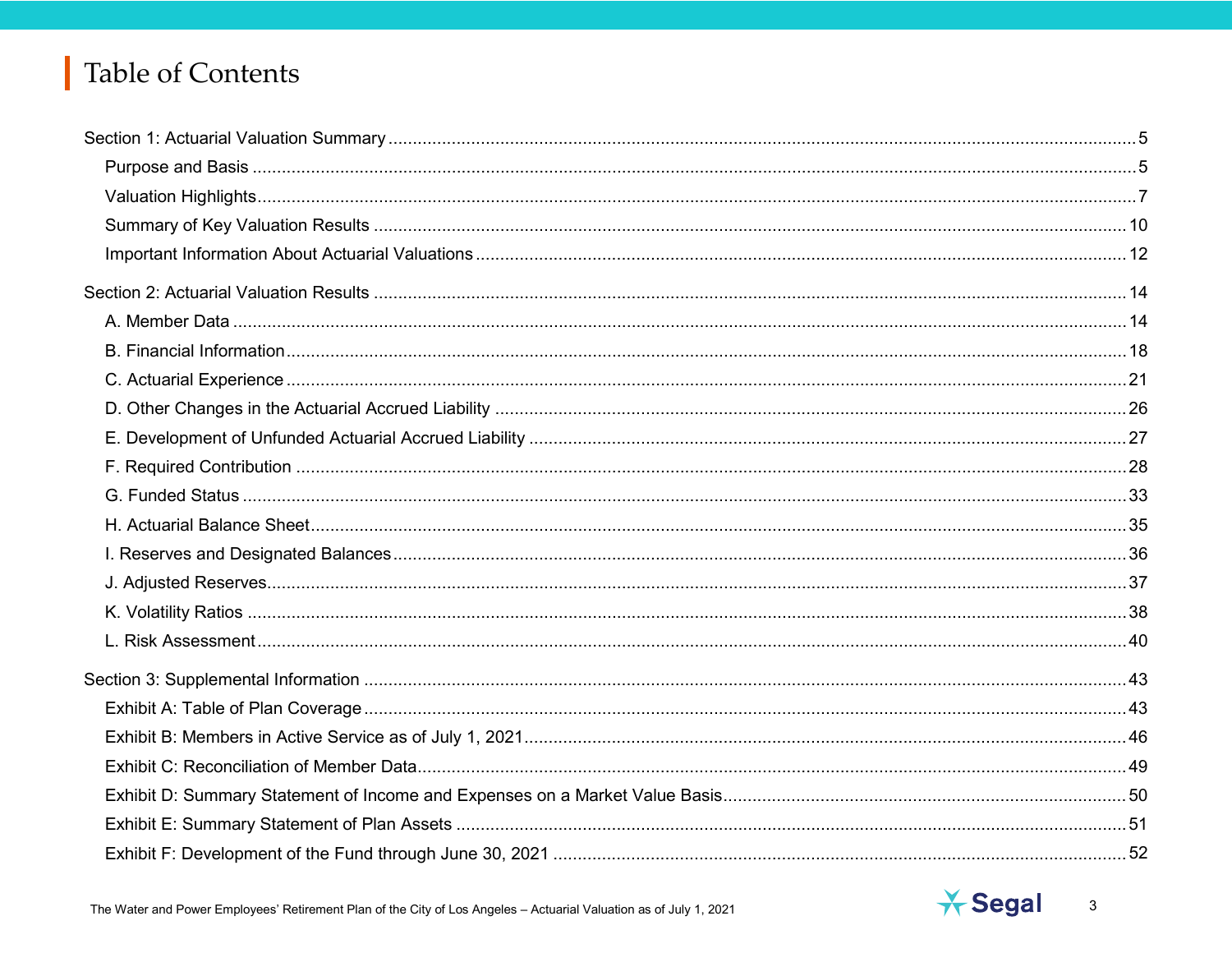# Table of Contents

Section 1: Actuarial Valuation Summary ........ 5

- Purpose and Basis ........ 5
- Valuation Highlights ........ 7
- Summary of Key Valuation Results ........ 10
- Important Information About Actuarial Valuations ........ 12

Section 2: Actuarial Valuation Results ........ 14

- A. Member Data ........ 14
- B. Financial Information ........ 18
- C. Actuarial Experience ........ 21
- D. Other Changes in the Actuarial Accrued Liability ........ 26
- E. Development of Unfunded Actuarial Accrued Liability ........ 27
- F. Required Contribution ........ 28
- G. Funded Status ........ 33
- H. Actuarial Balance Sheet ........ 35
- I. Reserves and Designated Balances ........ 36
- J. Adjusted Reserves ........ 37
- K. Volatility Ratios ........ 38
- L. Risk Assessment ........ 40

Section 3: Supplemental Information ........ 43

- Exhibit A: Table of Plan Coverage ........ 43
- Exhibit B: Members in Active Service as of July 1, 2021 ........ 46
- Exhibit C: Reconciliation of Member Data ........ 49
- Exhibit D: Summary Statement of Income and Expenses on a Market Value Basis ........ 50
- Exhibit E: Summary Statement of Plan Assets ........ 51
- Exhibit F: Development of the Fund through June 30, 2021 ........ 52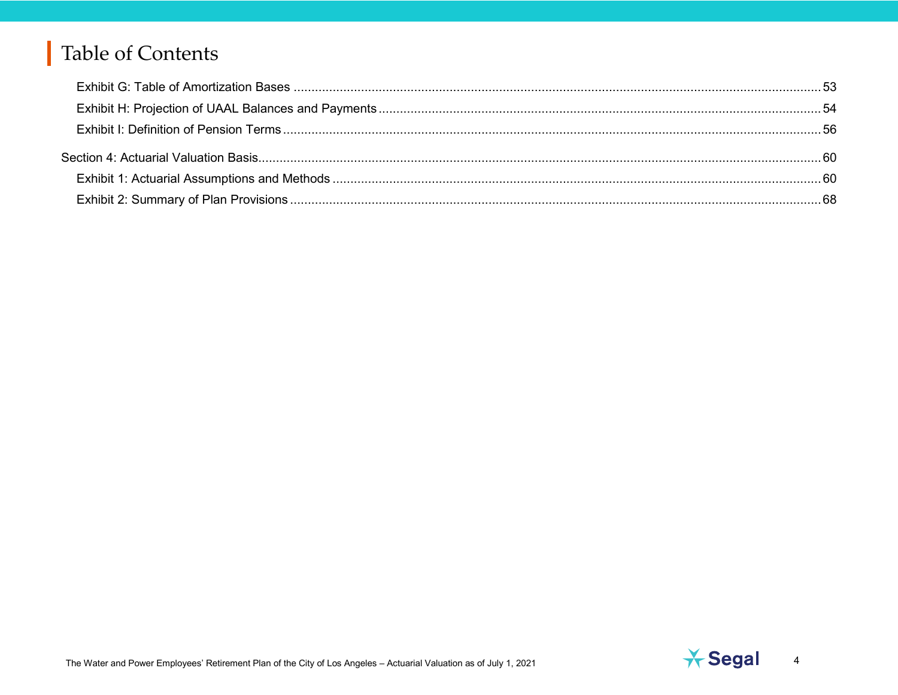# Table of Contents

- Exhibit G: Table of Amortization Bases ..... 53
- Exhibit H: Projection of UAAL Balances and Payments ..... 54
- Exhibit I: Definition of Pension Terms ..... 56

Section 4: Actuarial Valuation Basis ..... 60

- Exhibit 1: Actuarial Assumptions and Methods ..... 60
- Exhibit 2: Summary of Plan Provisions ..... 68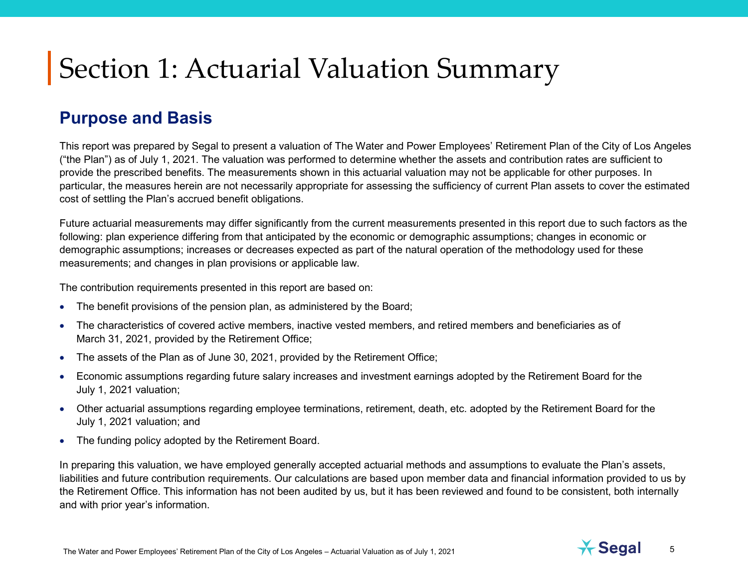# Section 1: Actuarial Valuation Summary

## Purpose and Basis

This report was prepared by Segal to present a valuation of The Water and Power Employees' Retirement Plan of the City of Los Angeles ("the Plan") as of July 1, 2021. The valuation was performed to determine whether the assets and contribution rates are sufficient to provide the prescribed benefits. The measurements shown in this actuarial valuation may not be applicable for other purposes. In particular, the measures herein are not necessarily appropriate for assessing the sufficiency of current Plan assets to cover the estimated cost of settling the Plan's accrued benefit obligations.

Future actuarial measurements may differ significantly from the current measurements presented in this report due to such factors as the following: plan experience differing from that anticipated by the economic or demographic assumptions; changes in economic or demographic assumptions; increases or decreases expected as part of the natural operation of the methodology used for these measurements; and changes in plan provisions or applicable law.

The contribution requirements presented in this report are based on:

- The benefit provisions of the pension plan, as administered by the Board;
- The characteristics of covered active members, inactive vested members, and retired members and beneficiaries as of March 31, 2021, provided by the Retirement Office;
- The assets of the Plan as of June 30, 2021, provided by the Retirement Office;
- Economic assumptions regarding future salary increases and investment earnings adopted by the Retirement Board for the July 1, 2021 valuation;
- Other actuarial assumptions regarding employee terminations, retirement, death, etc. adopted by the Retirement Board for the July 1, 2021 valuation; and
- The funding policy adopted by the Retirement Board.

In preparing this valuation, we have employed generally accepted actuarial methods and assumptions to evaluate the Plan's assets, liabilities and future contribution requirements. Our calculations are based upon member data and financial information provided to us by the Retirement Office. This information has not been audited by us, but it has been reviewed and found to be consistent, both internally and with prior year's information.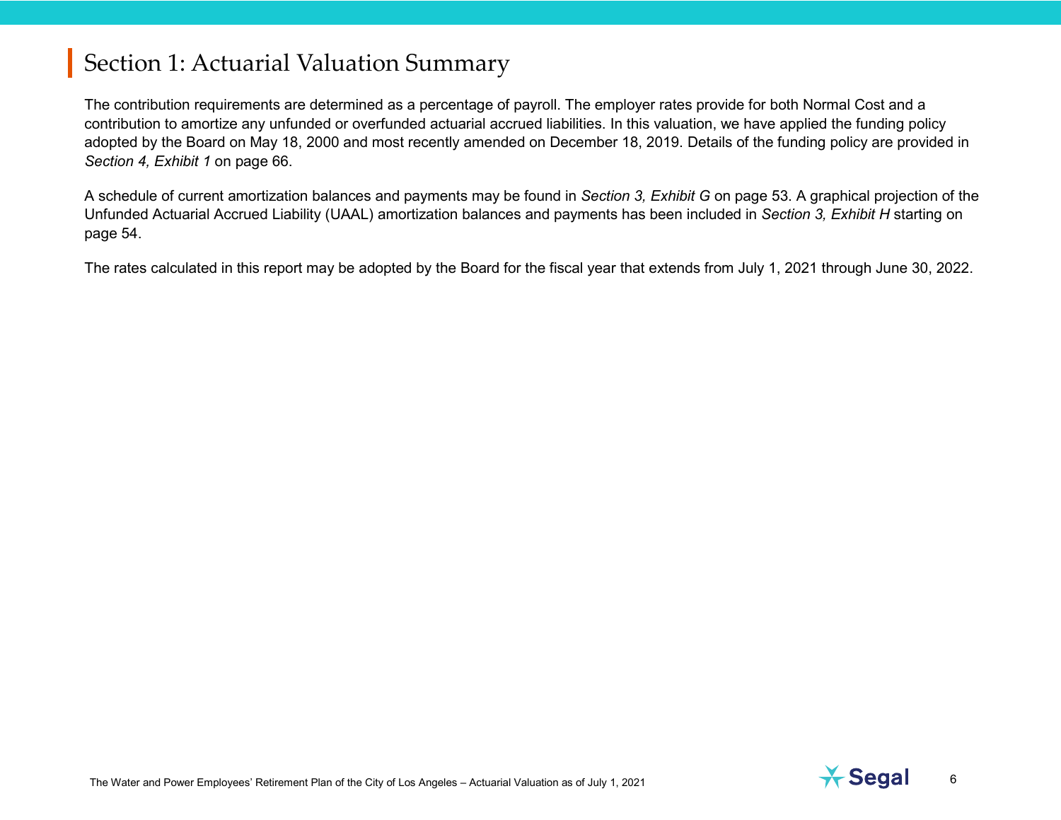# Section 1: Actuarial Valuation Summary

The contribution requirements are determined as a percentage of payroll. The employer rates provide for both Normal Cost and a contribution to amortize any unfunded or overfunded actuarial accrued liabilities. In this valuation, we have applied the funding policy adopted by the Board on May 18, 2000 and most recently amended on December 18, 2019. Details of the funding policy are provided in *Section 4, Exhibit 1* on page 66.

A schedule of current amortization balances and payments may be found in *Section 3, Exhibit G* on page 53. A graphical projection of the Unfunded Actuarial Accrued Liability (UAAL) amortization balances and payments has been included in *Section 3, Exhibit H* starting on page 54.

The rates calculated in this report may be adopted by the Board for the fiscal year that extends from July 1, 2021 through June 30, 2022.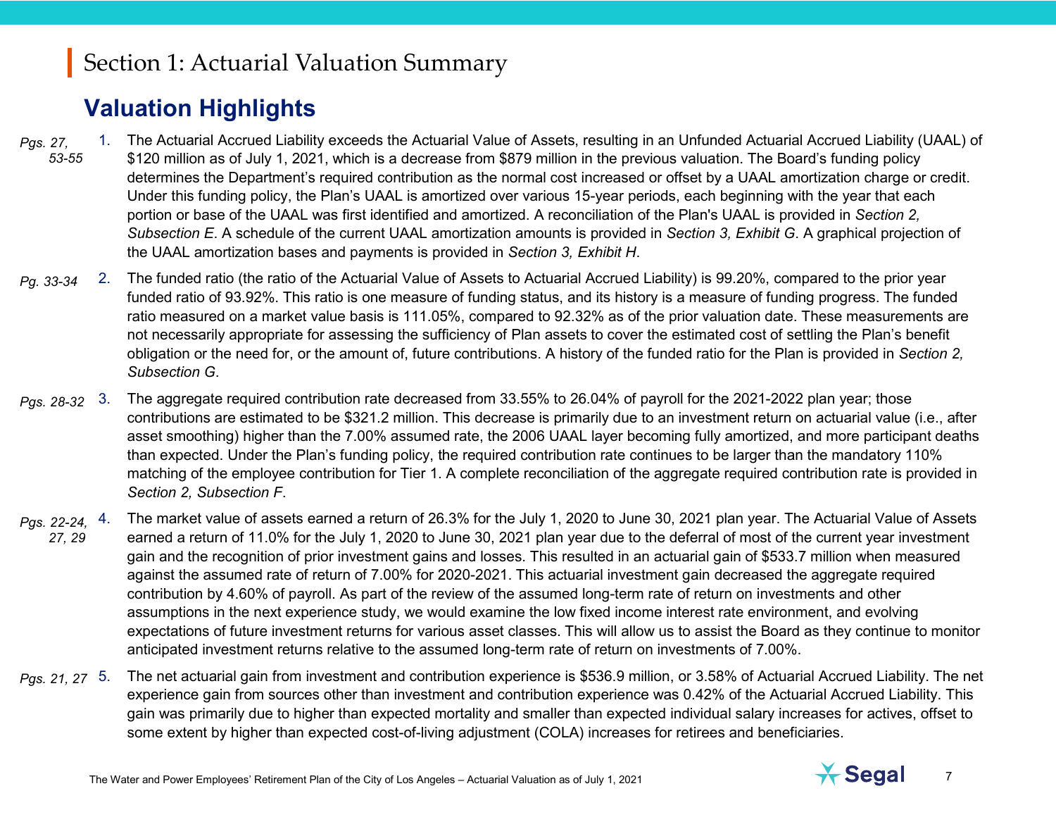# Section 1: Actuarial Valuation Summary

## Valuation Highlights

*Pgs. 27, 53-55*

1. The Actuarial Accrued Liability exceeds the Actuarial Value of Assets, resulting in an Unfunded Actuarial Accrued Liability (UAAL) of $120 million as of July 1, 2021, which is a decrease from $879 million in the previous valuation. The Board's funding policy determines the Department's required contribution as the normal cost increased or offset by a UAAL amortization charge or credit. Under this funding policy, the Plan's UAAL is amortized over various 15-year periods, each beginning with the year that each portion or base of the UAAL was first identified and amortized. A reconciliation of the Plan's UAAL is provided in *Section 2, Subsection E*. A schedule of the current UAAL amortization amounts is provided in *Section 3, Exhibit G*. A graphical projection of the UAAL amortization bases and payments is provided in *Section 3, Exhibit H*.

*Pg. 33-34*

2. The funded ratio (the ratio of the Actuarial Value of Assets to Actuarial Accrued Liability) is 99.20%, compared to the prior year funded ratio of 93.92%. This ratio is one measure of funding status, and its history is a measure of funding progress. The funded ratio measured on a market value basis is 111.05%, compared to 92.32% as of the prior valuation date. These measurements are not necessarily appropriate for assessing the sufficiency of Plan assets to cover the estimated cost of settling the Plan's benefit obligation or the need for, or the amount of, future contributions. A history of the funded ratio for the Plan is provided in *Section 2, Subsection G*.

*Pgs. 28-32*

3. The aggregate required contribution rate decreased from 33.55% to 26.04% of payroll for the 2021-2022 plan year; those contributions are estimated to be $321.2 million. This decrease is primarily due to an investment return on actuarial value (i.e., after asset smoothing) higher than the 7.00% assumed rate, the 2006 UAAL layer becoming fully amortized, and more participant deaths than expected. Under the Plan's funding policy, the required contribution rate continues to be larger than the mandatory 110% matching of the employee contribution for Tier 1. A complete reconciliation of the aggregate required contribution rate is provided in *Section 2, Subsection F*.

*Pgs. 22-24, 27, 29*

4. The market value of assets earned a return of 26.3% for the July 1, 2020 to June 30, 2021 plan year. The Actuarial Value of Assets earned a return of 11.0% for the July 1, 2020 to June 30, 2021 plan year due to the deferral of most of the current year investment gain and the recognition of prior investment gains and losses. This resulted in an actuarial gain of $533.7 million when measured against the assumed rate of return of 7.00% for 2020-2021. This actuarial investment gain decreased the aggregate required contribution by 4.60% of payroll. As part of the review of the assumed long-term rate of return on investments and other assumptions in the next experience study, we would examine the low fixed income interest rate environment, and evolving expectations of future investment returns for various asset classes. This will allow us to assist the Board as they continue to monitor anticipated investment returns relative to the assumed long-term rate of return on investments of 7.00%.

*Pgs. 21, 27*

5. The net actuarial gain from investment and contribution experience is $536.9 million, or 3.58% of Actuarial Accrued Liability. The net experience gain from sources other than investment and contribution experience was 0.42% of the Actuarial Accrued Liability. This gain was primarily due to higher than expected mortality and smaller than expected individual salary increases for actives, offset to some extent by higher than expected cost-of-living adjustment (COLA) increases for retirees and beneficiaries.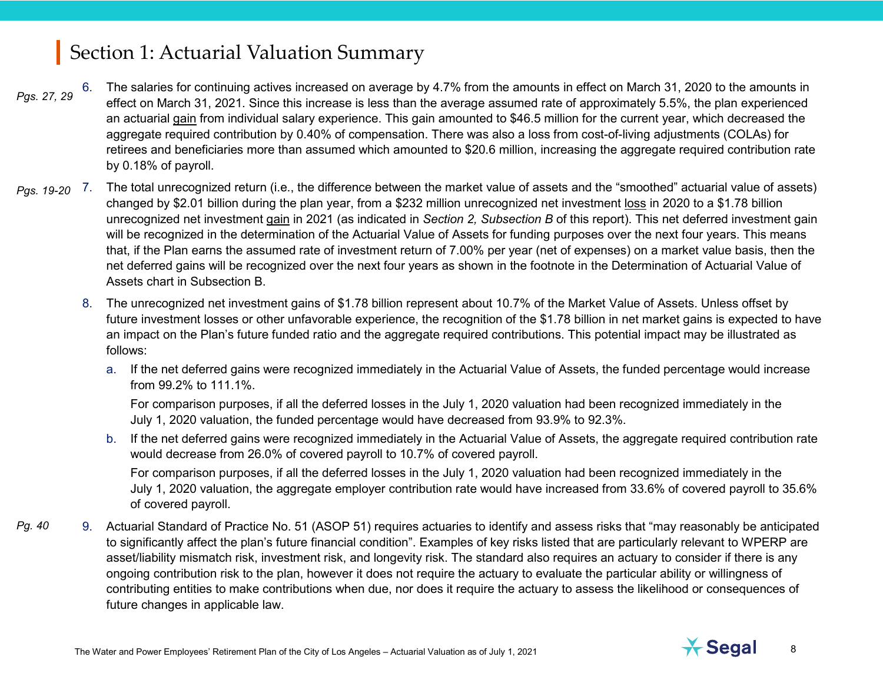# Section 1: Actuarial Valuation Summary

*Pgs. 27, 29*

6. The salaries for continuing actives increased on average by 4.7% from the amounts in effect on March 31, 2020 to the amounts in effect on March 31, 2021. Since this increase is less than the average assumed rate of approximately 5.5%, the plan experienced an actuarial gain from individual salary experience. This gain amounted to $46.5 million for the current year, which decreased the aggregate required contribution by 0.40% of compensation. There was also a loss from cost-of-living adjustments (COLAs) for retirees and beneficiaries more than assumed which amounted to $20.6 million, increasing the aggregate required contribution rate by 0.18% of payroll.

*Pgs. 19-20*

7. The total unrecognized return (i.e., the difference between the market value of assets and the "smoothed" actuarial value of assets) changed by $2.01 billion during the plan year, from a $232 million unrecognized net investment loss in 2020 to a $1.78 billion unrecognized net investment gain in 2021 (as indicated in *Section 2, Subsection B* of this report). This net deferred investment gain will be recognized in the determination of the Actuarial Value of Assets for funding purposes over the next four years. This means that, if the Plan earns the assumed rate of investment return of 7.00% per year (net of expenses) on a market value basis, then the net deferred gains will be recognized over the next four years as shown in the footnote in the Determination of Actuarial Value of Assets chart in Subsection B.

8. The unrecognized net investment gains of $1.78 billion represent about 10.7% of the Market Value of Assets. Unless offset by future investment losses or other unfavorable experience, the recognition of the $1.78 billion in net market gains is expected to have an impact on the Plan's future funded ratio and the aggregate required contributions. This potential impact may be illustrated as follows:

   a. If the net deferred gains were recognized immediately in the Actuarial Value of Assets, the funded percentage would increase from 99.2% to 111.1%.

      For comparison purposes, if all the deferred losses in the July 1, 2020 valuation had been recognized immediately in the July 1, 2020 valuation, the funded percentage would have decreased from 93.9% to 92.3%.

   b. If the net deferred gains were recognized immediately in the Actuarial Value of Assets, the aggregate required contribution rate would decrease from 26.0% of covered payroll to 10.7% of covered payroll.

      For comparison purposes, if all the deferred losses in the July 1, 2020 valuation had been recognized immediately in the July 1, 2020 valuation, the aggregate employer contribution rate would have increased from 33.6% of covered payroll to 35.6% of covered payroll.

*Pg. 40*

9. Actuarial Standard of Practice No. 51 (ASOP 51) requires actuaries to identify and assess risks that "may reasonably be anticipated to significantly affect the plan's future financial condition". Examples of key risks listed that are particularly relevant to WPERP are asset/liability mismatch risk, investment risk, and longevity risk. The standard also requires an actuary to consider if there is any ongoing contribution risk to the plan, however it does not require the actuary to evaluate the particular ability or willingness of contributing entities to make contributions when due, nor does it require the actuary to assess the likelihood or consequences of future changes in applicable law.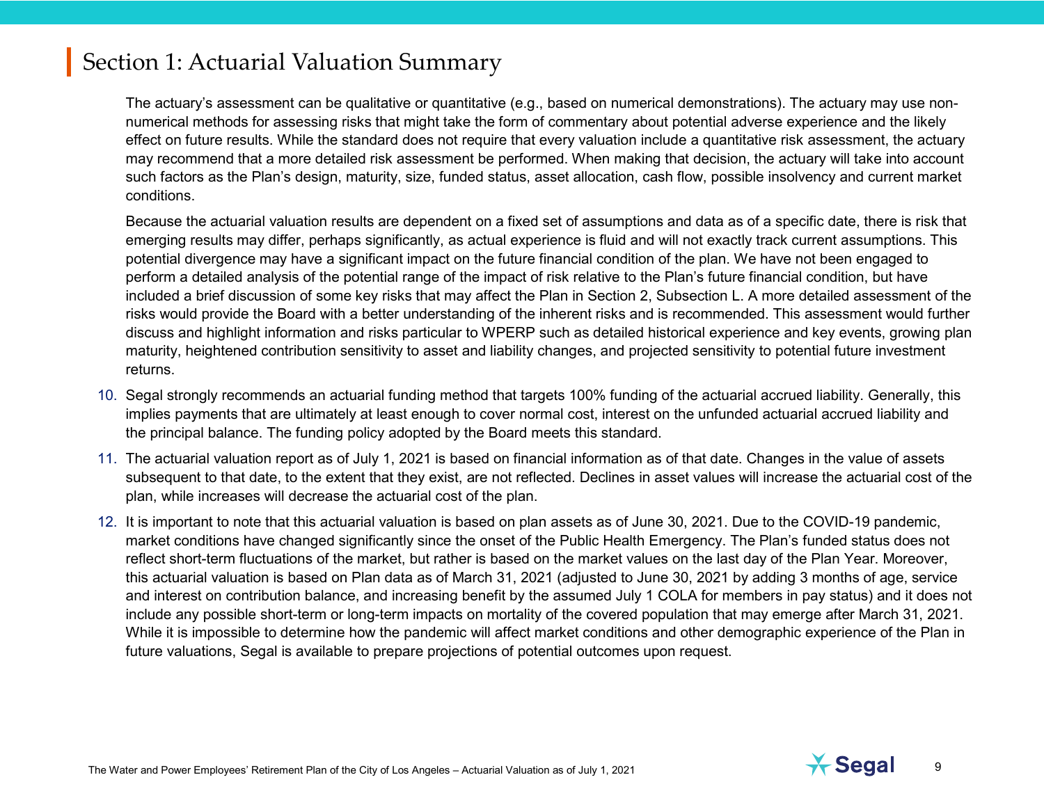# Section 1: Actuarial Valuation Summary

The actuary's assessment can be qualitative or quantitative (e.g., based on numerical demonstrations). The actuary may use non-numerical methods for assessing risks that might take the form of commentary about potential adverse experience and the likely effect on future results. While the standard does not require that every valuation include a quantitative risk assessment, the actuary may recommend that a more detailed risk assessment be performed. When making that decision, the actuary will take into account such factors as the Plan's design, maturity, size, funded status, asset allocation, cash flow, possible insolvency and current market conditions.

Because the actuarial valuation results are dependent on a fixed set of assumptions and data as of a specific date, there is risk that emerging results may differ, perhaps significantly, as actual experience is fluid and will not exactly track current assumptions. This potential divergence may have a significant impact on the future financial condition of the plan. We have not been engaged to perform a detailed analysis of the potential range of the impact of risk relative to the Plan's future financial condition, but have included a brief discussion of some key risks that may affect the Plan in Section 2, Subsection L. A more detailed assessment of the risks would provide the Board with a better understanding of the inherent risks and is recommended. This assessment would further discuss and highlight information and risks particular to WPERP such as detailed historical experience and key events, growing plan maturity, heightened contribution sensitivity to asset and liability changes, and projected sensitivity to potential future investment returns.

10. Segal strongly recommends an actuarial funding method that targets 100% funding of the actuarial accrued liability. Generally, this implies payments that are ultimately at least enough to cover normal cost, interest on the unfunded actuarial accrued liability and the principal balance. The funding policy adopted by the Board meets this standard.
11. The actuarial valuation report as of July 1, 2021 is based on financial information as of that date. Changes in the value of assets subsequent to that date, to the extent that they exist, are not reflected. Declines in asset values will increase the actuarial cost of the plan, while increases will decrease the actuarial cost of the plan.
12. It is important to note that this actuarial valuation is based on plan assets as of June 30, 2021. Due to the COVID-19 pandemic, market conditions have changed significantly since the onset of the Public Health Emergency. The Plan's funded status does not reflect short-term fluctuations of the market, but rather is based on the market values on the last day of the Plan Year. Moreover, this actuarial valuation is based on Plan data as of March 31, 2021 (adjusted to June 30, 2021 by adding 3 months of age, service and interest on contribution balance, and increasing benefit by the assumed July 1 COLA for members in pay status) and it does not include any possible short-term or long-term impacts on mortality of the covered population that may emerge after March 31, 2021. While it is impossible to determine how the pandemic will affect market conditions and other demographic experience of the Plan in future valuations, Segal is available to prepare projections of potential outcomes upon request.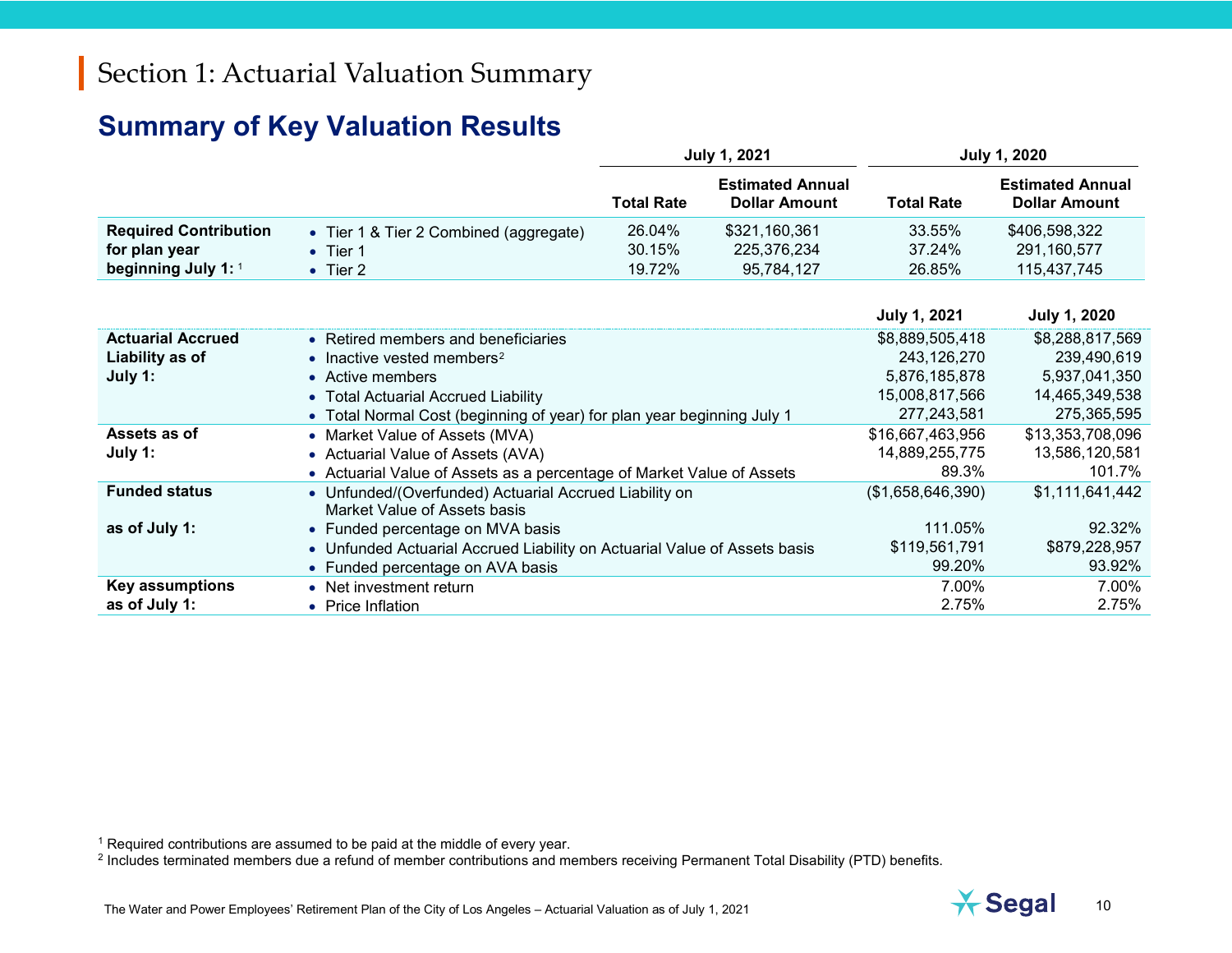# Section 1: Actuarial Valuation Summary

## Summary of Key Valuation Results

| | | July 1, 2021 | | July 1, 2020 | |
|---|---|---|---|---|---|
| | | Total Rate | Estimated Annual Dollar Amount | Total Rate | Estimated Annual Dollar Amount |
| **Required Contribution for plan year beginning July 1:** [1] | • Tier 1 & Tier 2 Combined (aggregate) | 26.04% | $321,160,361 | 33.55% | $406,598,322 |
| | • Tier 1 | 30.15% | 225,376,234 | 37.24% | 291,160,577 |
| | • Tier 2 | 19.72% | 95,784,127 | 26.85% | 115,437,745 |

| | | July 1, 2021 | July 1, 2020 |
|---|---|---|---|
| **Actuarial Accrued Liability as of July 1:** | • Retired members and beneficiaries | $8,889,505,418 | $8,288,817,569 |
| | • Inactive vested members[2] | 243,126,270 | 239,490,619 |
| | • Active members | 5,876,185,878 | 5,937,041,350 |
| | • Total Actuarial Accrued Liability | 15,008,817,566 | 14,465,349,538 |
| | • Total Normal Cost (beginning of year) for plan year beginning July 1 | 277,243,581 | 275,365,595 |
| **Assets as of July 1:** | • Market Value of Assets (MVA) | $16,667,463,956 | $13,353,708,096 |
| | • Actuarial Value of Assets (AVA) | 14,889,255,775 | 13,586,120,581 |
| | • Actuarial Value of Assets as a percentage of Market Value of Assets | 89.3% | 101.7% |
| **Funded status as of July 1:** | • Unfunded/(Overfunded) Actuarial Accrued Liability on Market Value of Assets basis | ($1,658,646,390) | $1,111,641,442 |
| | • Funded percentage on MVA basis | 111.05% | 92.32% |
| | • Unfunded Actuarial Accrued Liability on Actuarial Value of Assets basis | $119,561,791 | $879,228,957 |
| | • Funded percentage on AVA basis | 99.20% | 93.92% |
| **Key assumptions as of July 1:** | • Net investment return | 7.00% | 7.00% |
| | • Price Inflation | 2.75% | 2.75% |

[1] Required contributions are assumed to be paid at the middle of every year.

[2] Includes terminated members due a refund of member contributions and members receiving Permanent Total Disability (PTD) benefits.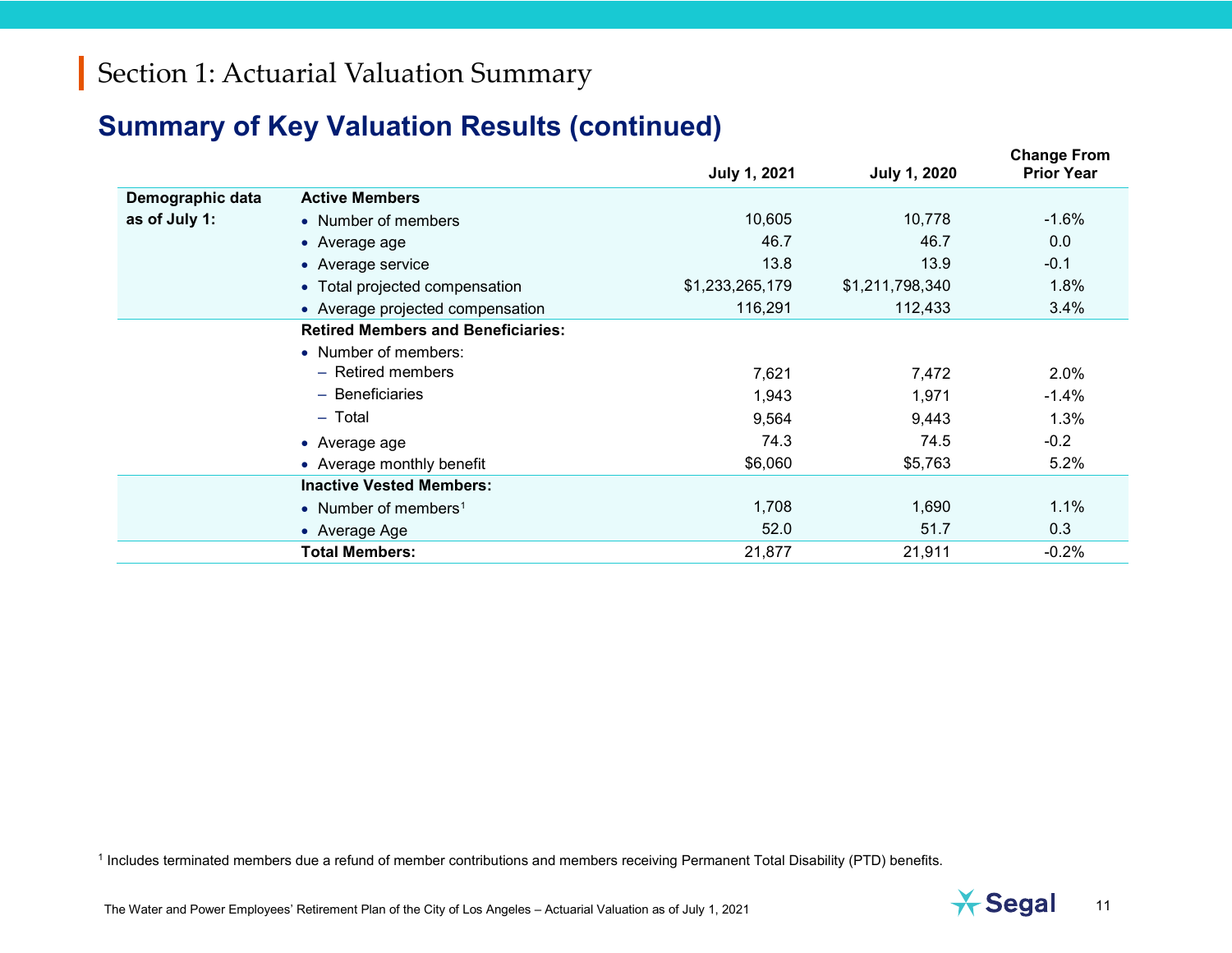# Section 1: Actuarial Valuation Summary

## Summary of Key Valuation Results (continued)

| | | July 1, 2021 | July 1, 2020 | Change From Prior Year |
|---|---|---|---|---|
| **Demographic data as of July 1:** | **Active Members** | | | |
| | • Number of members | 10,605 | 10,778 | -1.6% |
| | • Average age | 46.7 | 46.7 | 0.0 |
| | • Average service | 13.8 | 13.9 | -0.1 |
| | • Total projected compensation | $1,233,265,179 | $1,211,798,340 | 1.8% |
| | • Average projected compensation | 116,291 | 112,433 | 3.4% |
| | **Retired Members and Beneficiaries:** | | | |
| | • Number of members: | | | |
| | – Retired members | 7,621 | 7,472 | 2.0% |
| | – Beneficiaries | 1,943 | 1,971 | -1.4% |
| | – Total | 9,564 | 9,443 | 1.3% |
| | • Average age | 74.3 | 74.5 | -0.2 |
| | • Average monthly benefit | $6,060 | $5,763 | 5.2% |
| | **Inactive Vested Members:** | | | |
| | • Number of members[1] | 1,708 | 1,690 | 1.1% |
| | • Average Age | 52.0 | 51.7 | 0.3 |
| | **Total Members:** | 21,877 | 21,911 | -0.2% |

[1] Includes terminated members due a refund of member contributions and members receiving Permanent Total Disability (PTD) benefits.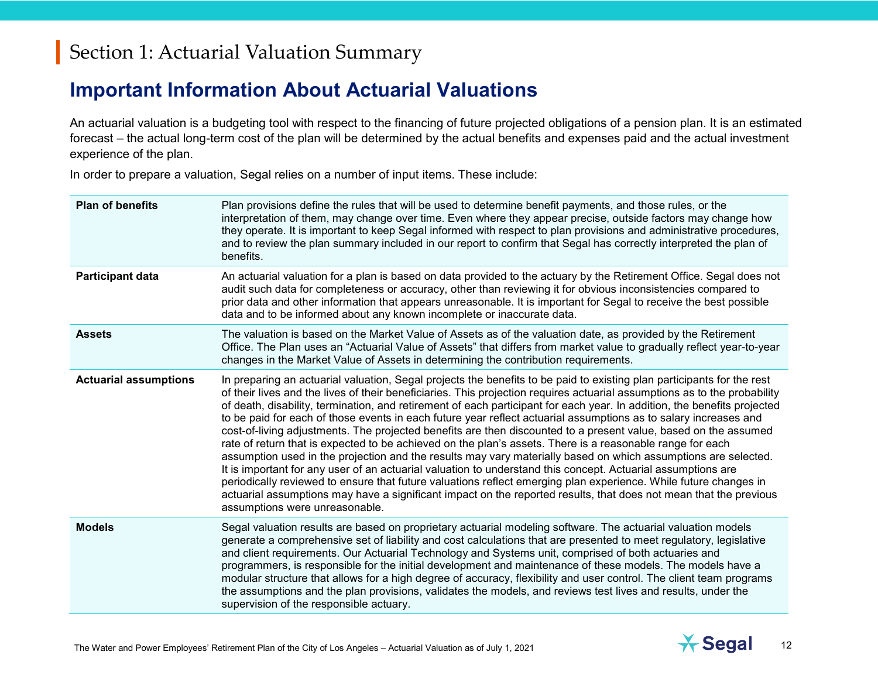# Section 1: Actuarial Valuation Summary

## Important Information About Actuarial Valuations

An actuarial valuation is a budgeting tool with respect to the financing of future projected obligations of a pension plan. It is an estimated forecast – the actual long-term cost of the plan will be determined by the actual benefits and expenses paid and the actual investment experience of the plan.

In order to prepare a valuation, Segal relies on a number of input items. These include:

| | |
|---|---|
| **Plan of benefits** | Plan provisions define the rules that will be used to determine benefit payments, and those rules, or the interpretation of them, may change over time. Even where they appear precise, outside factors may change how they operate. It is important to keep Segal informed with respect to plan provisions and administrative procedures, and to review the plan summary included in our report to confirm that Segal has correctly interpreted the plan of benefits. |
| **Participant data** | An actuarial valuation for a plan is based on data provided to the actuary by the Retirement Office. Segal does not audit such data for completeness or accuracy, other than reviewing it for obvious inconsistencies compared to prior data and other information that appears unreasonable. It is important for Segal to receive the best possible data and to be informed about any known incomplete or inaccurate data. |
| **Assets** | The valuation is based on the Market Value of Assets as of the valuation date, as provided by the Retirement Office. The Plan uses an "Actuarial Value of Assets" that differs from market value to gradually reflect year-to-year changes in the Market Value of Assets in determining the contribution requirements. |
| **Actuarial assumptions** | In preparing an actuarial valuation, Segal projects the benefits to be paid to existing plan participants for the rest of their lives and the lives of their beneficiaries. This projection requires actuarial assumptions as to the probability of death, disability, termination, and retirement of each participant for each year. In addition, the benefits projected to be paid for each of those events in each future year reflect actuarial assumptions as to salary increases and cost-of-living adjustments. The projected benefits are then discounted to a present value, based on the assumed rate of return that is expected to be achieved on the plan's assets. There is a reasonable range for each assumption used in the projection and the results may vary materially based on which assumptions are selected. It is important for any user of an actuarial valuation to understand this concept. Actuarial assumptions are periodically reviewed to ensure that future valuations reflect emerging plan experience. While future changes in actuarial assumptions may have a significant impact on the reported results, that does not mean that the previous assumptions were unreasonable. |
| **Models** | Segal valuation results are based on proprietary actuarial modeling software. The actuarial valuation models generate a comprehensive set of liability and cost calculations that are presented to meet regulatory, legislative and client requirements. Our Actuarial Technology and Systems unit, comprised of both actuaries and programmers, is responsible for the initial development and maintenance of these models. The models have a modular structure that allows for a high degree of accuracy, flexibility and user control. The client team programs the assumptions and the plan provisions, validates the models, and reviews test lives and results, under the supervision of the responsible actuary. |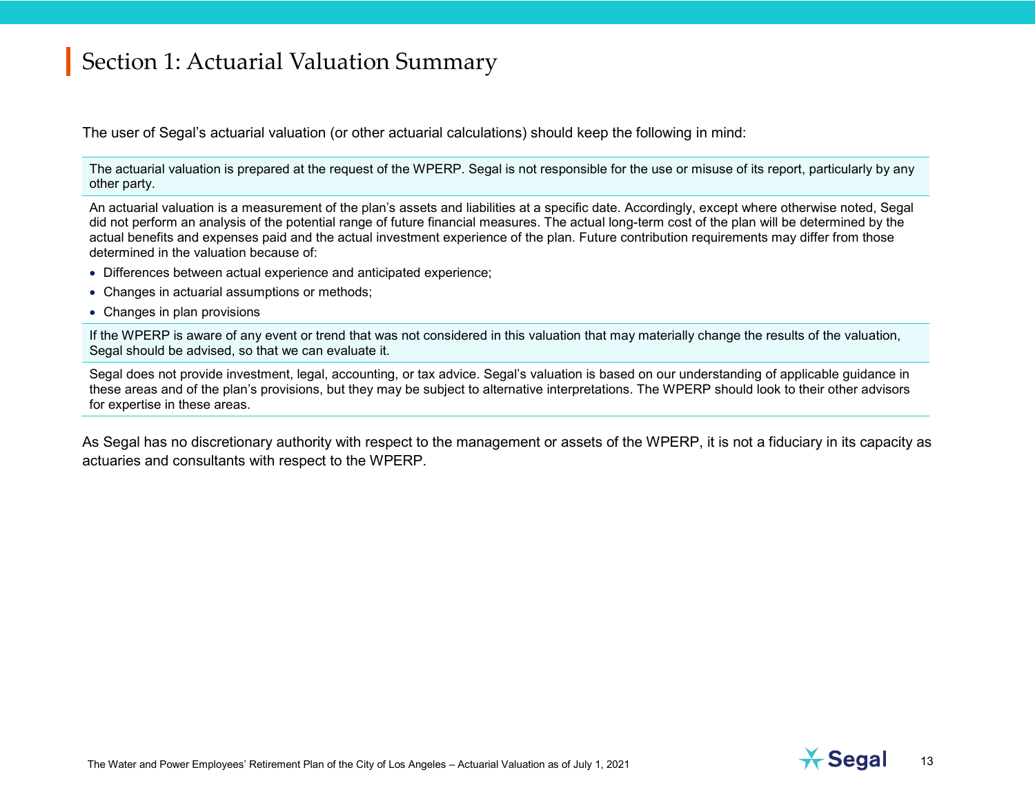# Section 1: Actuarial Valuation Summary

The user of Segal's actuarial valuation (or other actuarial calculations) should keep the following in mind:

The actuarial valuation is prepared at the request of the WPERP. Segal is not responsible for the use or misuse of its report, particularly by any other party.

An actuarial valuation is a measurement of the plan's assets and liabilities at a specific date. Accordingly, except where otherwise noted, Segal did not perform an analysis of the potential range of future financial measures. The actual long-term cost of the plan will be determined by the actual benefits and expenses paid and the actual investment experience of the plan. Future contribution requirements may differ from those determined in the valuation because of:

- Differences between actual experience and anticipated experience;
- Changes in actuarial assumptions or methods;
- Changes in plan provisions

If the WPERP is aware of any event or trend that was not considered in this valuation that may materially change the results of the valuation, Segal should be advised, so that we can evaluate it.

Segal does not provide investment, legal, accounting, or tax advice. Segal's valuation is based on our understanding of applicable guidance in these areas and of the plan's provisions, but they may be subject to alternative interpretations. The WPERP should look to their other advisors for expertise in these areas.

As Segal has no discretionary authority with respect to the management or assets of the WPERP, it is not a fiduciary in its capacity as actuaries and consultants with respect to the WPERP.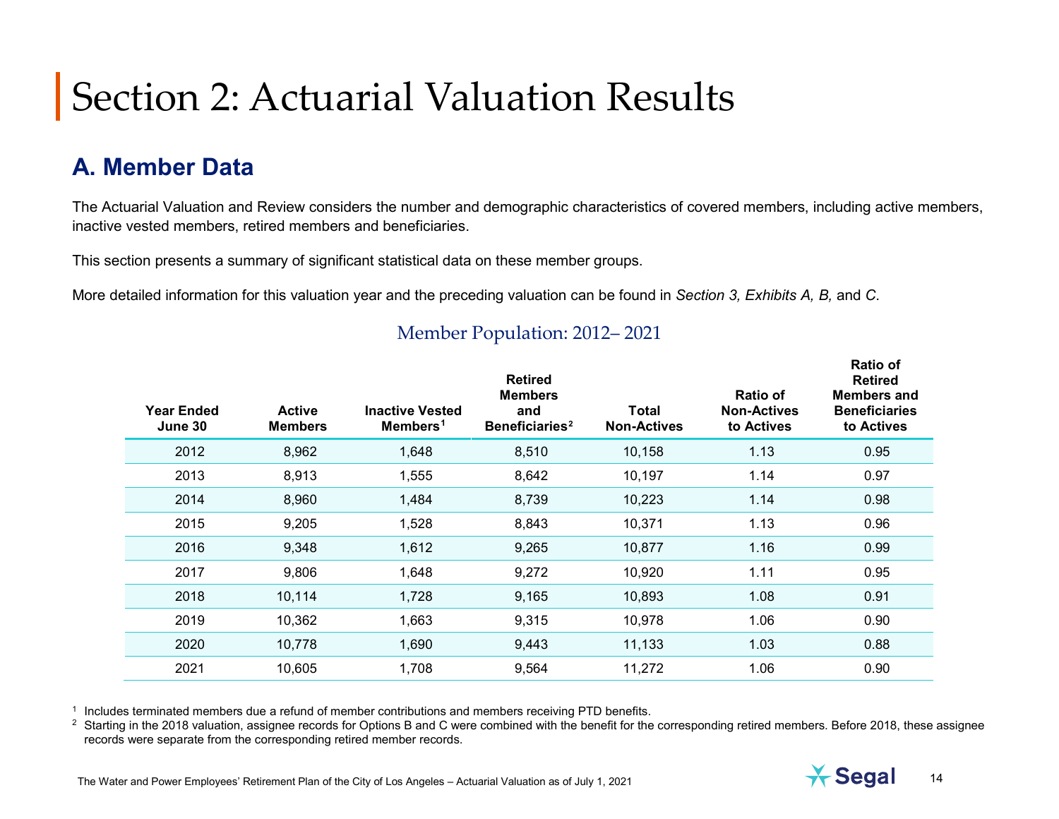# Section 2: Actuarial Valuation Results

## A. Member Data

The Actuarial Valuation and Review considers the number and demographic characteristics of covered members, including active members, inactive vested members, retired members and beneficiaries.

This section presents a summary of significant statistical data on these member groups.

More detailed information for this valuation year and the preceding valuation can be found in *Section 3, Exhibits A, B,* and *C*.

### Member Population: 2012– 2021

| Year Ended June 30 | Active Members | Inactive Vested Members[1] | Retired Members and Beneficiaries[2] | Total Non-Actives | Ratio of Non-Actives to Actives | Ratio of Retired Members and Beneficiaries to Actives |
|---|---|---|---|---|---|---|
| 2012 | 8,962 | 1,648 | 8,510 | 10,158 | 1.13 | 0.95 |
| 2013 | 8,913 | 1,555 | 8,642 | 10,197 | 1.14 | 0.97 |
| 2014 | 8,960 | 1,484 | 8,739 | 10,223 | 1.14 | 0.98 |
| 2015 | 9,205 | 1,528 | 8,843 | 10,371 | 1.13 | 0.96 |
| 2016 | 9,348 | 1,612 | 9,265 | 10,877 | 1.16 | 0.99 |
| 2017 | 9,806 | 1,648 | 9,272 | 10,920 | 1.11 | 0.95 |
| 2018 | 10,114 | 1,728 | 9,165 | 10,893 | 1.08 | 0.91 |
| 2019 | 10,362 | 1,663 | 9,315 | 10,978 | 1.06 | 0.90 |
| 2020 | 10,778 | 1,690 | 9,443 | 11,133 | 1.03 | 0.88 |
| 2021 | 10,605 | 1,708 | 9,564 | 11,272 | 1.06 | 0.90 |

[1] Includes terminated members due a refund of member contributions and members receiving PTD benefits.

[2] Starting in the 2018 valuation, assignee records for Options B and C were combined with the benefit for the corresponding retired members. Before 2018, these assignee records were separate from the corresponding retired member records.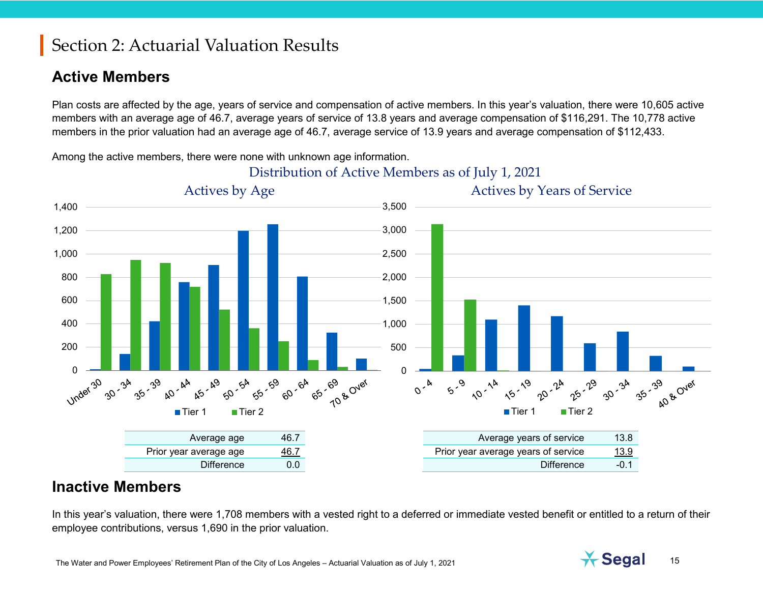# Section 2: Actuarial Valuation Results

## Active Members

Plan costs are affected by the age, years of service and compensation of active members. In this year's valuation, there were 10,605 active members with an average age of 46.7, average years of service of 13.8 years and average compensation of $116,291. The 10,778 active members in the prior valuation had an average age of 46.7, average service of 13.9 years and average compensation of $112,433.

Among the active members, there were none with unknown age information.

### Distribution of Active Members as of July 1, 2021

#### Actives by Age

| Average age | 46.7 |
| --- | --- |
| Prior year average age | 46.7 |
| Difference | 0.0 |

#### Actives by Years of Service

| Average years of service | 13.8 |
| --- | --- |
| Prior year average years of service | 13.9 |
| Difference | -0.1 |

## Inactive Members

In this year's valuation, there were 1,708 members with a vested right to a deferred or immediate vested benefit or entitled to a return of their employee contributions, versus 1,690 in the prior valuation.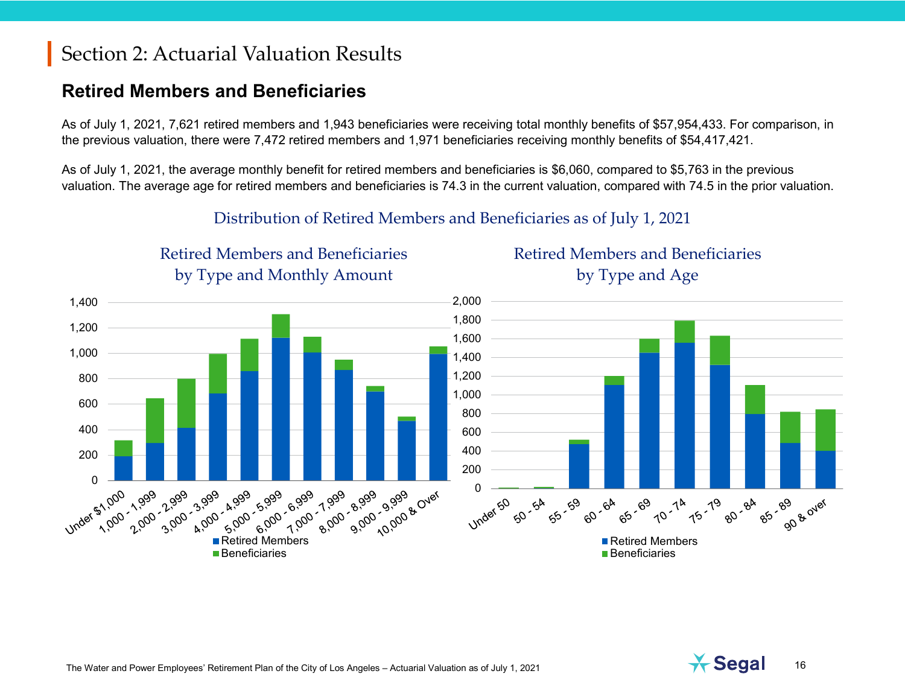# Section 2: Actuarial Valuation Results

## Retired Members and Beneficiaries

As of July 1, 2021, 7,621 retired members and 1,943 beneficiaries were receiving total monthly benefits of $57,954,433. For comparison, in the previous valuation, there were 7,472 retired members and 1,971 beneficiaries receiving monthly benefits of $54,417,421.

As of July 1, 2021, the average monthly benefit for retired members and beneficiaries is $6,060, compared to $5,763 in the previous valuation. The average age for retired members and beneficiaries is 74.3 in the current valuation, compared with 74.5 in the prior valuation.

### Distribution of Retired Members and Beneficiaries as of July 1, 2021

#### Retired Members and Beneficiaries by Type and Monthly Amount

Legend: Retired Members; Beneficiaries

Categories: Under $1,000; 1,000 - 1,999; 2,000 - 2,999; 3,000 - 3,999; 4,000 - 4,999; 5,000 - 5,999; 6,000 - 6,999; 7,000 - 7,999; 8,000 - 8,999; 9,000 - 9,999; 10,000 & Over

#### Retired Members and Beneficiaries by Type and Age

Legend: Retired Members; Beneficiaries

Categories: Under 50; 50 - 54; 55 - 59; 60 - 64; 65 - 69; 70 - 74; 75 - 79; 80 - 84; 85 - 89; 90 & over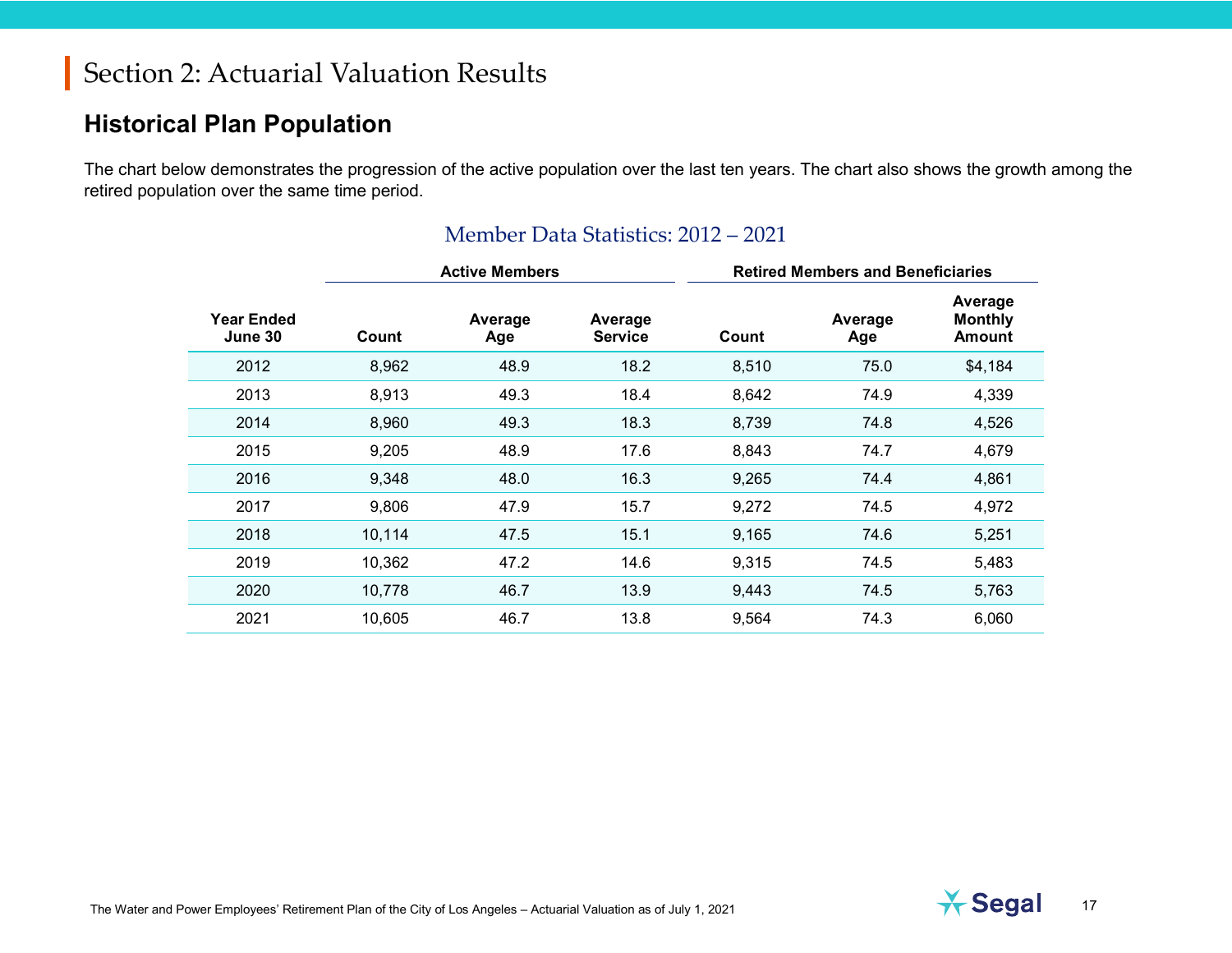# Section 2: Actuarial Valuation Results

## Historical Plan Population

The chart below demonstrates the progression of the active population over the last ten years. The chart also shows the growth among the retired population over the same time period.

### Member Data Statistics: 2012 – 2021

| | Active Members | | | Retired Members and Beneficiaries | | |
|---|---|---|---|---|---|---|
| **Year Ended June 30** | **Count** | **Average Age** | **Average Service** | **Count** | **Average Age** | **Average Monthly Amount** |
| 2012 | 8,962 | 48.9 | 18.2 | 8,510 | 75.0 | $4,184 |
| 2013 | 8,913 | 49.3 | 18.4 | 8,642 | 74.9 | 4,339 |
| 2014 | 8,960 | 49.3 | 18.3 | 8,739 | 74.8 | 4,526 |
| 2015 | 9,205 | 48.9 | 17.6 | 8,843 | 74.7 | 4,679 |
| 2016 | 9,348 | 48.0 | 16.3 | 9,265 | 74.4 | 4,861 |
| 2017 | 9,806 | 47.9 | 15.7 | 9,272 | 74.5 | 4,972 |
| 2018 | 10,114 | 47.5 | 15.1 | 9,165 | 74.6 | 5,251 |
| 2019 | 10,362 | 47.2 | 14.6 | 9,315 | 74.5 | 5,483 |
| 2020 | 10,778 | 46.7 | 13.9 | 9,443 | 74.5 | 5,763 |
| 2021 | 10,605 | 46.7 | 13.8 | 9,564 | 74.3 | 6,060 |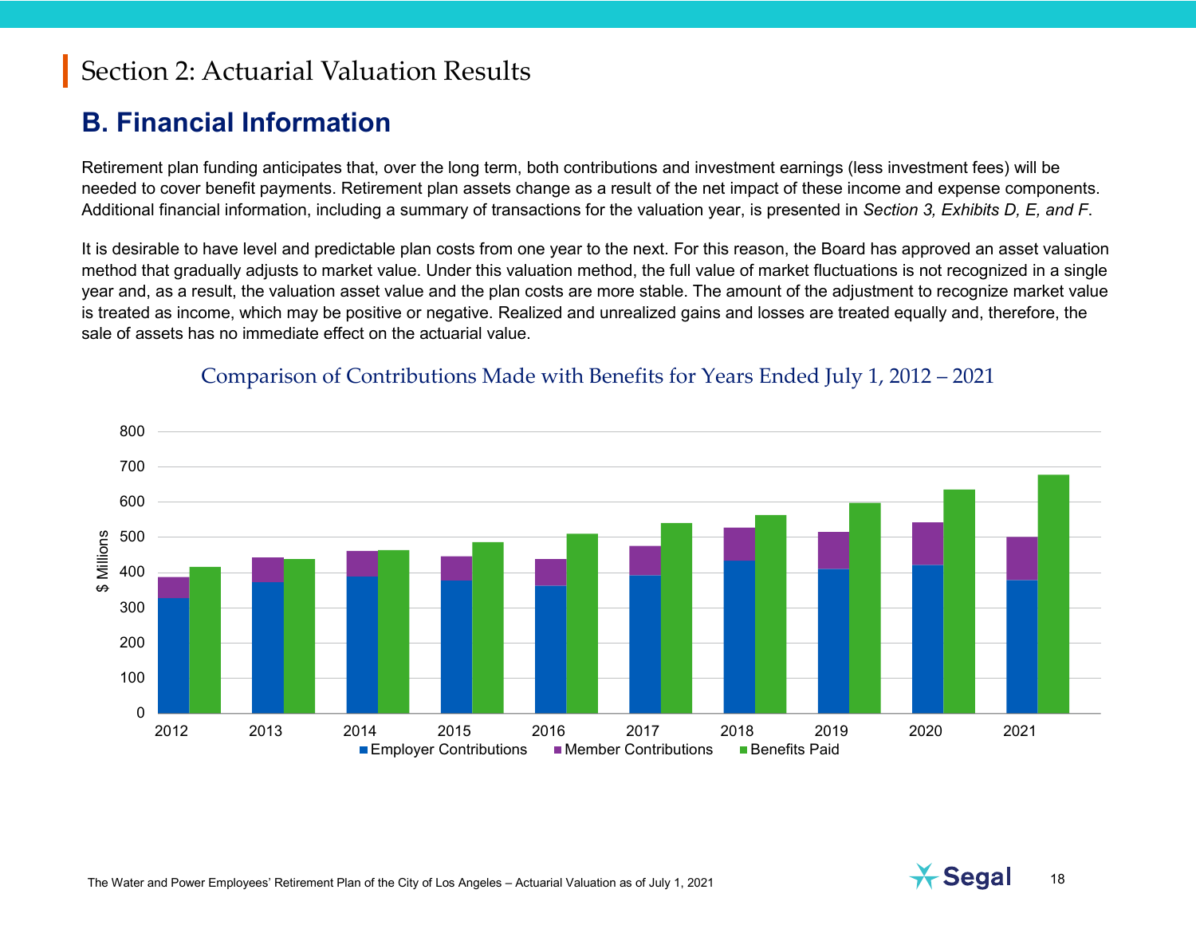# Section 2: Actuarial Valuation Results

## B. Financial Information

Retirement plan funding anticipates that, over the long term, both contributions and investment earnings (less investment fees) will be needed to cover benefit payments. Retirement plan assets change as a result of the net impact of these income and expense components. Additional financial information, including a summary of transactions for the valuation year, is presented in *Section 3, Exhibits D, E, and F*.

It is desirable to have level and predictable plan costs from one year to the next. For this reason, the Board has approved an asset valuation method that gradually adjusts to market value. Under this valuation method, the full value of market fluctuations is not recognized in a single year and, as a result, the valuation asset value and the plan costs are more stable. The amount of the adjustment to recognize market value is treated as income, which may be positive or negative. Realized and unrealized gains and losses are treated equally and, therefore, the sale of assets has no immediate effect on the actuarial value.

Comparison of Contributions Made with Benefits for Years Ended July 1, 2012 – 2021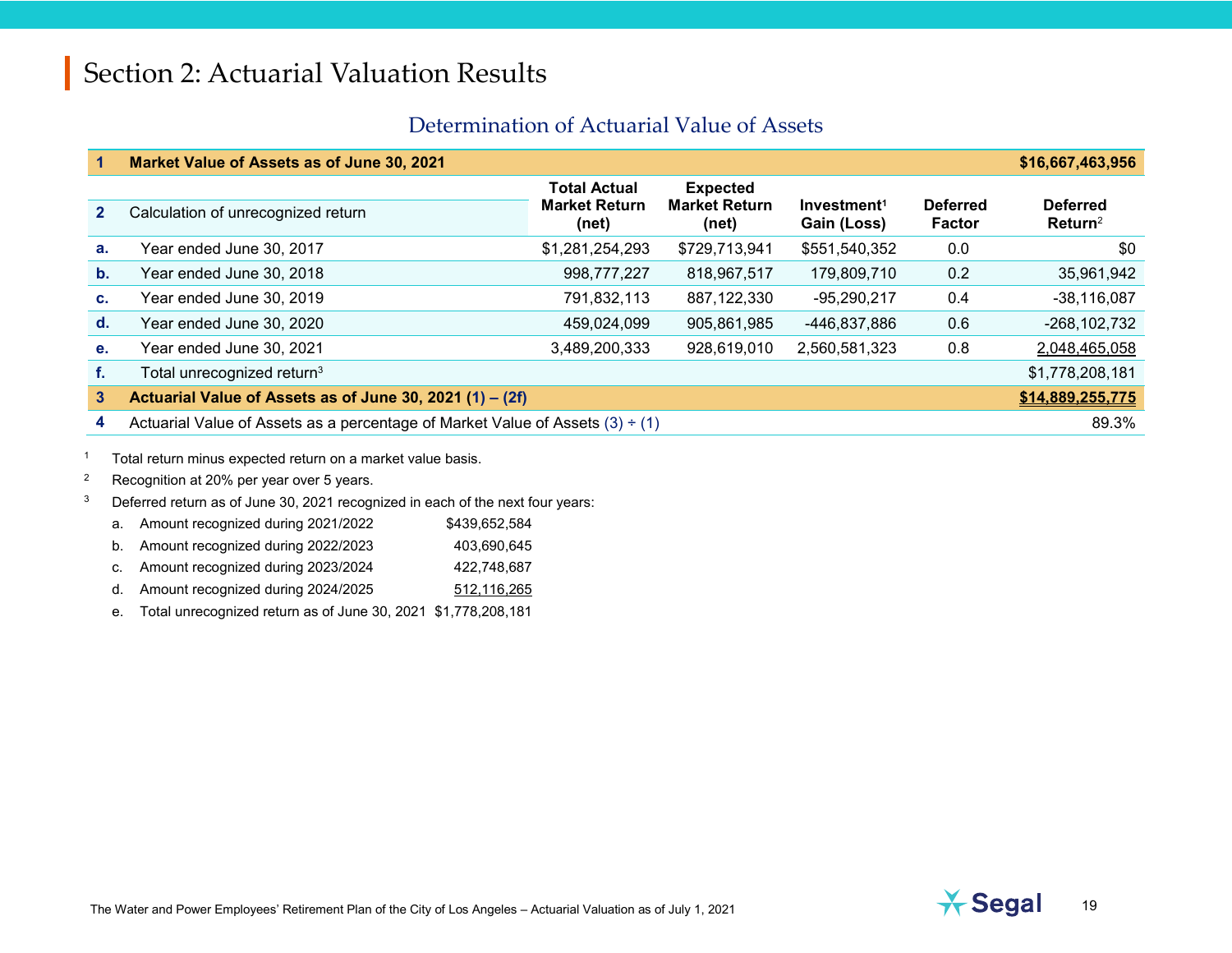# Section 2: Actuarial Valuation Results

## Determination of Actuarial Value of Assets

| | | Total Actual Market Return (net) | Expected Market Return (net) | Investment[1] Gain (Loss) | Deferred Factor | Deferred Return[2] |
|---|---|---|---|---|---|---|
| **1** | **Market Value of Assets as of June 30, 2021** | | | | | **$16,667,463,956** |
| **2** | Calculation of unrecognized return | | | | | |
| **a.** | Year ended June 30, 2017 | $1,281,254,293 | $729,713,941 | $551,540,352 | 0.0 | $0 |
| **b.** | Year ended June 30, 2018 | 998,777,227 | 818,967,517 | 179,809,710 | 0.2 | 35,961,942 |
| **c.** | Year ended June 30, 2019 | 791,832,113 | 887,122,330 | -95,290,217 | 0.4 | -38,116,087 |
| **d.** | Year ended June 30, 2020 | 459,024,099 | 905,861,985 | -446,837,886 | 0.6 | -268,102,732 |
| **e.** | Year ended June 30, 2021 | 3,489,200,333 | 928,619,010 | 2,560,581,323 | 0.8 | 2,048,465,058 |
| **f.** | Total unrecognized return[3] | | | | | $1,778,208,181 |
| **3** | **Actuarial Value of Assets as of June 30, 2021 (1) – (2f)** | | | | | **$14,889,255,775** |
| **4** | Actuarial Value of Assets as a percentage of Market Value of Assets (3) ÷ (1) | | | | | 89.3% |

[1] Total return minus expected return on a market value basis.

[2] Recognition at 20% per year over 5 years.

[3] Deferred return as of June 30, 2021 recognized in each of the next four years:

| | | |
|---|---|---|
| a. | Amount recognized during 2021/2022 | $439,652,584 |
| b. | Amount recognized during 2022/2023 | 403,690,645 |
| c. | Amount recognized during 2023/2024 | 422,748,687 |
| d. | Amount recognized during 2024/2025 | 512,116,265 |
| e. | Total unrecognized return as of June 30, 2021 | $1,778,208,181 |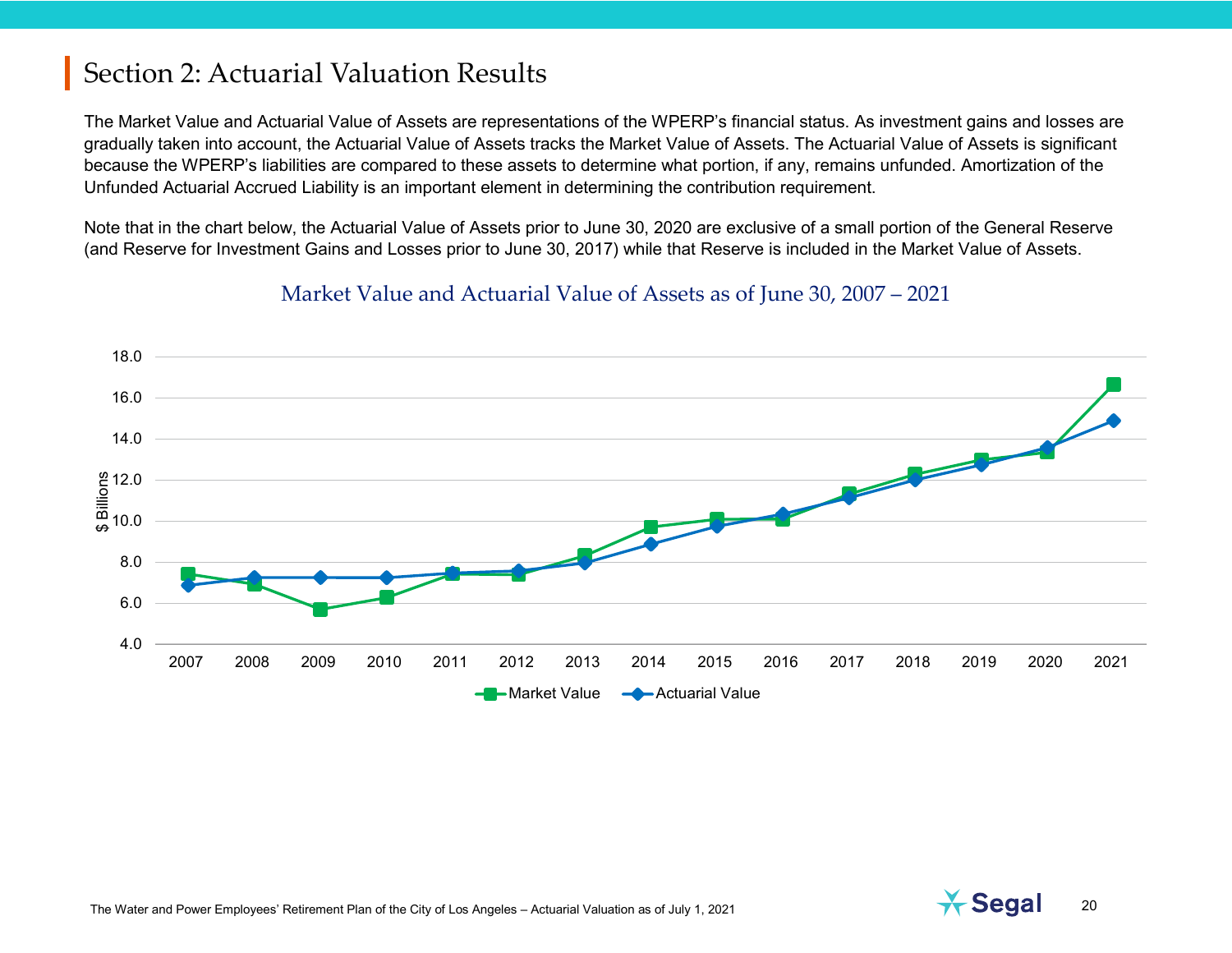# Section 2: Actuarial Valuation Results

The Market Value and Actuarial Value of Assets are representations of the WPERP's financial status. As investment gains and losses are gradually taken into account, the Actuarial Value of Assets tracks the Market Value of Assets. The Actuarial Value of Assets is significant because the WPERP's liabilities are compared to these assets to determine what portion, if any, remains unfunded. Amortization of the Unfunded Actuarial Accrued Liability is an important element in determining the contribution requirement.

Note that in the chart below, the Actuarial Value of Assets prior to June 30, 2020 are exclusive of a small portion of the General Reserve (and Reserve for Investment Gains and Losses prior to June 30, 2017) while that Reserve is included in the Market Value of Assets.

## Market Value and Actuarial Value of Assets as of June 30, 2007 – 2021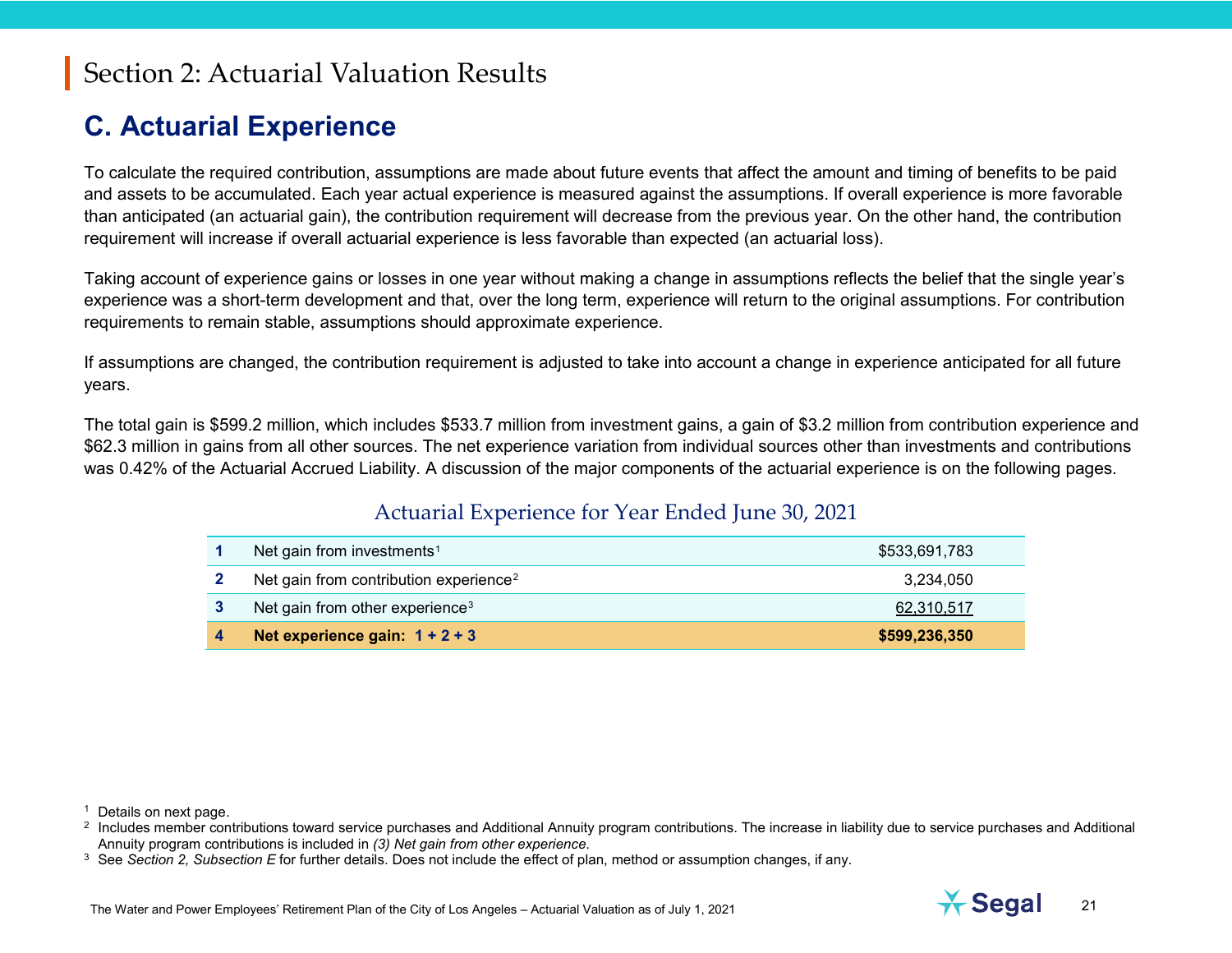# Section 2: Actuarial Valuation Results

## C. Actuarial Experience

To calculate the required contribution, assumptions are made about future events that affect the amount and timing of benefits to be paid and assets to be accumulated. Each year actual experience is measured against the assumptions. If overall experience is more favorable than anticipated (an actuarial gain), the contribution requirement will decrease from the previous year. On the other hand, the contribution requirement will increase if overall actuarial experience is less favorable than expected (an actuarial loss).

Taking account of experience gains or losses in one year without making a change in assumptions reflects the belief that the single year's experience was a short-term development and that, over the long term, experience will return to the original assumptions. For contribution requirements to remain stable, assumptions should approximate experience.

If assumptions are changed, the contribution requirement is adjusted to take into account a change in experience anticipated for all future years.

The total gain is $599.2 million, which includes $533.7 million from investment gains, a gain of $3.2 million from contribution experience and $62.3 million in gains from all other sources. The net experience variation from individual sources other than investments and contributions was 0.42% of the Actuarial Accrued Liability. A discussion of the major components of the actuarial experience is on the following pages.

### Actuarial Experience for Year Ended June 30, 2021

| | | |
|---|---|---|
| 1 | Net gain from investments[1] | $533,691,783 |
| 2 | Net gain from contribution experience[2] | 3,234,050 |
| 3 | Net gain from other experience[3] | 62,310,517 |
| **4** | **Net experience gain: 1 + 2 + 3** | **$599,236,350** |

[1] Details on next page.

[2] Includes member contributions toward service purchases and Additional Annuity program contributions. The increase in liability due to service purchases and Additional Annuity program contributions is included in *(3) Net gain from other experience*.

[3] See *Section 2, Subsection E* for further details. Does not include the effect of plan, method or assumption changes, if any.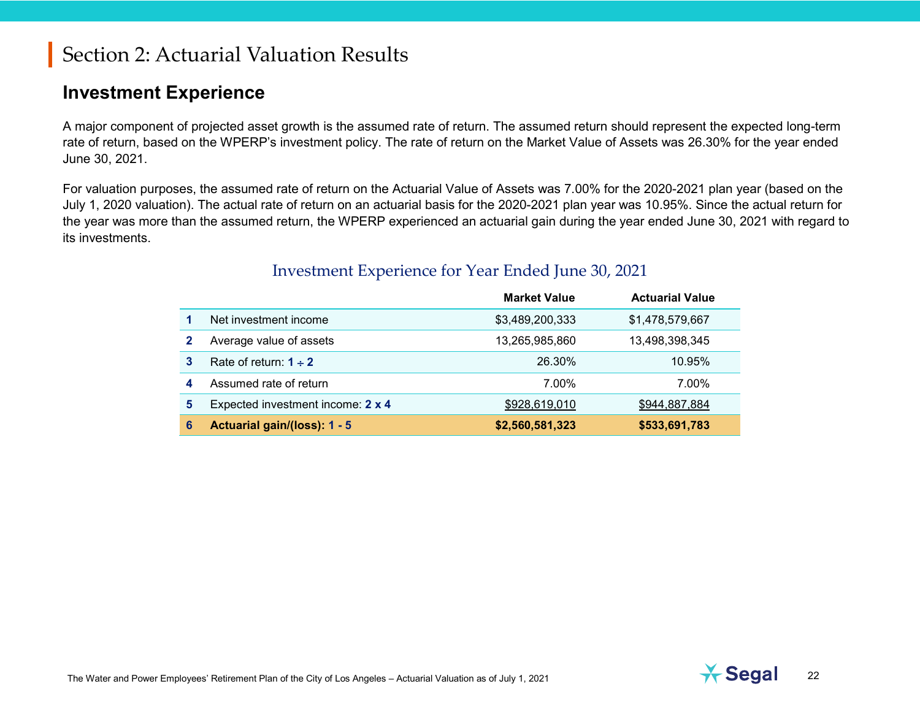# Section 2: Actuarial Valuation Results

## Investment Experience

A major component of projected asset growth is the assumed rate of return. The assumed return should represent the expected long-term rate of return, based on the WPERP's investment policy. The rate of return on the Market Value of Assets was 26.30% for the year ended June 30, 2021.

For valuation purposes, the assumed rate of return on the Actuarial Value of Assets was 7.00% for the 2020-2021 plan year (based on the July 1, 2020 valuation). The actual rate of return on an actuarial basis for the 2020-2021 plan year was 10.95%. Since the actual return for the year was more than the assumed return, the WPERP experienced an actuarial gain during the year ended June 30, 2021 with regard to its investments.

### Investment Experience for Year Ended June 30, 2021

| | | Market Value | Actuarial Value |
|---|---|---|---|
| **1** | Net investment income | $3,489,200,333 | $1,478,579,667 |
| **2** | Average value of assets | 13,265,985,860 | 13,498,398,345 |
| **3** | Rate of return: **1 ÷ 2** | 26.30% | 10.95% |
| **4** | Assumed rate of return | 7.00% | 7.00% |
| **5** | Expected investment income: **2 x 4** | $928,619,010 | $944,887,884 |
| **6** | **Actuarial gain/(loss): 1 - 5** | **$2,560,581,323** | **$533,691,783** |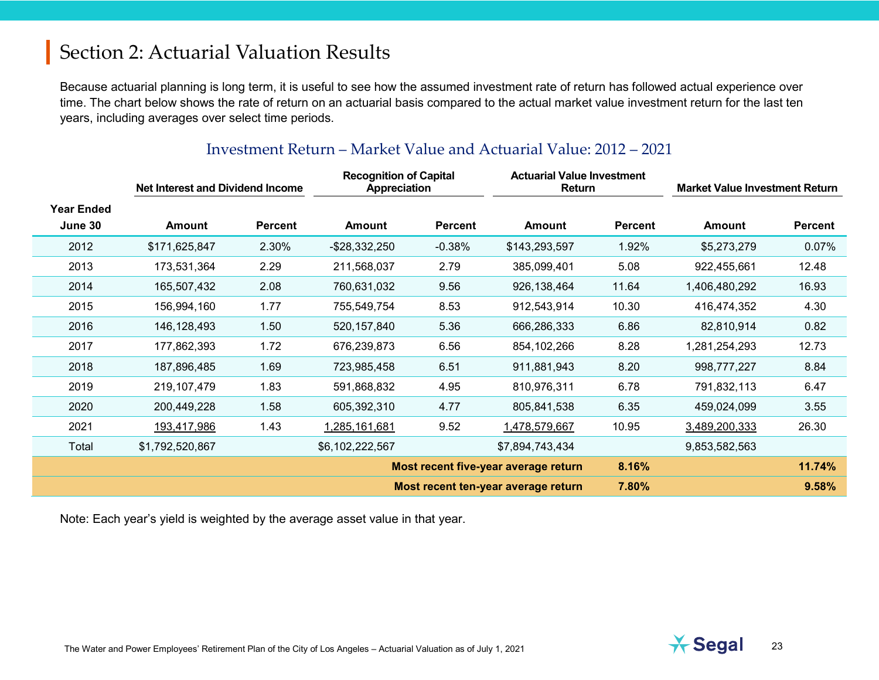## Section 2: Actuarial Valuation Results

Because actuarial planning is long term, it is useful to see how the assumed investment rate of return has followed actual experience over time. The chart below shows the rate of return on an actuarial basis compared to the actual market value investment return for the last ten years, including averages over select time periods.

### Investment Return – Market Value and Actuarial Value: 2012 – 2021

| | Net Interest and Dividend Income | | Recognition of Capital Appreciation | | Actuarial Value Investment Return | | Market Value Investment Return | |
|---|---|---|---|---|---|---|---|---|
| **Year Ended June 30** | **Amount** | **Percent** | **Amount** | **Percent** | **Amount** | **Percent** | **Amount** | **Percent** |
| 2012 | $171,625,847 | 2.30% | -$28,332,250 | -0.38% | $143,293,597 | 1.92% | $5,273,279 | 0.07% |
| 2013 | 173,531,364 | 2.29 | 211,568,037 | 2.79 | 385,099,401 | 5.08 | 922,455,661 | 12.48 |
| 2014 | 165,507,432 | 2.08 | 760,631,032 | 9.56 | 926,138,464 | 11.64 | 1,406,480,292 | 16.93 |
| 2015 | 156,994,160 | 1.77 | 755,549,754 | 8.53 | 912,543,914 | 10.30 | 416,474,352 | 4.30 |
| 2016 | 146,128,493 | 1.50 | 520,157,840 | 5.36 | 666,286,333 | 6.86 | 82,810,914 | 0.82 |
| 2017 | 177,862,393 | 1.72 | 676,239,873 | 6.56 | 854,102,266 | 8.28 | 1,281,254,293 | 12.73 |
| 2018 | 187,896,485 | 1.69 | 723,985,458 | 6.51 | 911,881,943 | 8.20 | 998,777,227 | 8.84 |
| 2019 | 219,107,479 | 1.83 | 591,868,832 | 4.95 | 810,976,311 | 6.78 | 791,832,113 | 6.47 |
| 2020 | 200,449,228 | 1.58 | 605,392,310 | 4.77 | 805,841,538 | 6.35 | 459,024,099 | 3.55 |
| 2021 | 193,417,986 | 1.43 | 1,285,161,681 | 9.52 | 1,478,579,667 | 10.95 | 3,489,200,333 | 26.30 |
| Total | $1,792,520,867 | | $6,102,222,567 | | $7,894,743,434 | | 9,853,582,563 | |
| | | | | **Most recent five-year average return** | | **8.16%** | | **11.74%** |
| | | | | **Most recent ten-year average return** | | **7.80%** | | **9.58%** |

Note: Each year's yield is weighted by the average asset value in that year.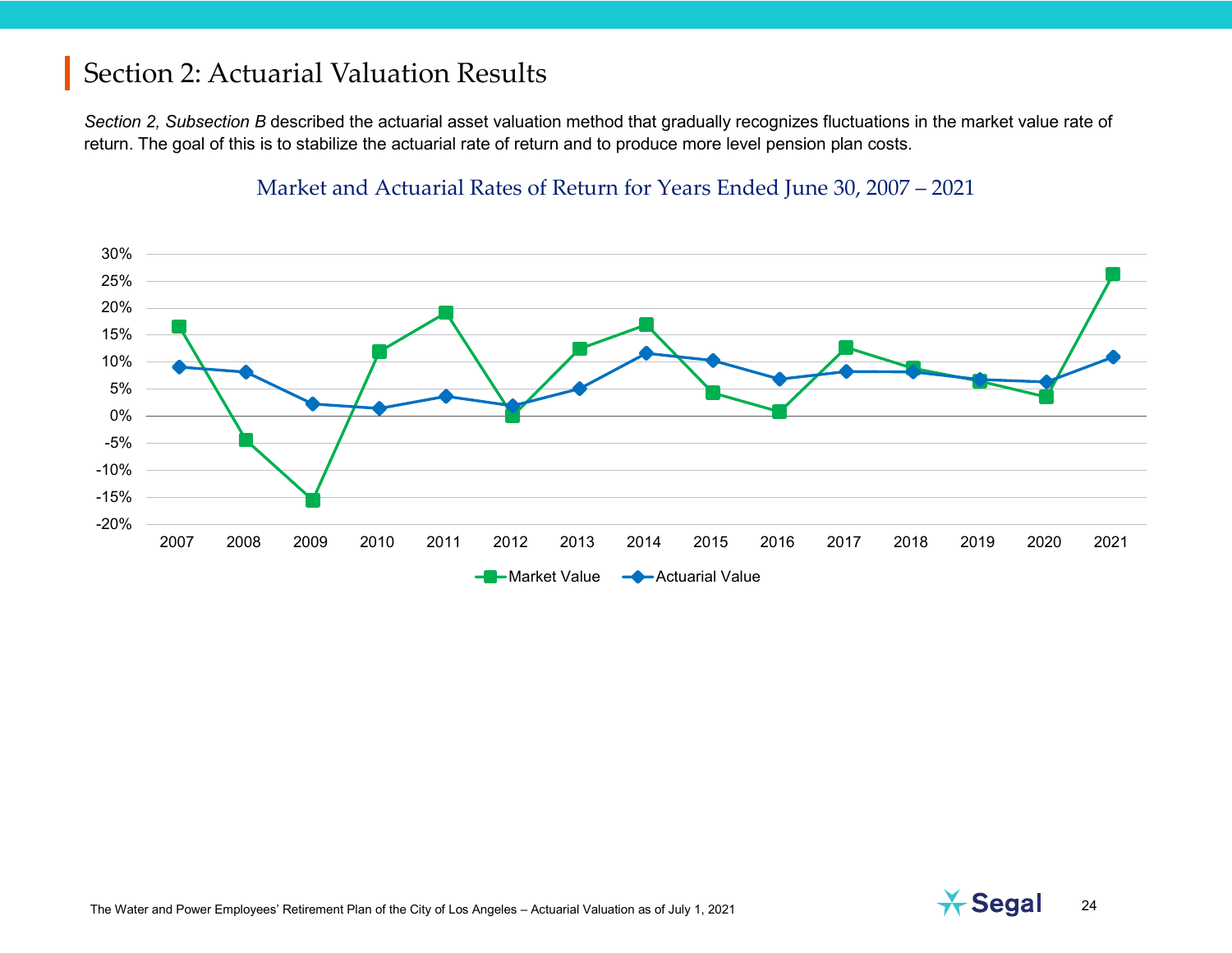# Section 2: Actuarial Valuation Results

*Section 2, Subsection B* described the actuarial asset valuation method that gradually recognizes fluctuations in the market value rate of return. The goal of this is to stabilize the actuarial rate of return and to produce more level pension plan costs.

**Market and Actuarial Rates of Return for Years Ended June 30, 2007 – 2021**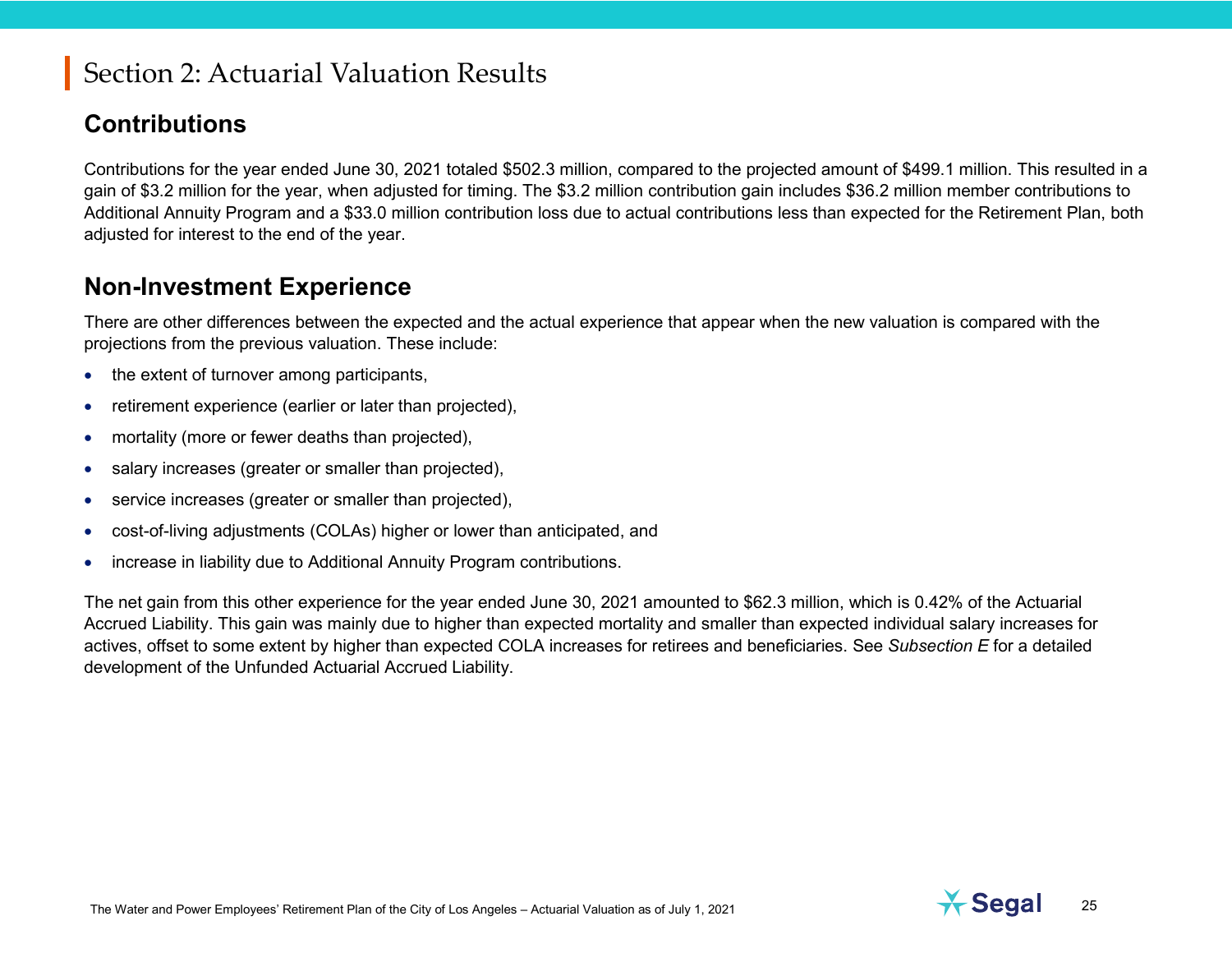# Section 2: Actuarial Valuation Results

## Contributions

Contributions for the year ended June 30, 2021 totaled $502.3 million, compared to the projected amount of $499.1 million. This resulted in a gain of $3.2 million for the year, when adjusted for timing. The $3.2 million contribution gain includes $36.2 million member contributions to Additional Annuity Program and a $33.0 million contribution loss due to actual contributions less than expected for the Retirement Plan, both adjusted for interest to the end of the year.

## Non-Investment Experience

There are other differences between the expected and the actual experience that appear when the new valuation is compared with the projections from the previous valuation. These include:

- the extent of turnover among participants,
- retirement experience (earlier or later than projected),
- mortality (more or fewer deaths than projected),
- salary increases (greater or smaller than projected),
- service increases (greater or smaller than projected),
- cost-of-living adjustments (COLAs) higher or lower than anticipated, and
- increase in liability due to Additional Annuity Program contributions.

The net gain from this other experience for the year ended June 30, 2021 amounted to $62.3 million, which is 0.42% of the Actuarial Accrued Liability. This gain was mainly due to higher than expected mortality and smaller than expected individual salary increases for actives, offset to some extent by higher than expected COLA increases for retirees and beneficiaries. See *Subsection E* for a detailed development of the Unfunded Actuarial Accrued Liability.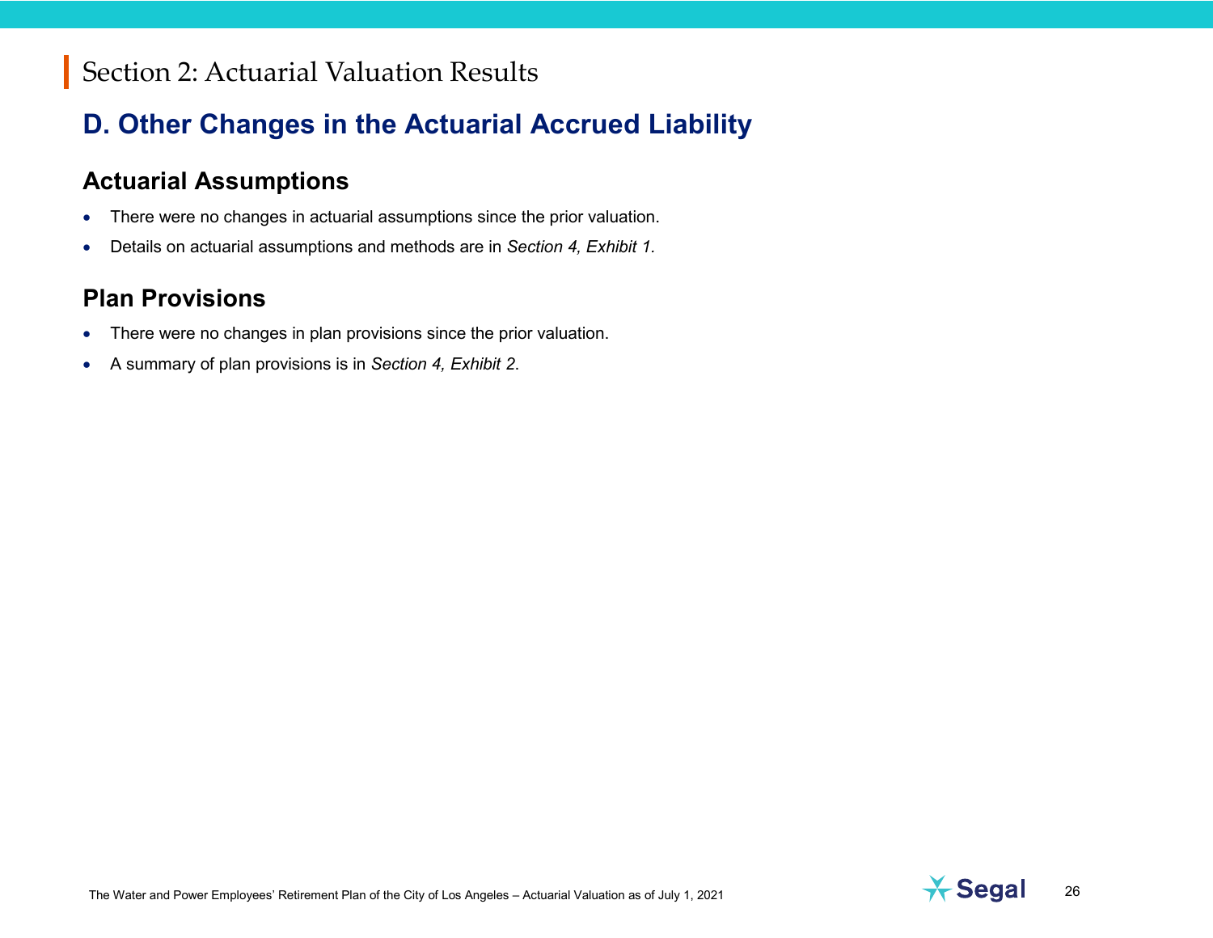# Section 2: Actuarial Valuation Results

## D. Other Changes in the Actuarial Accrued Liability

### Actuarial Assumptions

- There were no changes in actuarial assumptions since the prior valuation.
- Details on actuarial assumptions and methods are in *Section 4, Exhibit 1*.

### Plan Provisions

- There were no changes in plan provisions since the prior valuation.
- A summary of plan provisions is in *Section 4, Exhibit 2*.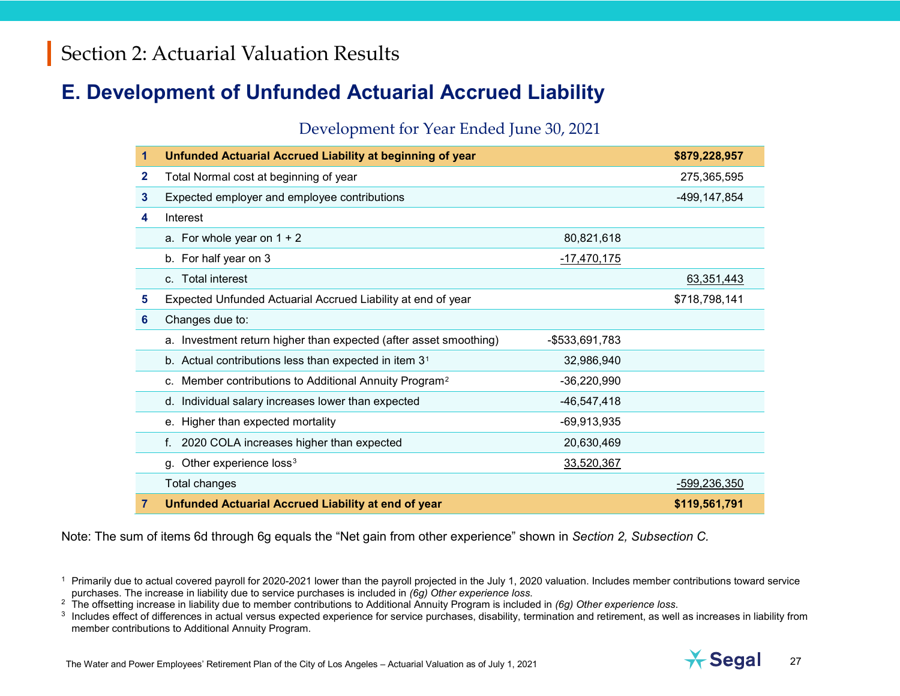# Section 2: Actuarial Valuation Results

## E. Development of Unfunded Actuarial Accrued Liability

### Development for Year Ended June 30, 2021

| | | | |
|---|---|---|---|
| **1** | **Unfunded Actuarial Accrued Liability at beginning of year** | | **$879,228,957** |
| 2 | Total Normal cost at beginning of year | | 275,365,595 |
| 3 | Expected employer and employee contributions | | -499,147,854 |
| 4 | Interest | | |
| | a. For whole year on 1 + 2 | 80,821,618 | |
| | b. For half year on 3 | -17,470,175 | |
| | c. Total interest | | 63,351,443 |
| 5 | Expected Unfunded Actuarial Accrued Liability at end of year | | $718,798,141 |
| 6 | Changes due to: | | |
| | a. Investment return higher than expected (after asset smoothing) | -$533,691,783 | |
| | b. Actual contributions less than expected in item 3[1] | 32,986,940 | |
| | c. Member contributions to Additional Annuity Program[2] | -36,220,990 | |
| | d. Individual salary increases lower than expected | -46,547,418 | |
| | e. Higher than expected mortality | -69,913,935 | |
| | f. 2020 COLA increases higher than expected | 20,630,469 | |
| | g. Other experience loss[3] | 33,520,367 | |
| | Total changes | | -599,236,350 |
| **7** | **Unfunded Actuarial Accrued Liability at end of year** | | **$119,561,791** |

Note: The sum of items 6d through 6g equals the "Net gain from other experience" shown in *Section 2, Subsection C.*

[1] Primarily due to actual covered payroll for 2020-2021 lower than the payroll projected in the July 1, 2020 valuation. Includes member contributions toward service purchases. The increase in liability due to service purchases is included in *(6g) Other experience loss.*

[2] The offsetting increase in liability due to member contributions to Additional Annuity Program is included in *(6g) Other experience loss.*

[3] Includes effect of differences in actual versus expected experience for service purchases, disability, termination and retirement, as well as increases in liability from member contributions to Additional Annuity Program.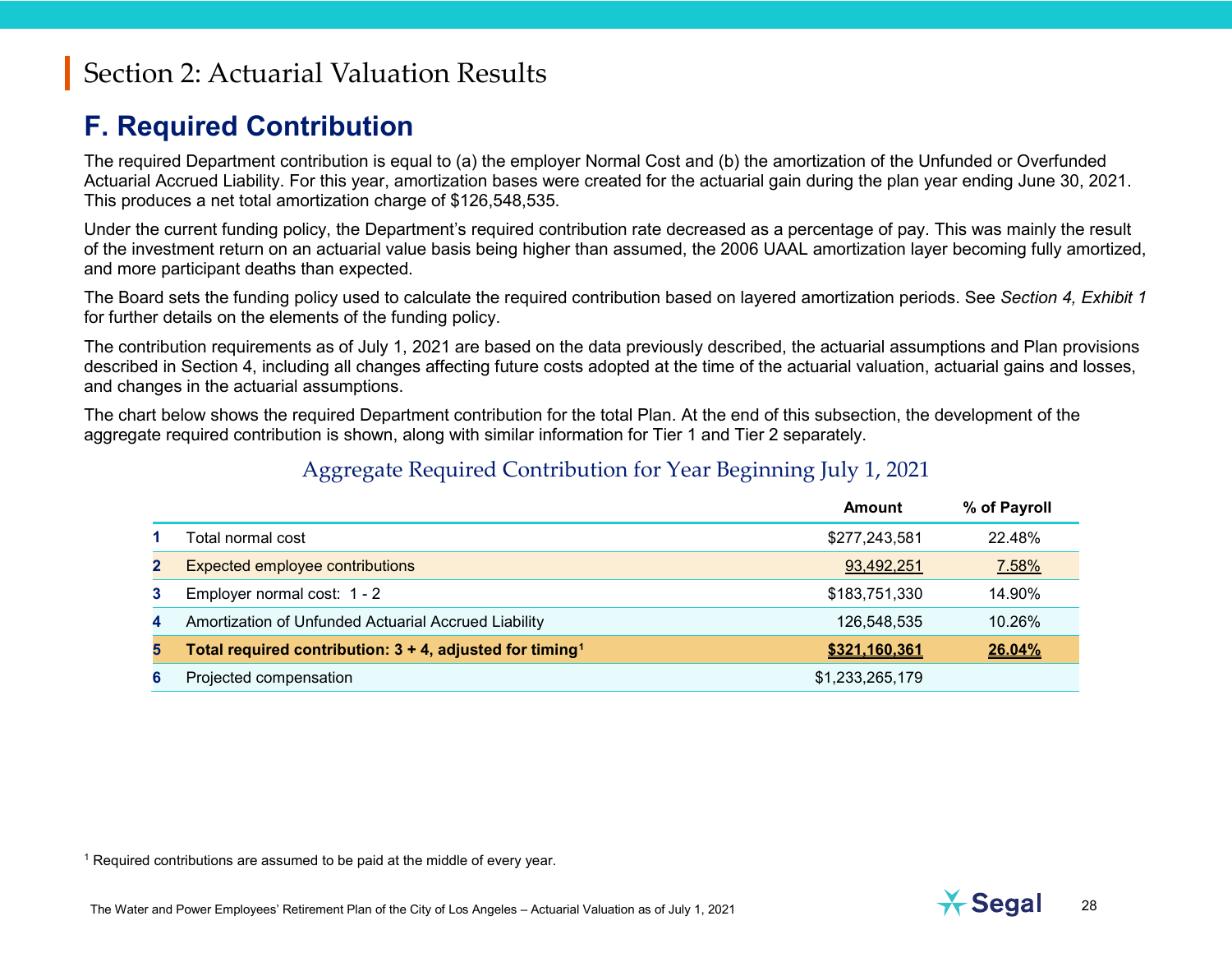# Section 2: Actuarial Valuation Results

## F. Required Contribution

The required Department contribution is equal to (a) the employer Normal Cost and (b) the amortization of the Unfunded or Overfunded Actuarial Accrued Liability. For this year, amortization bases were created for the actuarial gain during the plan year ending June 30, 2021. This produces a net total amortization charge of $126,548,535.

Under the current funding policy, the Department's required contribution rate decreased as a percentage of pay. This was mainly the result of the investment return on an actuarial value basis being higher than assumed, the 2006 UAAL amortization layer becoming fully amortized, and more participant deaths than expected.

The Board sets the funding policy used to calculate the required contribution based on layered amortization periods. See *Section 4, Exhibit 1* for further details on the elements of the funding policy.

The contribution requirements as of July 1, 2021 are based on the data previously described, the actuarial assumptions and Plan provisions described in Section 4, including all changes affecting future costs adopted at the time of the actuarial valuation, actuarial gains and losses, and changes in the actuarial assumptions.

The chart below shows the required Department contribution for the total Plan. At the end of this subsection, the development of the aggregate required contribution is shown, along with similar information for Tier 1 and Tier 2 separately.

### Aggregate Required Contribution for Year Beginning July 1, 2021

| | | Amount | % of Payroll |
|---|---|---|---|
| 1 | Total normal cost | $277,243,581 | 22.48% |
| 2 | Expected employee contributions | 93,492,251 | 7.58% |
| 3 | Employer normal cost: 1 - 2 | $183,751,330 | 14.90% |
| 4 | Amortization of Unfunded Actuarial Accrued Liability | 126,548,535 | 10.26% |
| 5 | **Total required contribution: 3 + 4, adjusted for timing[1]** | **$321,160,361** | **26.04%** |
| 6 | Projected compensation | $1,233,265,179 | |

[1] Required contributions are assumed to be paid at the middle of every year.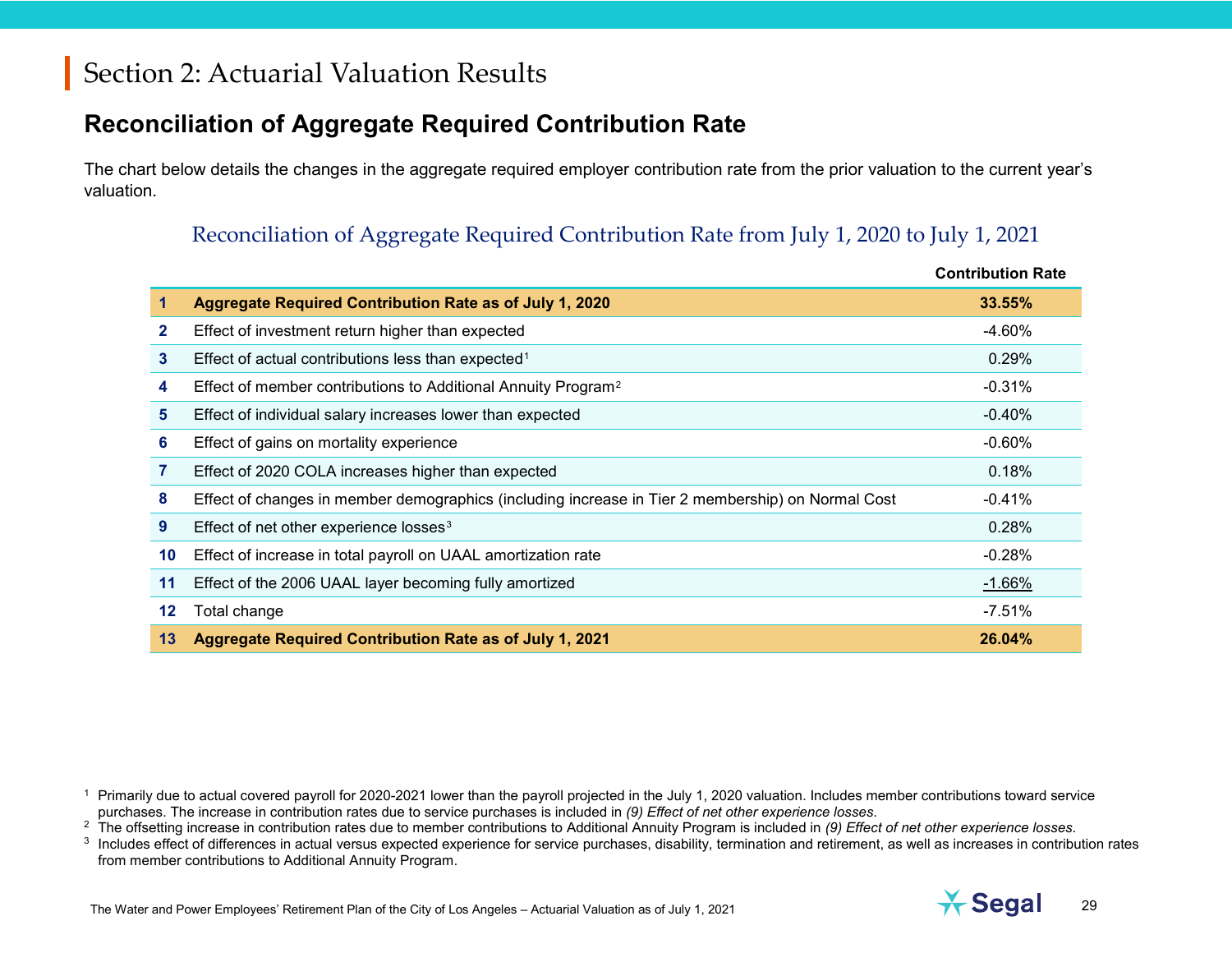# Section 2: Actuarial Valuation Results

## Reconciliation of Aggregate Required Contribution Rate

The chart below details the changes in the aggregate required employer contribution rate from the prior valuation to the current year's valuation.

### Reconciliation of Aggregate Required Contribution Rate from July 1, 2020 to July 1, 2021

| | | Contribution Rate |
|---|---|---|
| **1** | **Aggregate Required Contribution Rate as of July 1, 2020** | **33.55%** |
| 2 | Effect of investment return higher than expected | -4.60% |
| 3 | Effect of actual contributions less than expected[1] | 0.29% |
| 4 | Effect of member contributions to Additional Annuity Program[2] | -0.31% |
| 5 | Effect of individual salary increases lower than expected | -0.40% |
| 6 | Effect of gains on mortality experience | -0.60% |
| 7 | Effect of 2020 COLA increases higher than expected | 0.18% |
| 8 | Effect of changes in member demographics (including increase in Tier 2 membership) on Normal Cost | -0.41% |
| 9 | Effect of net other experience losses[3] | 0.28% |
| 10 | Effect of increase in total payroll on UAAL amortization rate | -0.28% |
| 11 | Effect of the 2006 UAAL layer becoming fully amortized | -1.66% |
| 12 | Total change | -7.51% |
| **13** | **Aggregate Required Contribution Rate as of July 1, 2021** | **26.04%** |

[1] Primarily due to actual covered payroll for 2020-2021 lower than the payroll projected in the July 1, 2020 valuation. Includes member contributions toward service purchases. The increase in contribution rates due to service purchases is included in *(9) Effect of net other experience losses*.

[2] The offsetting increase in contribution rates due to member contributions to Additional Annuity Program is included in *(9) Effect of net other experience losses*.

[3] Includes effect of differences in actual versus expected experience for service purchases, disability, termination and retirement, as well as increases in contribution rates from member contributions to Additional Annuity Program.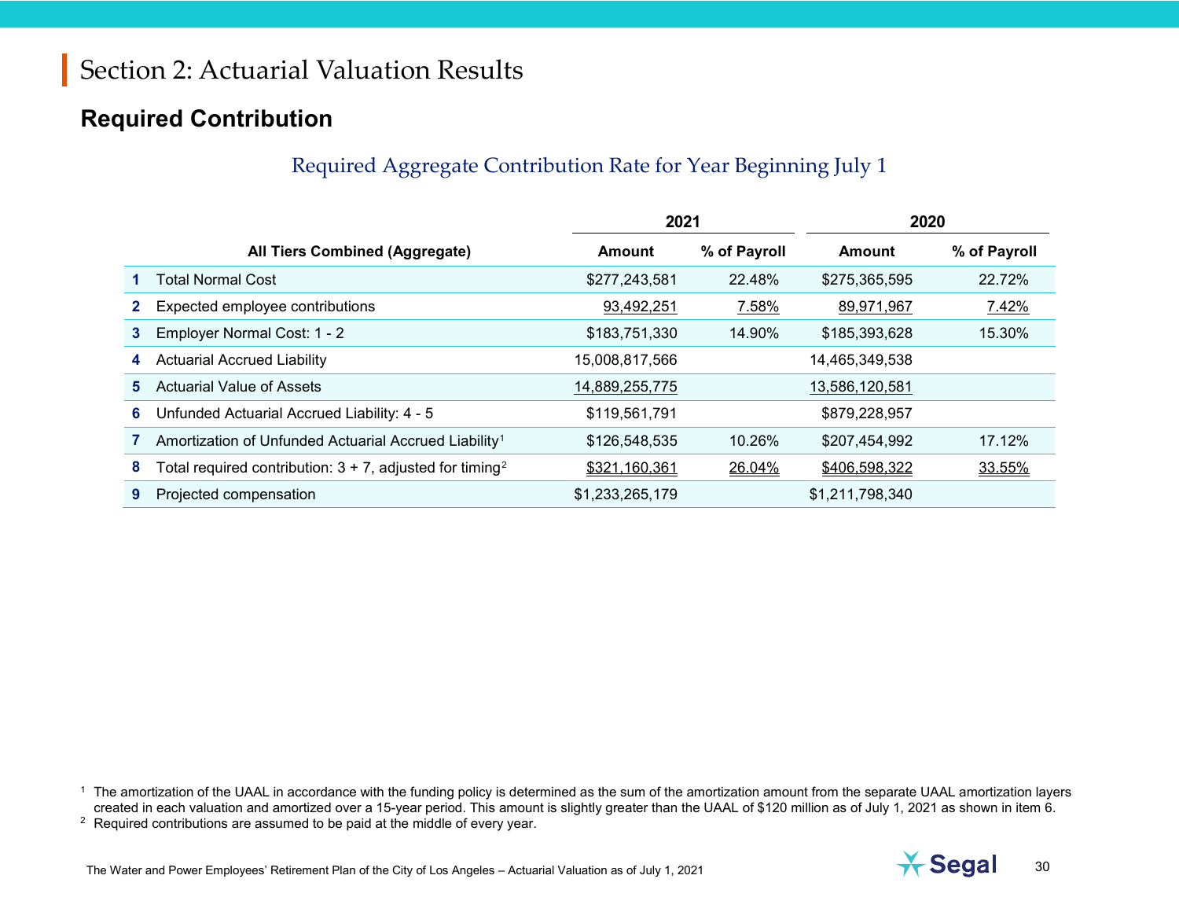# Section 2: Actuarial Valuation Results

## Required Contribution

### Required Aggregate Contribution Rate for Year Beginning July 1

| | All Tiers Combined (Aggregate) | 2021 | | 2020 | |
|---|---|---|---|---|---|
| | | Amount | % of Payroll | Amount | % of Payroll |
| 1 | Total Normal Cost | $277,243,581 | 22.48% | $275,365,595 | 22.72% |
| 2 | Expected employee contributions | 93,492,251 | 7.58% | 89,971,967 | 7.42% |
| 3 | Employer Normal Cost: 1 - 2 | $183,751,330 | 14.90% | $185,393,628 | 15.30% |
| 4 | Actuarial Accrued Liability | 15,008,817,566 | | 14,465,349,538 | |
| 5 | Actuarial Value of Assets | 14,889,255,775 | | 13,586,120,581 | |
| 6 | Unfunded Actuarial Accrued Liability: 4 - 5 | $119,561,791 | | $879,228,957 | |
| 7 | Amortization of Unfunded Actuarial Accrued Liability[1] | $126,548,535 | 10.26% | $207,454,992 | 17.12% |
| 8 | Total required contribution: 3 + 7, adjusted for timing[2] | $321,160,361 | 26.04% | $406,598,322 | 33.55% |
| 9 | Projected compensation | $1,233,265,179 | | $1,211,798,340 | |

[1] The amortization of the UAAL in accordance with the funding policy is determined as the sum of the amortization amount from the separate UAAL amortization layers created in each valuation and amortized over a 15-year period. This amount is slightly greater than the UAAL of $120 million as of July 1, 2021 as shown in item 6.

[2] Required contributions are assumed to be paid at the middle of every year.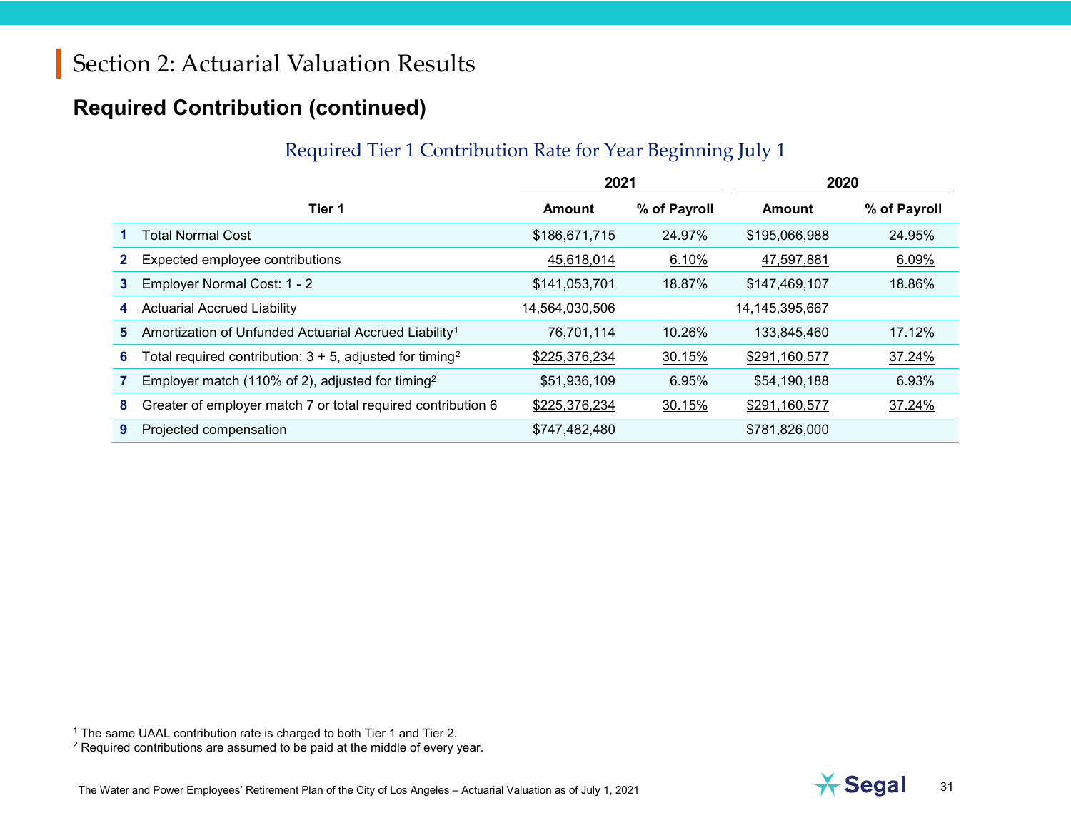# Section 2: Actuarial Valuation Results

## Required Contribution (continued)

### Required Tier 1 Contribution Rate for Year Beginning July 1

| | | 2021 | | 2020 | |
|---|---|---|---|---|---|
| | **Tier 1** | **Amount** | **% of Payroll** | **Amount** | **% of Payroll** |
| **1** | Total Normal Cost | $186,671,715 | 24.97% | $195,066,988 | 24.95% |
| **2** | Expected employee contributions | 45,618,014 | 6.10% | 47,597,881 | 6.09% |
| **3** | Employer Normal Cost: 1 - 2 | $141,053,701 | 18.87% | $147,469,107 | 18.86% |
| **4** | Actuarial Accrued Liability | 14,564,030,506 | | 14,145,395,667 | |
| **5** | Amortization of Unfunded Actuarial Accrued Liability[1] | 76,701,114 | 10.26% | 133,845,460 | 17.12% |
| **6** | Total required contribution: 3 + 5, adjusted for timing[2] | $225,376,234 | 30.15% | $291,160,577 | 37.24% |
| **7** | Employer match (110% of 2), adjusted for timing[2] | $51,936,109 | 6.95% | $54,190,188 | 6.93% |
| **8** | Greater of employer match 7 or total required contribution 6 | $225,376,234 | 30.15% | $291,160,577 | 37.24% |
| **9** | Projected compensation | $747,482,480 | | $781,826,000 | |

[1] The same UAAL contribution rate is charged to both Tier 1 and Tier 2.

[2] Required contributions are assumed to be paid at the middle of every year.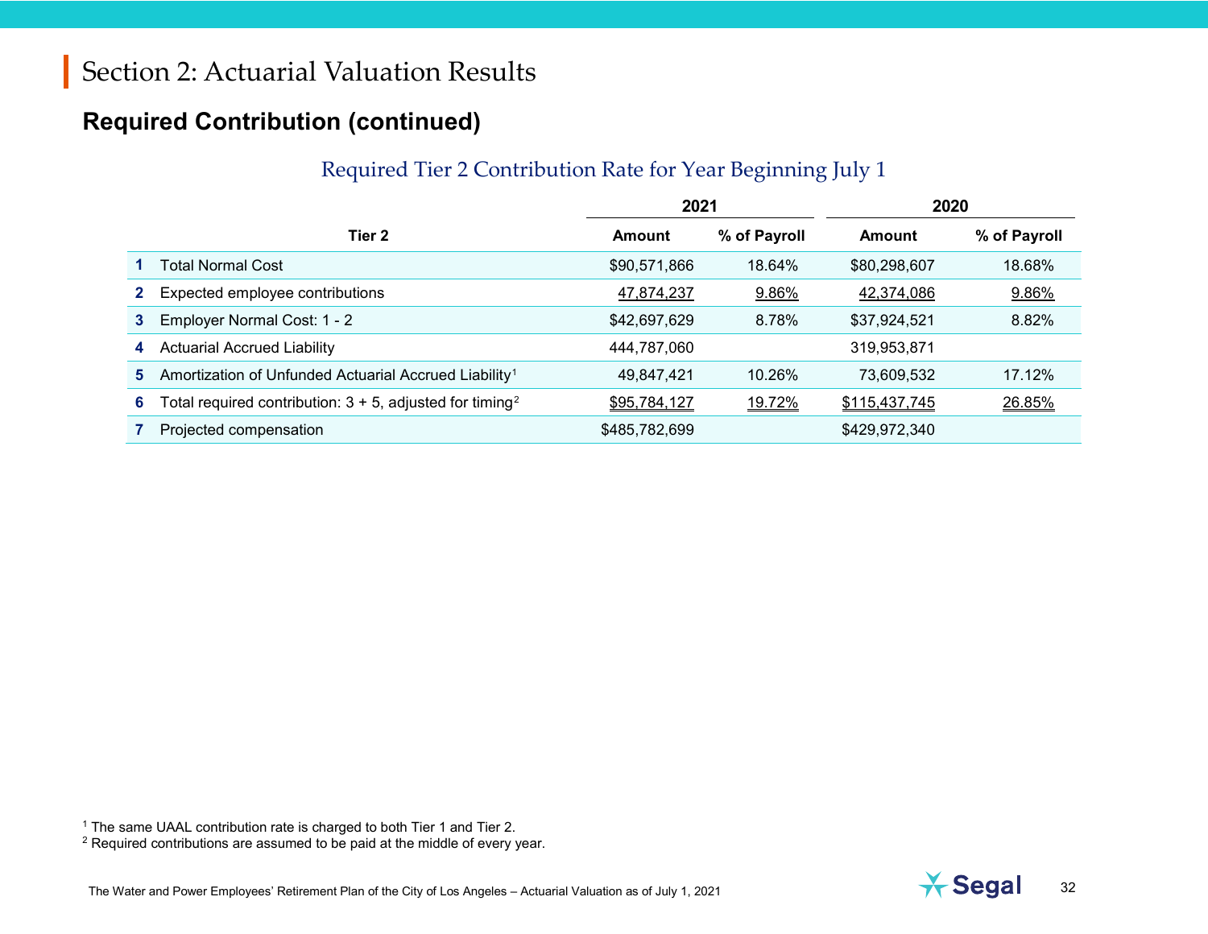# Section 2: Actuarial Valuation Results

## Required Contribution (continued)

### Required Tier 2 Contribution Rate for Year Beginning July 1

| | Tier 2 | 2021 Amount | 2021 % of Payroll | 2020 Amount | 2020 % of Payroll |
|---|---|---|---|---|---|
| 1 | Total Normal Cost | $90,571,866 | 18.64% | $80,298,607 | 18.68% |
| 2 | Expected employee contributions | 47,874,237 | 9.86% | 42,374,086 | 9.86% |
| 3 | Employer Normal Cost: 1 - 2 | $42,697,629 | 8.78% | $37,924,521 | 8.82% |
| 4 | Actuarial Accrued Liability | 444,787,060 | | 319,953,871 | |
| 5 | Amortization of Unfunded Actuarial Accrued Liability[1] | 49,847,421 | 10.26% | 73,609,532 | 17.12% |
| 6 | Total required contribution: 3 + 5, adjusted for timing[2] | $95,784,127 | 19.72% | $115,437,745 | 26.85% |
| 7 | Projected compensation | $485,782,699 | | $429,972,340 | |

[1] The same UAAL contribution rate is charged to both Tier 1 and Tier 2.
[2] Required contributions are assumed to be paid at the middle of every year.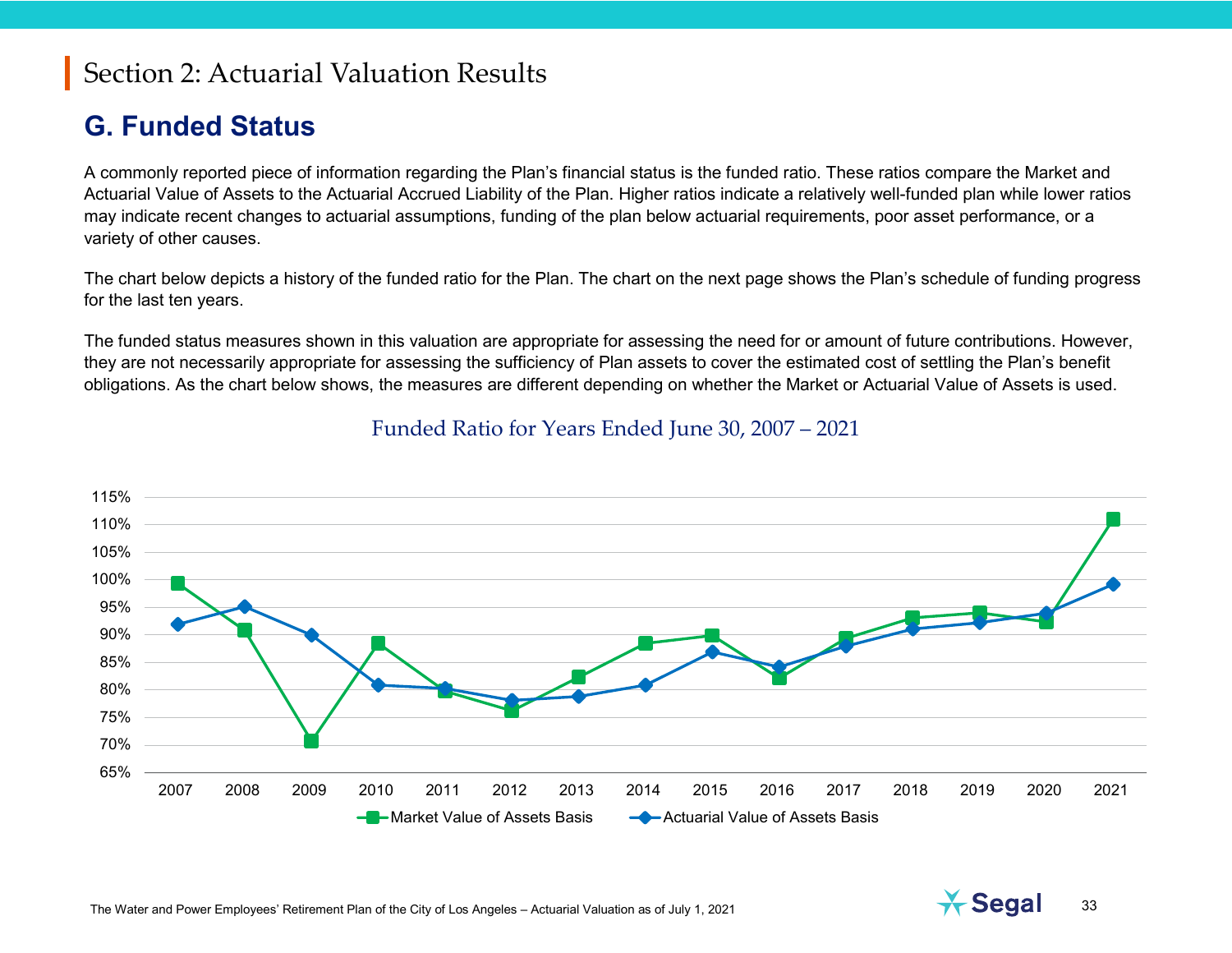# Section 2: Actuarial Valuation Results

## G. Funded Status

A commonly reported piece of information regarding the Plan's financial status is the funded ratio. These ratios compare the Market and Actuarial Value of Assets to the Actuarial Accrued Liability of the Plan. Higher ratios indicate a relatively well-funded plan while lower ratios may indicate recent changes to actuarial assumptions, funding of the plan below actuarial requirements, poor asset performance, or a variety of other causes.

The chart below depicts a history of the funded ratio for the Plan. The chart on the next page shows the Plan's schedule of funding progress for the last ten years.

The funded status measures shown in this valuation are appropriate for assessing the need for or amount of future contributions. However, they are not necessarily appropriate for assessing the sufficiency of Plan assets to cover the estimated cost of settling the Plan's benefit obligations. As the chart below shows, the measures are different depending on whether the Market or Actuarial Value of Assets is used.

Funded Ratio for Years Ended June 30, 2007 – 2021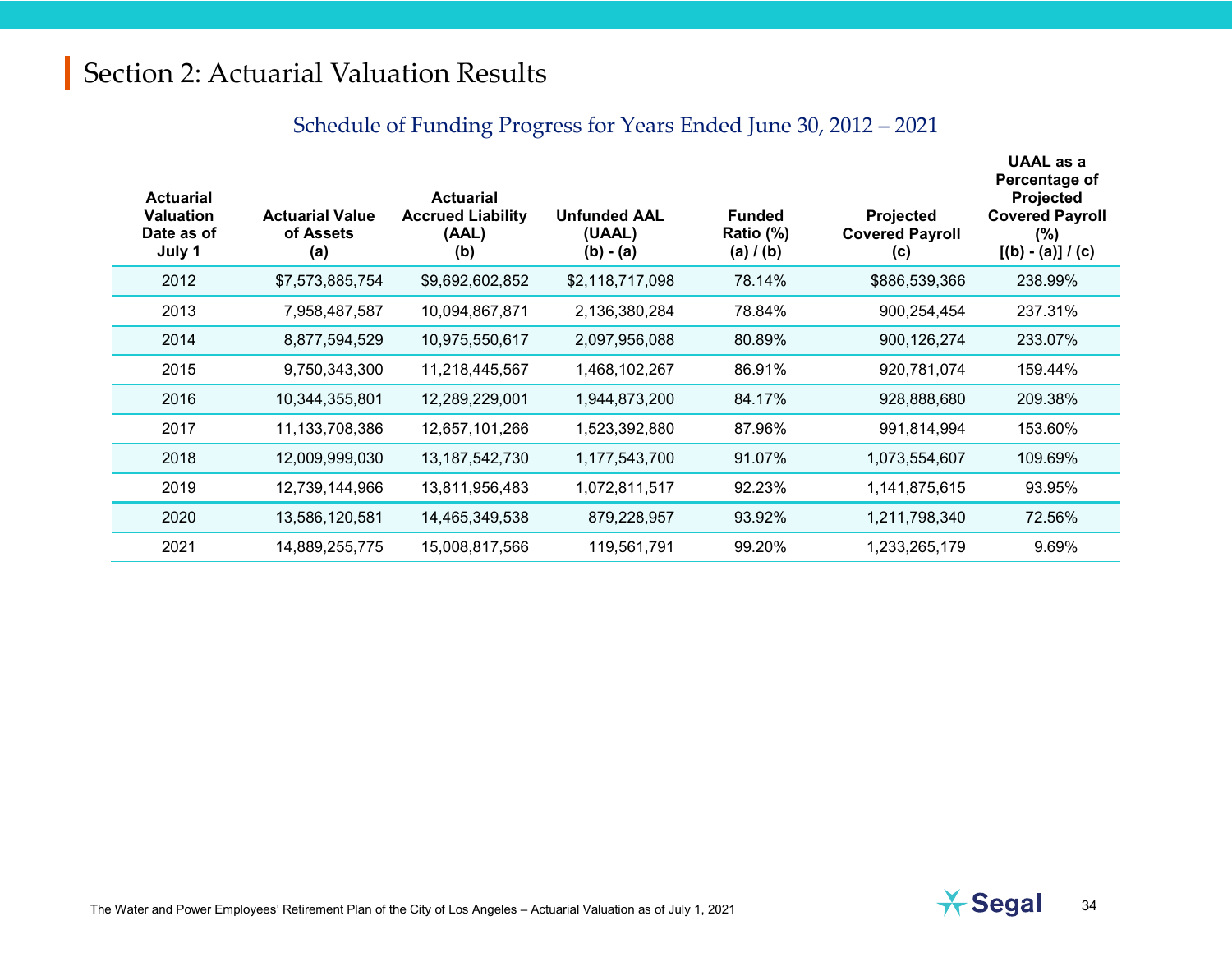# Section 2: Actuarial Valuation Results

## Schedule of Funding Progress for Years Ended June 30, 2012 – 2021

| Actuarial Valuation Date as of July 1 | Actuarial Value of Assets (a) | Actuarial Accrued Liability (AAL) (b) | Unfunded AAL (UAAL) (b) - (a) | Funded Ratio (%) (a) / (b) | Projected Covered Payroll (c) | UAAL as a Percentage of Projected Covered Payroll (%) [(b) - (a)] / (c) |
|---|---|---|---|---|---|---|
| 2012 | $7,573,885,754 | $9,692,602,852 | $2,118,717,098 | 78.14% | $886,539,366 | 238.99% |
| 2013 | 7,958,487,587 | 10,094,867,871 | 2,136,380,284 | 78.84% | 900,254,454 | 237.31% |
| 2014 | 8,877,594,529 | 10,975,550,617 | 2,097,956,088 | 80.89% | 900,126,274 | 233.07% |
| 2015 | 9,750,343,300 | 11,218,445,567 | 1,468,102,267 | 86.91% | 920,781,074 | 159.44% |
| 2016 | 10,344,355,801 | 12,289,229,001 | 1,944,873,200 | 84.17% | 928,888,680 | 209.38% |
| 2017 | 11,133,708,386 | 12,657,101,266 | 1,523,392,880 | 87.96% | 991,814,994 | 153.60% |
| 2018 | 12,009,999,030 | 13,187,542,730 | 1,177,543,700 | 91.07% | 1,073,554,607 | 109.69% |
| 2019 | 12,739,144,966 | 13,811,956,483 | 1,072,811,517 | 92.23% | 1,141,875,615 | 93.95% |
| 2020 | 13,586,120,581 | 14,465,349,538 | 879,228,957 | 93.92% | 1,211,798,340 | 72.56% |
| 2021 | 14,889,255,775 | 15,008,817,566 | 119,561,791 | 99.20% | 1,233,265,179 | 9.69% |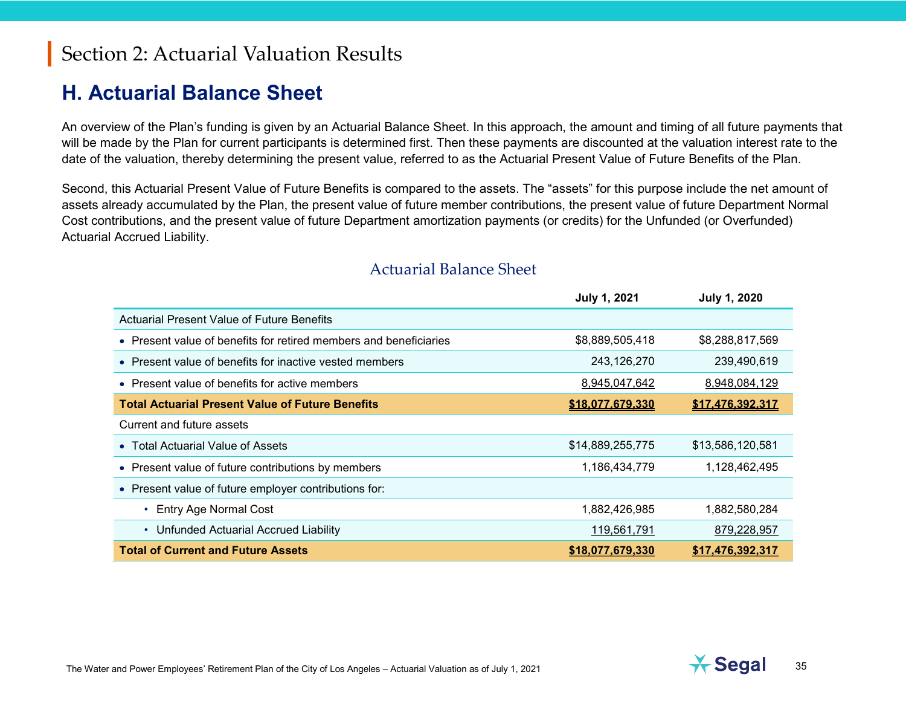# Section 2: Actuarial Valuation Results

## H. Actuarial Balance Sheet

An overview of the Plan's funding is given by an Actuarial Balance Sheet. In this approach, the amount and timing of all future payments that will be made by the Plan for current participants is determined first. Then these payments are discounted at the valuation interest rate to the date of the valuation, thereby determining the present value, referred to as the Actuarial Present Value of Future Benefits of the Plan.

Second, this Actuarial Present Value of Future Benefits is compared to the assets. The "assets" for this purpose include the net amount of assets already accumulated by the Plan, the present value of future member contributions, the present value of future Department Normal Cost contributions, and the present value of future Department amortization payments (or credits) for the Unfunded (or Overfunded) Actuarial Accrued Liability.

### Actuarial Balance Sheet

| | July 1, 2021 | July 1, 2020 |
|---|---|---|
| Actuarial Present Value of Future Benefits | | |
| • Present value of benefits for retired members and beneficiaries | $8,889,505,418 | $8,288,817,569 |
| • Present value of benefits for inactive vested members | 243,126,270 | 239,490,619 |
| • Present value of benefits for active members | 8,945,047,642 | 8,948,084,129 |
| **Total Actuarial Present Value of Future Benefits** | **$18,077,679,330** | **$17,476,392,317** |
| Current and future assets | | |
| • Total Actuarial Value of Assets | $14,889,255,775 | $13,586,120,581 |
| • Present value of future contributions by members | 1,186,434,779 | 1,128,462,495 |
| • Present value of future employer contributions for: | | |
| &nbsp;&nbsp;&nbsp;• Entry Age Normal Cost | 1,882,426,985 | 1,882,580,284 |
| &nbsp;&nbsp;&nbsp;• Unfunded Actuarial Accrued Liability | 119,561,791 | 879,228,957 |
| **Total of Current and Future Assets** | **$18,077,679,330** | **$17,476,392,317** |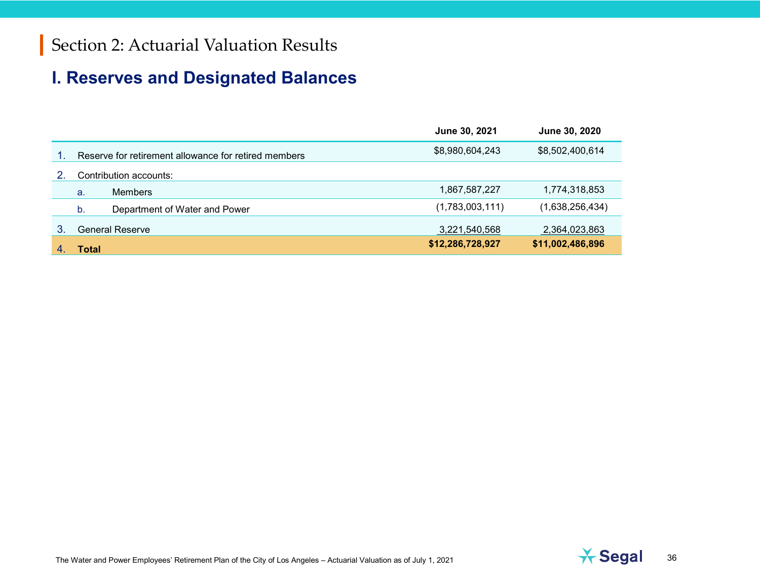# Section 2: Actuarial Valuation Results

## I. Reserves and Designated Balances

| | | June 30, 2021 | June 30, 2020 |
|---|---|---|---|
| 1. | Reserve for retirement allowance for retired members | $8,980,604,243 | $8,502,400,614 |
| 2. | Contribution accounts: | | |
| | a. Members | 1,867,587,227 | 1,774,318,853 |
| | b. Department of Water and Power | (1,783,003,111) | (1,638,256,434) |
| 3. | General Reserve | 3,221,540,568 | 2,364,023,863 |
| 4. | **Total** | **$12,286,728,927** | **$11,002,486,896** |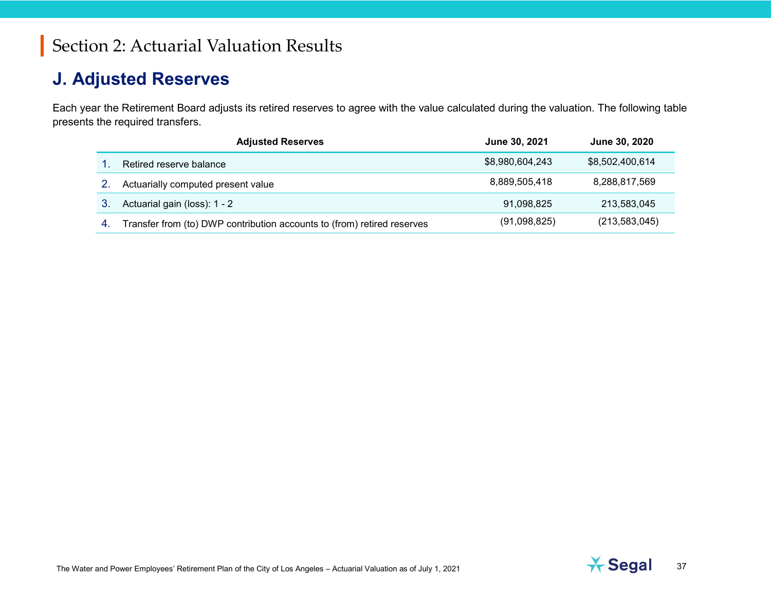# Section 2: Actuarial Valuation Results

## J. Adjusted Reserves

Each year the Retirement Board adjusts its retired reserves to agree with the value calculated during the valuation. The following table presents the required transfers.

| | Adjusted Reserves | June 30, 2021 | June 30, 2020 |
|---|---|---|---|
| 1. | Retired reserve balance | $8,980,604,243 | $8,502,400,614 |
| 2. | Actuarially computed present value | 8,889,505,418 | 8,288,817,569 |
| 3. | Actuarial gain (loss): 1 - 2 | 91,098,825 | 213,583,045 |
| 4. | Transfer from (to) DWP contribution accounts to (from) retired reserves | (91,098,825) | (213,583,045) |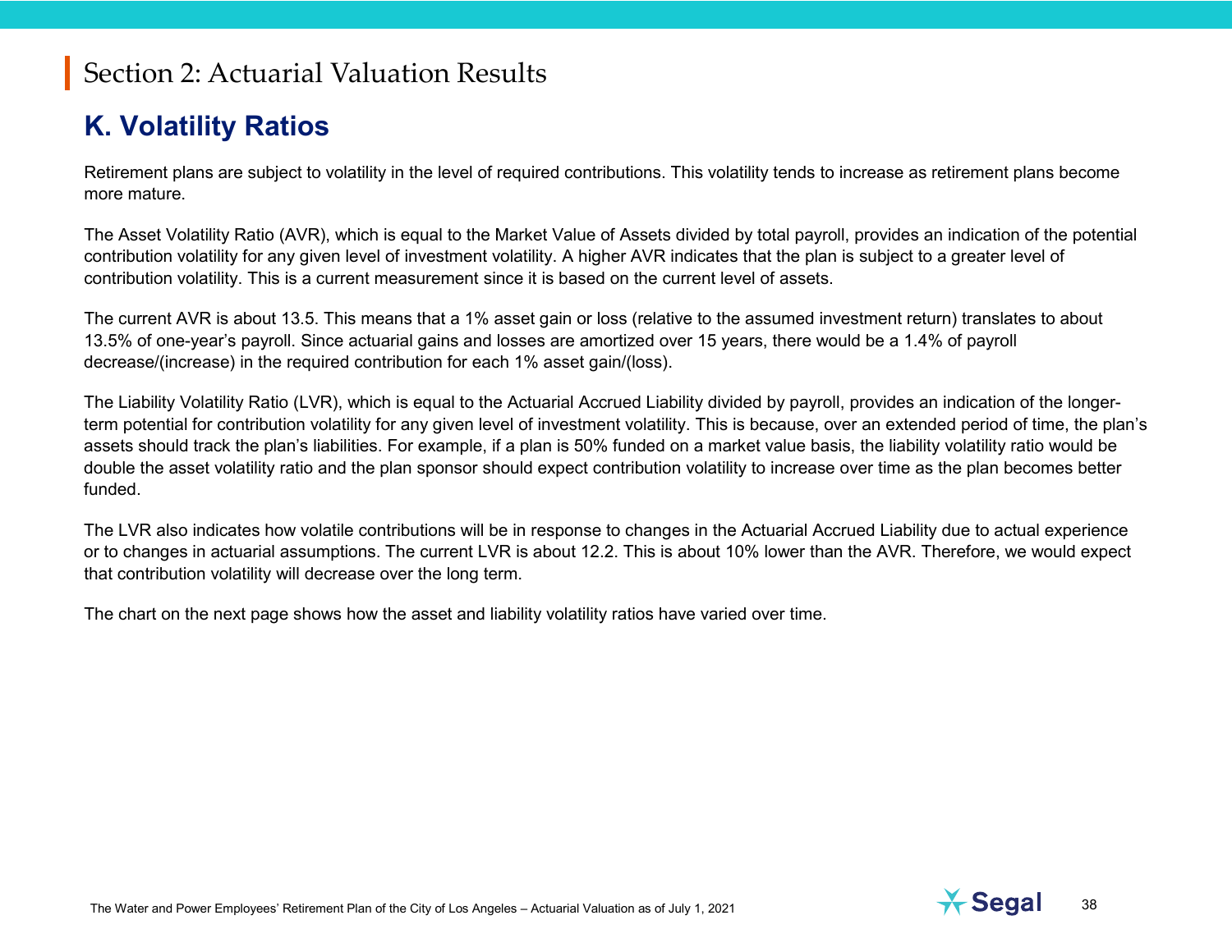# Section 2: Actuarial Valuation Results

## K. Volatility Ratios

Retirement plans are subject to volatility in the level of required contributions. This volatility tends to increase as retirement plans become more mature.

The Asset Volatility Ratio (AVR), which is equal to the Market Value of Assets divided by total payroll, provides an indication of the potential contribution volatility for any given level of investment volatility. A higher AVR indicates that the plan is subject to a greater level of contribution volatility. This is a current measurement since it is based on the current level of assets.

The current AVR is about 13.5. This means that a 1% asset gain or loss (relative to the assumed investment return) translates to about 13.5% of one-year's payroll. Since actuarial gains and losses are amortized over 15 years, there would be a 1.4% of payroll decrease/(increase) in the required contribution for each 1% asset gain/(loss).

The Liability Volatility Ratio (LVR), which is equal to the Actuarial Accrued Liability divided by payroll, provides an indication of the longer-term potential for contribution volatility for any given level of investment volatility. This is because, over an extended period of time, the plan's assets should track the plan's liabilities. For example, if a plan is 50% funded on a market value basis, the liability volatility ratio would be double the asset volatility ratio and the plan sponsor should expect contribution volatility to increase over time as the plan becomes better funded.

The LVR also indicates how volatile contributions will be in response to changes in the Actuarial Accrued Liability due to actual experience or to changes in actuarial assumptions. The current LVR is about 12.2. This is about 10% lower than the AVR. Therefore, we would expect that contribution volatility will decrease over the long term.

The chart on the next page shows how the asset and liability volatility ratios have varied over time.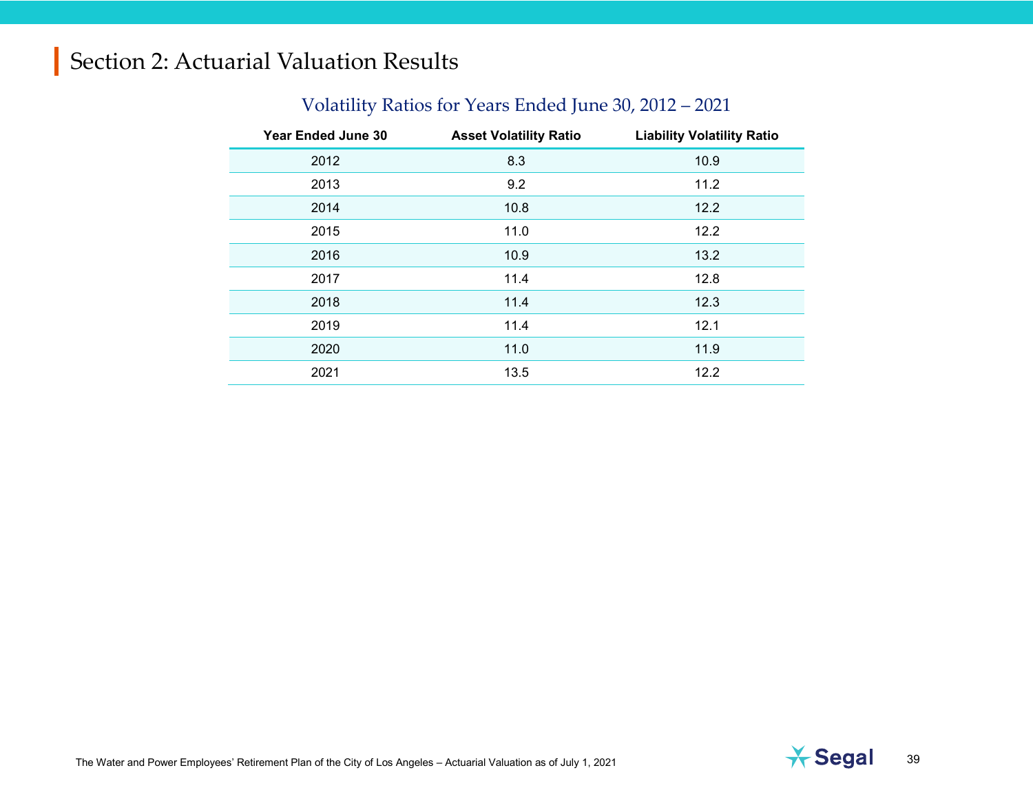# Section 2: Actuarial Valuation Results

### Volatility Ratios for Years Ended June 30, 2012 – 2021

| Year Ended June 30 | Asset Volatility Ratio | Liability Volatility Ratio |
|---|---|---|
| 2012 | 8.3 | 10.9 |
| 2013 | 9.2 | 11.2 |
| 2014 | 10.8 | 12.2 |
| 2015 | 11.0 | 12.2 |
| 2016 | 10.9 | 13.2 |
| 2017 | 11.4 | 12.8 |
| 2018 | 11.4 | 12.3 |
| 2019 | 11.4 | 12.1 |
| 2020 | 11.0 | 11.9 |
| 2021 | 13.5 | 12.2 |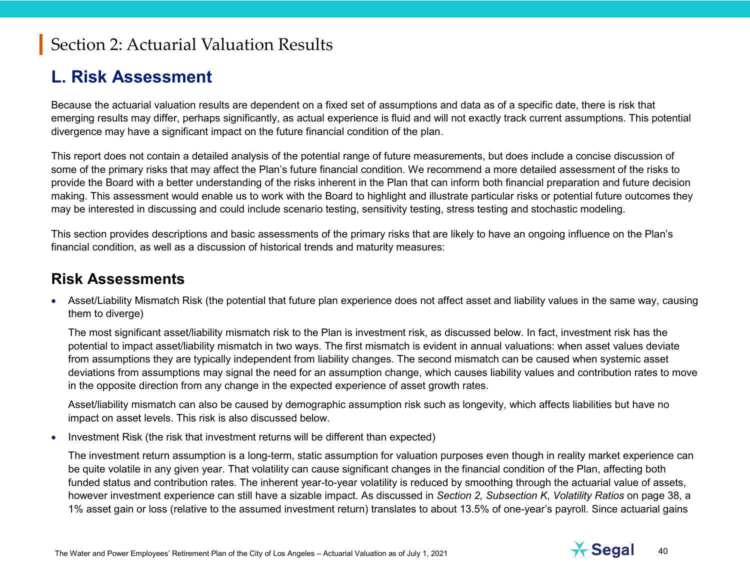# Section 2: Actuarial Valuation Results

## L. Risk Assessment

Because the actuarial valuation results are dependent on a fixed set of assumptions and data as of a specific date, there is risk that emerging results may differ, perhaps significantly, as actual experience is fluid and will not exactly track current assumptions. This potential divergence may have a significant impact on the future financial condition of the plan.

This report does not contain a detailed analysis of the potential range of future measurements, but does include a concise discussion of some of the primary risks that may affect the Plan's future financial condition. We recommend a more detailed assessment of the risks to provide the Board with a better understanding of the risks inherent in the Plan that can inform both financial preparation and future decision making. This assessment would enable us to work with the Board to highlight and illustrate particular risks or potential future outcomes they may be interested in discussing and could include scenario testing, sensitivity testing, stress testing and stochastic modeling.

This section provides descriptions and basic assessments of the primary risks that are likely to have an ongoing influence on the Plan's financial condition, as well as a discussion of historical trends and maturity measures:

### Risk Assessments

- Asset/Liability Mismatch Risk (the potential that future plan experience does not affect asset and liability values in the same way, causing them to diverge)

  The most significant asset/liability mismatch risk to the Plan is investment risk, as discussed below. In fact, investment risk has the potential to impact asset/liability mismatch in two ways. The first mismatch is evident in annual valuations: when asset values deviate from assumptions they are typically independent from liability changes. The second mismatch can be caused when systemic asset deviations from assumptions may signal the need for an assumption change, which causes liability values and contribution rates to move in the opposite direction from any change in the expected experience of asset growth rates.

  Asset/liability mismatch can also be caused by demographic assumption risk such as longevity, which affects liabilities but have no impact on asset levels. This risk is also discussed below.

- Investment Risk (the risk that investment returns will be different than expected)

  The investment return assumption is a long-term, static assumption for valuation purposes even though in reality market experience can be quite volatile in any given year. That volatility can cause significant changes in the financial condition of the Plan, affecting both funded status and contribution rates. The inherent year-to-year volatility is reduced by smoothing through the actuarial value of assets, however investment experience can still have a sizable impact. As discussed in *Section 2, Subsection K*, *Volatility Ratios* on page 38, a 1% asset gain or loss (relative to the assumed investment return) translates to about 13.5% of one-year's payroll. Since actuarial gains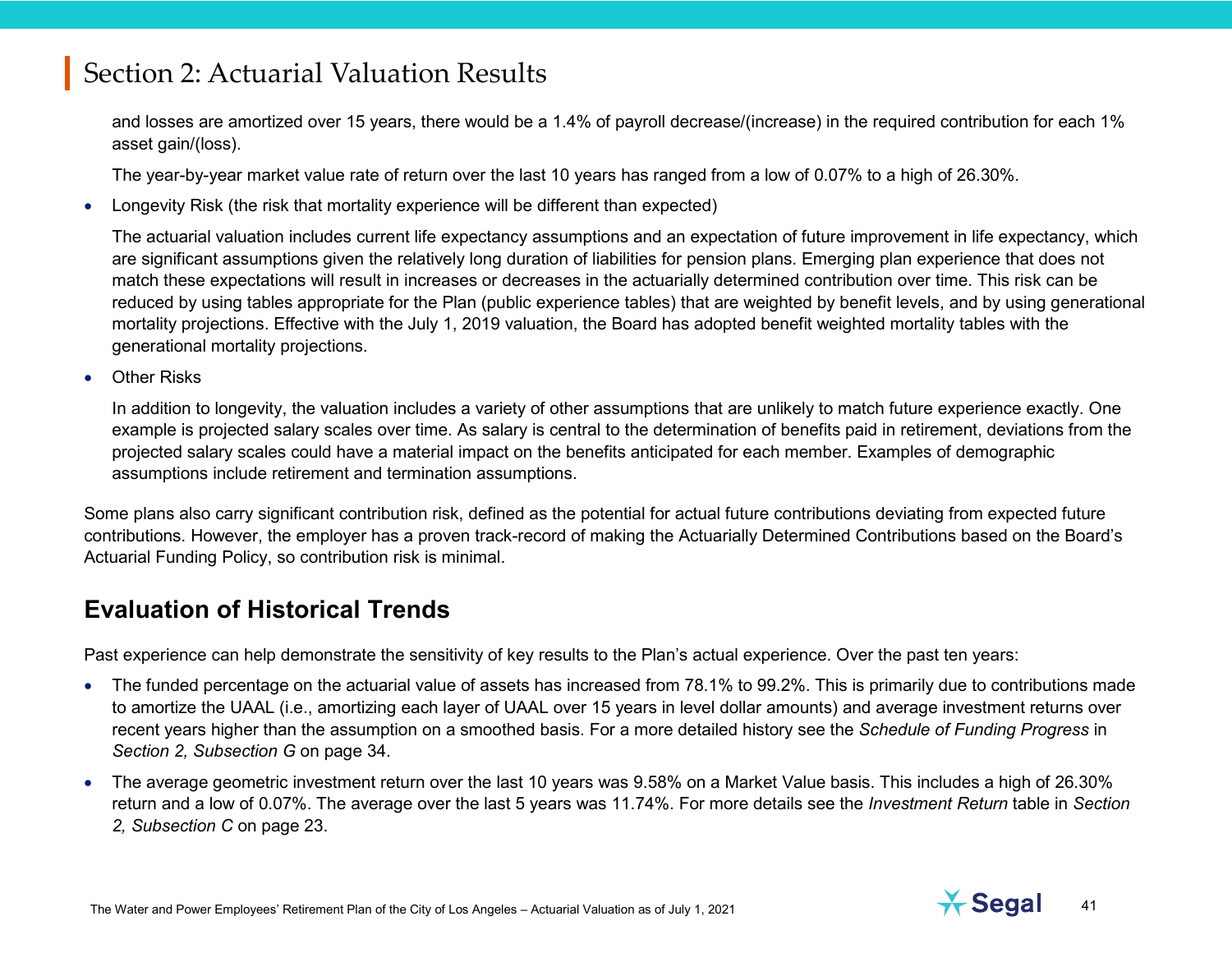and losses are amortized over 15 years, there would be a 1.4% of payroll decrease/(increase) in the required contribution for each 1% asset gain/(loss).

The year-by-year market value rate of return over the last 10 years has ranged from a low of 0.07% to a high of 26.30%.

- Longevity Risk (the risk that mortality experience will be different than expected)

  The actuarial valuation includes current life expectancy assumptions and an expectation of future improvement in life expectancy, which are significant assumptions given the relatively long duration of liabilities for pension plans. Emerging plan experience that does not match these expectations will result in increases or decreases in the actuarially determined contribution over time. This risk can be reduced by using tables appropriate for the Plan (public experience tables) that are weighted by benefit levels, and by using generational mortality projections. Effective with the July 1, 2019 valuation, the Board has adopted benefit weighted mortality tables with the generational mortality projections.

- Other Risks

  In addition to longevity, the valuation includes a variety of other assumptions that are unlikely to match future experience exactly. One example is projected salary scales over time. As salary is central to the determination of benefits paid in retirement, deviations from the projected salary scales could have a material impact on the benefits anticipated for each member. Examples of demographic assumptions include retirement and termination assumptions.

Some plans also carry significant contribution risk, defined as the potential for actual future contributions deviating from expected future contributions. However, the employer has a proven track-record of making the Actuarially Determined Contributions based on the Board's Actuarial Funding Policy, so contribution risk is minimal.

## Evaluation of Historical Trends

Past experience can help demonstrate the sensitivity of key results to the Plan's actual experience. Over the past ten years:

- The funded percentage on the actuarial value of assets has increased from 78.1% to 99.2%. This is primarily due to contributions made to amortize the UAAL (i.e., amortizing each layer of UAAL over 15 years in level dollar amounts) and average investment returns over recent years higher than the assumption on a smoothed basis. For a more detailed history see the *Schedule of Funding Progress* in *Section 2, Subsection G* on page 34.
- The average geometric investment return over the last 10 years was 9.58% on a Market Value basis. This includes a high of 26.30% return and a low of 0.07%. The average over the last 5 years was 11.74%. For more details see the *Investment Return* table in *Section 2, Subsection C* on page 23.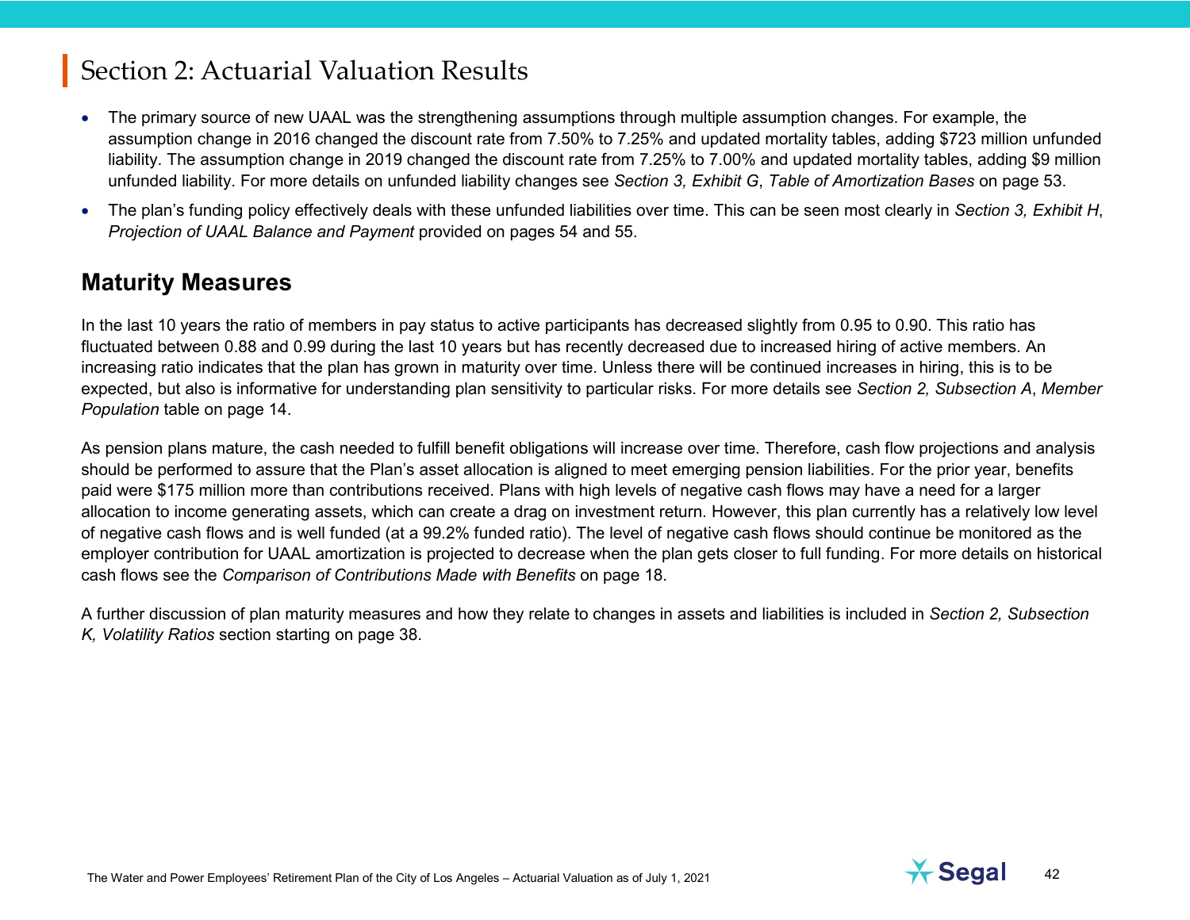# Section 2: Actuarial Valuation Results

- The primary source of new UAAL was the strengthening assumptions through multiple assumption changes. For example, the assumption change in 2016 changed the discount rate from 7.50% to 7.25% and updated mortality tables, adding $723 million unfunded liability. The assumption change in 2019 changed the discount rate from 7.25% to 7.00% and updated mortality tables, adding $9 million unfunded liability. For more details on unfunded liability changes see *Section 3, Exhibit G*, *Table of Amortization Bases* on page 53.
- The plan's funding policy effectively deals with these unfunded liabilities over time. This can be seen most clearly in *Section 3, Exhibit H*, *Projection of UAAL Balance and Payment* provided on pages 54 and 55.

## Maturity Measures

In the last 10 years the ratio of members in pay status to active participants has decreased slightly from 0.95 to 0.90. This ratio has fluctuated between 0.88 and 0.99 during the last 10 years but has recently decreased due to increased hiring of active members. An increasing ratio indicates that the plan has grown in maturity over time. Unless there will be continued increases in hiring, this is to be expected, but also is informative for understanding plan sensitivity to particular risks. For more details see *Section 2, Subsection A*, *Member Population* table on page 14.

As pension plans mature, the cash needed to fulfill benefit obligations will increase over time. Therefore, cash flow projections and analysis should be performed to assure that the Plan's asset allocation is aligned to meet emerging pension liabilities. For the prior year, benefits paid were $175 million more than contributions received. Plans with high levels of negative cash flows may have a need for a larger allocation to income generating assets, which can create a drag on investment return. However, this plan currently has a relatively low level of negative cash flows and is well funded (at a 99.2% funded ratio). The level of negative cash flows should continue be monitored as the employer contribution for UAAL amortization is projected to decrease when the plan gets closer to full funding. For more details on historical cash flows see the *Comparison of Contributions Made with Benefits* on page 18.

A further discussion of plan maturity measures and how they relate to changes in assets and liabilities is included in *Section 2, Subsection K, Volatility Ratios* section starting on page 38.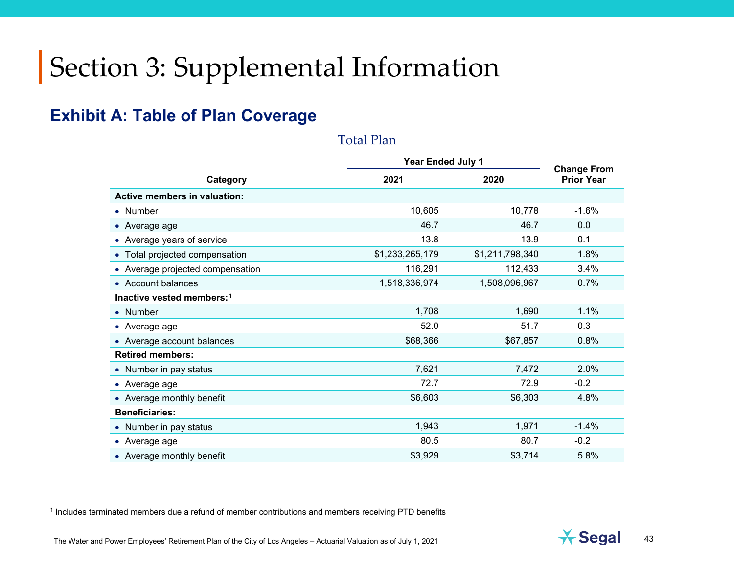# Section 3: Supplemental Information

## Exhibit A: Table of Plan Coverage

### Total Plan

| Category | Year Ended July 1 | | Change From Prior Year |
|---|---|---|---|
| | 2021 | 2020 | |
| **Active members in valuation:** | | | |
| • Number | 10,605 | 10,778 | -1.6% |
| • Average age | 46.7 | 46.7 | 0.0 |
| • Average years of service | 13.8 | 13.9 | -0.1 |
| • Total projected compensation | $1,233,265,179 | $1,211,798,340 | 1.8% |
| • Average projected compensation | 116,291 | 112,433 | 3.4% |
| • Account balances | 1,518,336,974 | 1,508,096,967 | 0.7% |
| **Inactive vested members:**[1] | | | |
| • Number | 1,708 | 1,690 | 1.1% |
| • Average age | 52.0 | 51.7 | 0.3 |
| • Average account balances | $68,366 | $67,857 | 0.8% |
| **Retired members:** | | | |
| • Number in pay status | 7,621 | 7,472 | 2.0% |
| • Average age | 72.7 | 72.9 | -0.2 |
| • Average monthly benefit | $6,603 | $6,303 | 4.8% |
| **Beneficiaries:** | | | |
| • Number in pay status | 1,943 | 1,971 | -1.4% |
| • Average age | 80.5 | 80.7 | -0.2 |
| • Average monthly benefit | $3,929 | $3,714 | 5.8% |

[1] Includes terminated members due a refund of member contributions and members receiving PTD benefits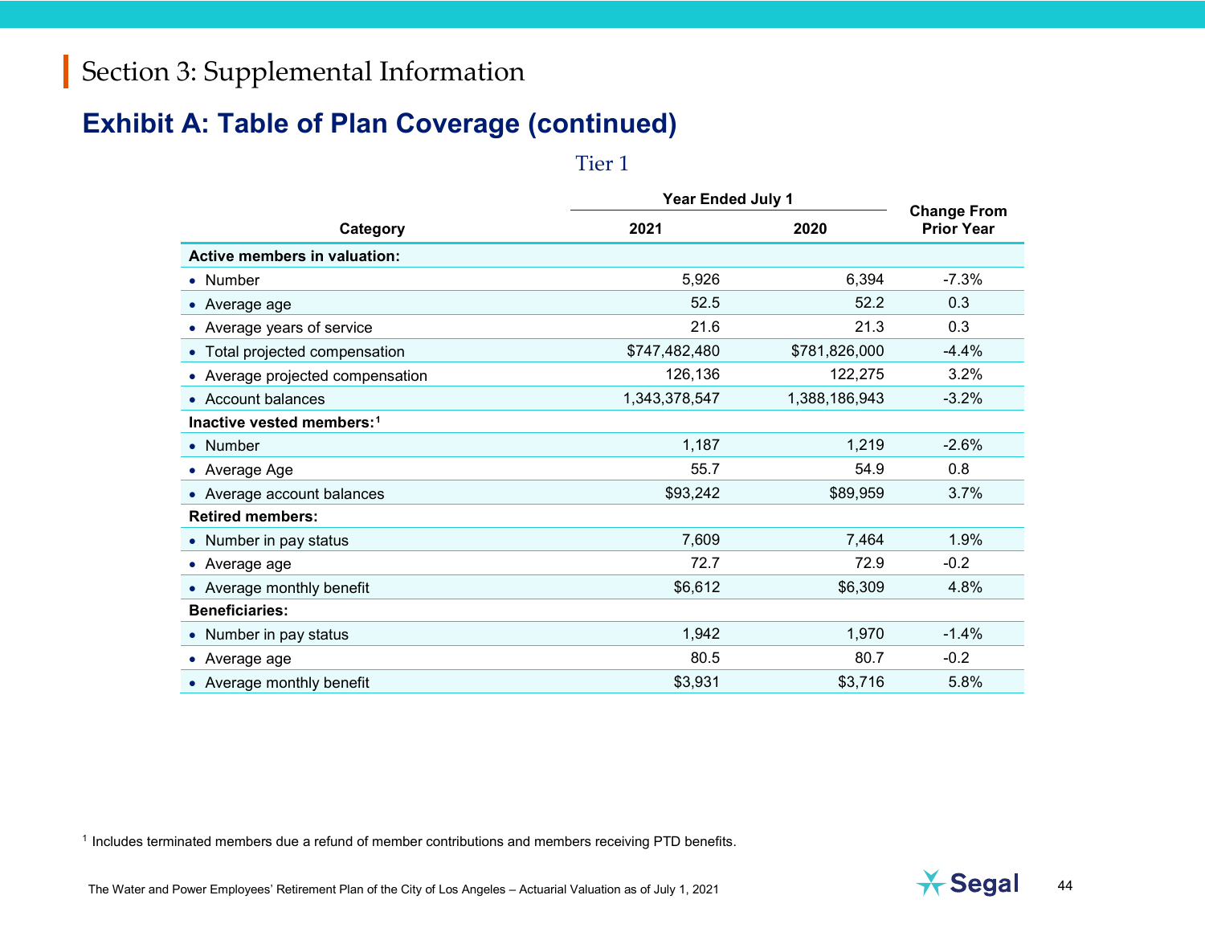# Section 3: Supplemental Information

## Exhibit A: Table of Plan Coverage (continued)

### Tier 1

| Category | Year Ended July 1 | | Change From Prior Year |
|---|---|---|---|
| | 2021 | 2020 | |
| **Active members in valuation:** | | | |
| • Number | 5,926 | 6,394 | -7.3% |
| • Average age | 52.5 | 52.2 | 0.3 |
| • Average years of service | 21.6 | 21.3 | 0.3 |
| • Total projected compensation | $747,482,480 | $781,826,000 | -4.4% |
| • Average projected compensation | 126,136 | 122,275 | 3.2% |
| • Account balances | 1,343,378,547 | 1,388,186,943 | -3.2% |
| **Inactive vested members:**[1] | | | |
| • Number | 1,187 | 1,219 | -2.6% |
| • Average Age | 55.7 | 54.9 | 0.8 |
| • Average account balances | $93,242 | $89,959 | 3.7% |
| **Retired members:** | | | |
| • Number in pay status | 7,609 | 7,464 | 1.9% |
| • Average age | 72.7 | 72.9 | -0.2 |
| • Average monthly benefit | $6,612 | $6,309 | 4.8% |
| **Beneficiaries:** | | | |
| • Number in pay status | 1,942 | 1,970 | -1.4% |
| • Average age | 80.5 | 80.7 | -0.2 |
| • Average monthly benefit | $3,931 | $3,716 | 5.8% |

[1] Includes terminated members due a refund of member contributions and members receiving PTD benefits.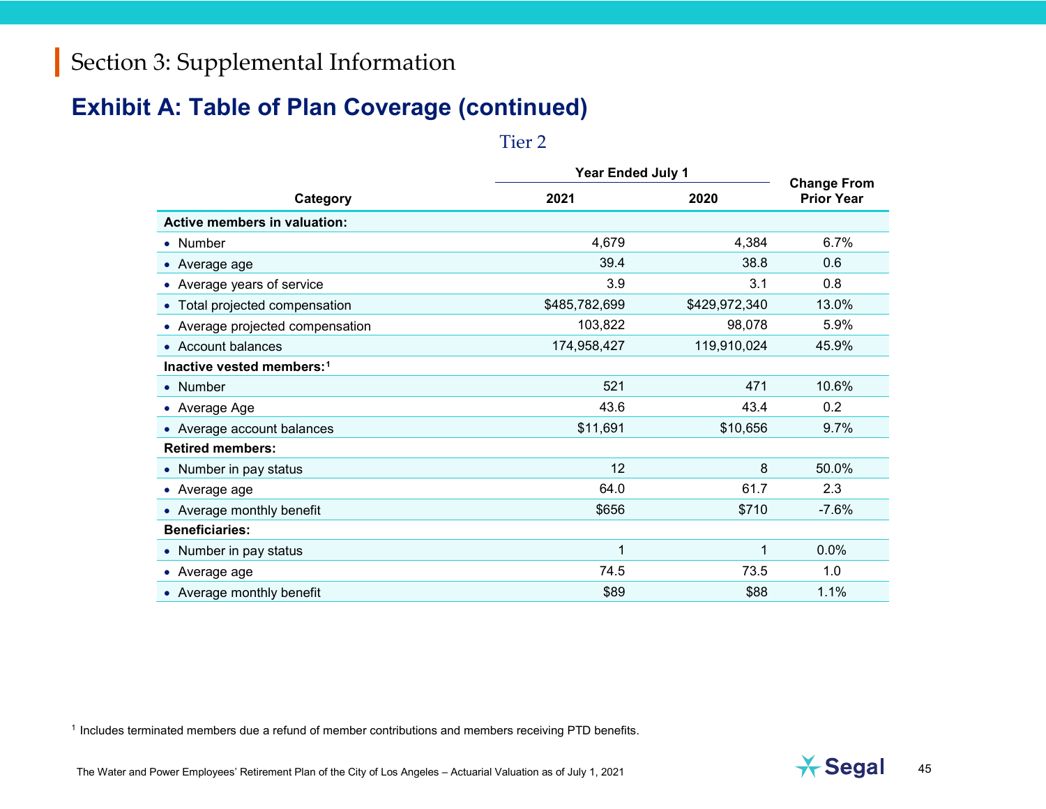# Section 3: Supplemental Information

## Exhibit A: Table of Plan Coverage (continued)

### Tier 2

| Category | Year Ended July 1 2021 | Year Ended July 1 2020 | Change From Prior Year |
|---|---|---|---|
| **Active members in valuation:** | | | |
| • Number | 4,679 | 4,384 | 6.7% |
| • Average age | 39.4 | 38.8 | 0.6 |
| • Average years of service | 3.9 | 3.1 | 0.8 |
| • Total projected compensation | $485,782,699 | $429,972,340 | 13.0% |
| • Average projected compensation | 103,822 | 98,078 | 5.9% |
| • Account balances | 174,958,427 | 119,910,024 | 45.9% |
| **Inactive vested members:**[1] | | | |
| • Number | 521 | 471 | 10.6% |
| • Average Age | 43.6 | 43.4 | 0.2 |
| • Average account balances | $11,691 | $10,656 | 9.7% |
| **Retired members:** | | | |
| • Number in pay status | 12 | 8 | 50.0% |
| • Average age | 64.0 | 61.7 | 2.3 |
| • Average monthly benefit | $656 | $710 | -7.6% |
| **Beneficiaries:** | | | |
| • Number in pay status | 1 | 1 | 0.0% |
| • Average age | 74.5 | 73.5 | 1.0 |
| • Average monthly benefit | $89 | $88 | 1.1% |

[1] Includes terminated members due a refund of member contributions and members receiving PTD benefits.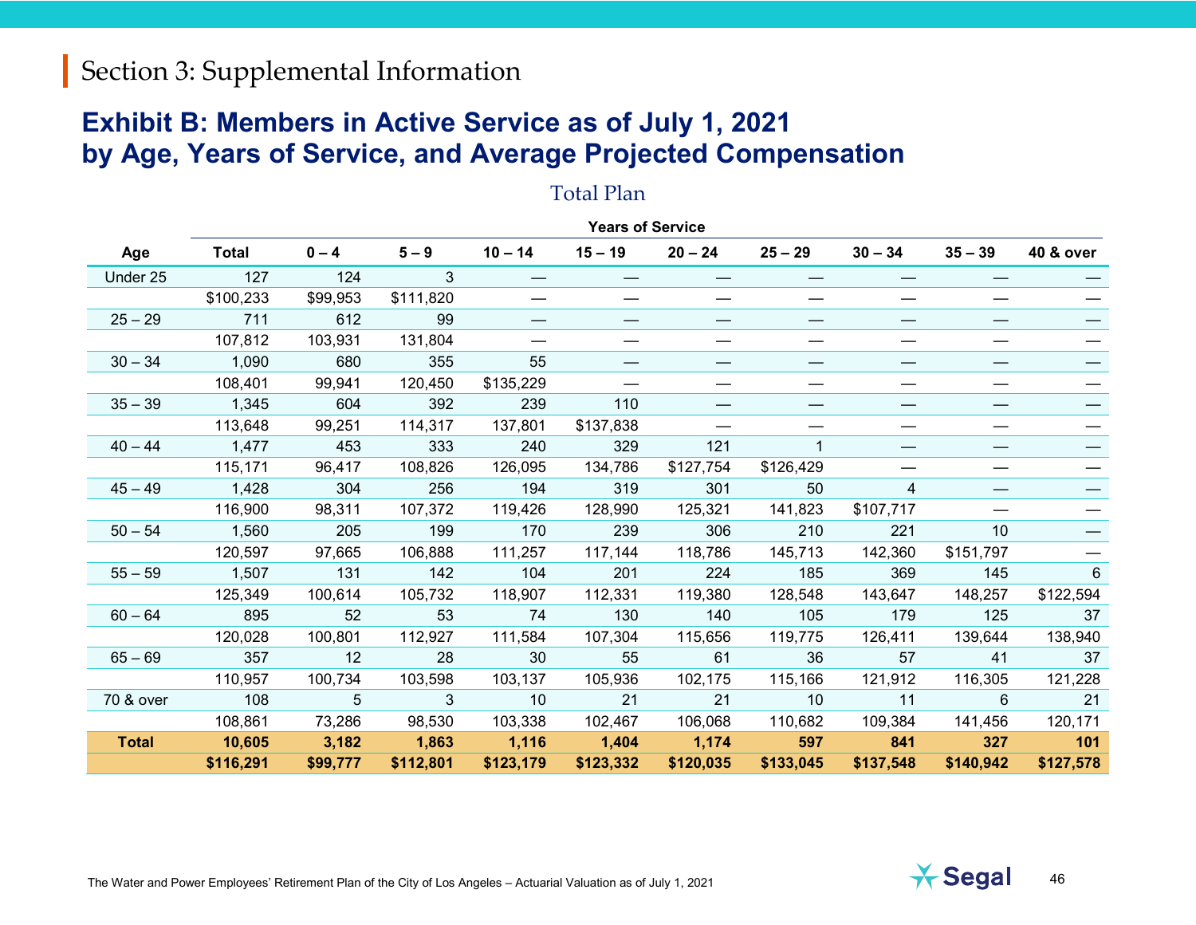# Section 3: Supplemental Information

## Exhibit B: Members in Active Service as of July 1, 2021 by Age, Years of Service, and Average Projected Compensation

### Total Plan

| | | Years of Service | | | | | | | | |
|---|---|---|---|---|---|---|---|---|---|---|
| **Age** | **Total** | **0 – 4** | **5 – 9** | **10 – 14** | **15 – 19** | **20 – 24** | **25 – 29** | **30 – 34** | **35 – 39** | **40 & over** |
| Under 25 | 127 | 124 | 3 | — | — | — | — | — | — | — |
| | $100,233 | $99,953 | $111,820 | — | — | — | — | — | — | — |
| 25 – 29 | 711 | 612 | 99 | — | — | — | — | — | — | — |
| | 107,812 | 103,931 | 131,804 | — | — | — | — | — | — | — |
| 30 – 34 | 1,090 | 680 | 355 | 55 | — | — | — | — | — | — |
| | 108,401 | 99,941 | 120,450 | $135,229 | — | — | — | — | — | — |
| 35 – 39 | 1,345 | 604 | 392 | 239 | 110 | — | — | — | — | — |
| | 113,648 | 99,251 | 114,317 | 137,801 | $137,838 | — | — | — | — | — |
| 40 – 44 | 1,477 | 453 | 333 | 240 | 329 | 121 | 1 | — | — | — |
| | 115,171 | 96,417 | 108,826 | 126,095 | 134,786 | $127,754 | $126,429 | — | — | — |
| 45 – 49 | 1,428 | 304 | 256 | 194 | 319 | 301 | 50 | 4 | — | — |
| | 116,900 | 98,311 | 107,372 | 119,426 | 128,990 | 125,321 | 141,823 | $107,717 | — | — |
| 50 – 54 | 1,560 | 205 | 199 | 170 | 239 | 306 | 210 | 221 | 10 | — |
| | 120,597 | 97,665 | 106,888 | 111,257 | 117,144 | 118,786 | 145,713 | 142,360 | $151,797 | — |
| 55 – 59 | 1,507 | 131 | 142 | 104 | 201 | 224 | 185 | 369 | 145 | 6 |
| | 125,349 | 100,614 | 105,732 | 118,907 | 112,331 | 119,380 | 128,548 | 143,647 | 148,257 | $122,594 |
| 60 – 64 | 895 | 52 | 53 | 74 | 130 | 140 | 105 | 179 | 125 | 37 |
| | 120,028 | 100,801 | 112,927 | 111,584 | 107,304 | 115,656 | 119,775 | 126,411 | 139,644 | 138,940 |
| 65 – 69 | 357 | 12 | 28 | 30 | 55 | 61 | 36 | 57 | 41 | 37 |
| | 110,957 | 100,734 | 103,598 | 103,137 | 105,936 | 102,175 | 115,166 | 121,912 | 116,305 | 121,228 |
| 70 & over | 108 | 5 | 3 | 10 | 21 | 21 | 10 | 11 | 6 | 21 |
| | 108,861 | 73,286 | 98,530 | 103,338 | 102,467 | 106,068 | 110,682 | 109,384 | 141,456 | 120,171 |
| **Total** | **10,605** | **3,182** | **1,863** | **1,116** | **1,404** | **1,174** | **597** | **841** | **327** | **101** |
| | **$116,291** | **$99,777** | **$112,801** | **$123,179** | **$123,332** | **$120,035** | **$133,045** | **$137,548** | **$140,942** | **$127,578** |

The Water and Power Employees' Retirement Plan of the City of Los Angeles – Actuarial Valuation as of July 1, 2021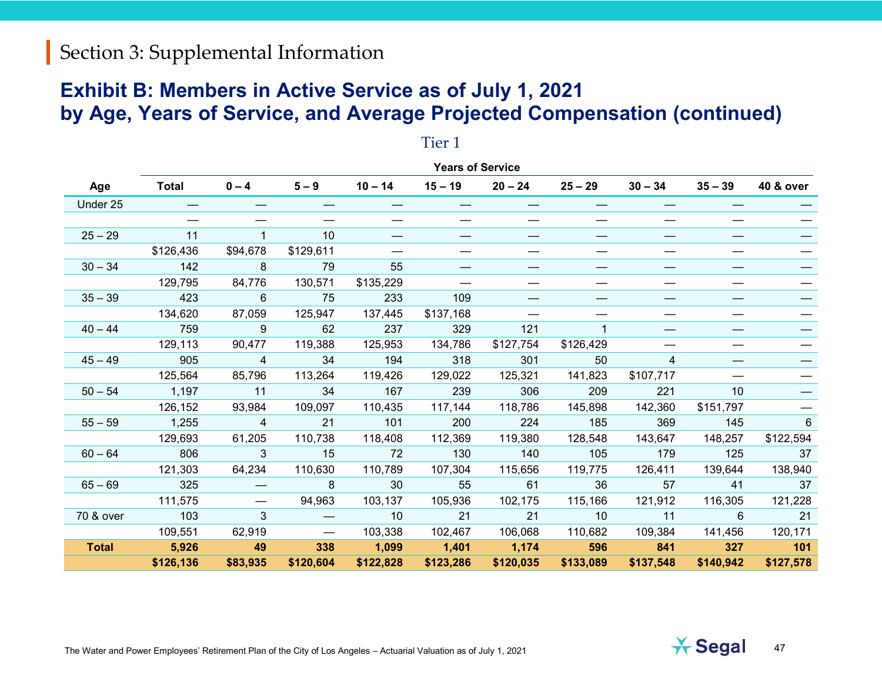## Section 3: Supplemental Information

### Exhibit B: Members in Active Service as of July 1, 2021 by Age, Years of Service, and Average Projected Compensation (continued)

Tier 1

| | | Years of Service | | | | | | | | |
|---|---|---|---|---|---|---|---|---|---|---|
| **Age** | **Total** | **0 – 4** | **5 – 9** | **10 – 14** | **15 – 19** | **20 – 24** | **25 – 29** | **30 – 34** | **35 – 39** | **40 & over** |
| Under 25 | — | — | — | — | — | — | — | — | — | — |
| | — | — | — | — | — | — | — | — | — | — |
| 25 – 29 | 11 | 1 | 10 | — | — | — | — | — | — | — |
| | $126,436 | $94,678 | $129,611 | — | — | — | — | — | — | — |
| 30 – 34 | 142 | 8 | 79 | 55 | — | — | — | — | — | — |
| | 129,795 | 84,776 | 130,571 | $135,229 | — | — | — | — | — | — |
| 35 – 39 | 423 | 6 | 75 | 233 | 109 | — | — | — | — | — |
| | 134,620 | 87,059 | 125,947 | 137,445 | $137,168 | — | — | — | — | — |
| 40 – 44 | 759 | 9 | 62 | 237 | 329 | 121 | 1 | — | — | — |
| | 129,113 | 90,477 | 119,388 | 125,953 | 134,786 | $127,754 | $126,429 | — | — | — |
| 45 – 49 | 905 | 4 | 34 | 194 | 318 | 301 | 50 | 4 | — | — |
| | 125,564 | 85,796 | 113,264 | 119,426 | 129,022 | 125,321 | 141,823 | $107,717 | — | — |
| 50 – 54 | 1,197 | 11 | 34 | 167 | 239 | 306 | 209 | 221 | 10 | — |
| | 126,152 | 93,984 | 109,097 | 110,435 | 117,144 | 118,786 | 145,898 | 142,360 | $151,797 | — |
| 55 – 59 | 1,255 | 4 | 21 | 101 | 200 | 224 | 185 | 369 | 145 | 6 |
| | 129,693 | 61,205 | 110,738 | 118,408 | 112,369 | 119,380 | 128,548 | 143,647 | 148,257 | $122,594 |
| 60 – 64 | 806 | 3 | 15 | 72 | 130 | 140 | 105 | 179 | 125 | 37 |
| | 121,303 | 64,234 | 110,630 | 110,789 | 107,304 | 115,656 | 119,775 | 126,411 | 139,644 | 138,940 |
| 65 – 69 | 325 | — | 8 | 30 | 55 | 61 | 36 | 57 | 41 | 37 |
| | 111,575 | — | 94,963 | 103,137 | 105,936 | 102,175 | 115,166 | 121,912 | 116,305 | 121,228 |
| 70 & over | 103 | 3 | — | 10 | 21 | 21 | 10 | 11 | 6 | 21 |
| | 109,551 | 62,919 | — | 103,338 | 102,467 | 106,068 | 110,682 | 109,384 | 141,456 | 120,171 |
| **Total** | **5,926** | **49** | **338** | **1,099** | **1,401** | **1,174** | **596** | **841** | **327** | **101** |
| | **$126,136** | **$83,935** | **$120,604** | **$122,828** | **$123,286** | **$120,035** | **$133,089** | **$137,548** | **$140,942** | **$127,578** |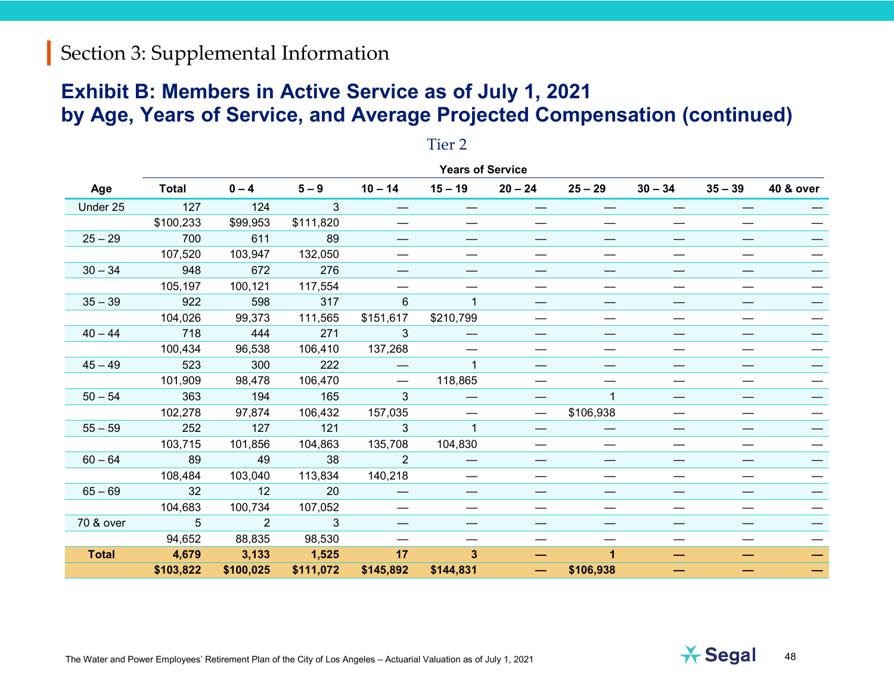## Section 3: Supplemental Information

# Exhibit B: Members in Active Service as of July 1, 2021 by Age, Years of Service, and Average Projected Compensation (continued)

### Tier 2

| | | Years of Service | | | | | | | | |
|---|---|---|---|---|---|---|---|---|---|---|
| **Age** | **Total** | **0 – 4** | **5 – 9** | **10 – 14** | **15 – 19** | **20 – 24** | **25 – 29** | **30 – 34** | **35 – 39** | **40 & over** |
| Under 25 | 127 | 124 | 3 | — | — | — | — | — | — | — |
| | $100,233 | $99,953 | $111,820 | — | — | — | — | — | — | — |
| 25 – 29 | 700 | 611 | 89 | — | — | — | — | — | — | — |
| | 107,520 | 103,947 | 132,050 | — | — | — | — | — | — | — |
| 30 – 34 | 948 | 672 | 276 | — | — | — | — | — | — | — |
| | 105,197 | 100,121 | 117,554 | — | — | — | — | — | — | — |
| 35 – 39 | 922 | 598 | 317 | 6 | 1 | — | — | — | — | — |
| | 104,026 | 99,373 | 111,565 | $151,617 | $210,799 | — | — | — | — | — |
| 40 – 44 | 718 | 444 | 271 | 3 | — | — | — | — | — | — |
| | 100,434 | 96,538 | 106,410 | 137,268 | — | — | — | — | — | — |
| 45 – 49 | 523 | 300 | 222 | — | 1 | — | — | — | — | — |
| | 101,909 | 98,478 | 106,470 | — | 118,865 | — | — | — | — | — |
| 50 – 54 | 363 | 194 | 165 | 3 | — | — | 1 | — | — | — |
| | 102,278 | 97,874 | 106,432 | 157,035 | — | — | $106,938 | — | — | — |
| 55 – 59 | 252 | 127 | 121 | 3 | 1 | — | — | — | — | — |
| | 103,715 | 101,856 | 104,863 | 135,708 | 104,830 | — | — | — | — | — |
| 60 – 64 | 89 | 49 | 38 | 2 | — | — | — | — | — | — |
| | 108,484 | 103,040 | 113,834 | 140,218 | — | — | — | — | — | — |
| 65 – 69 | 32 | 12 | 20 | — | — | — | — | — | — | — |
| | 104,683 | 100,734 | 107,052 | — | — | — | — | — | — | — |
| 70 & over | 5 | 2 | 3 | — | — | — | — | — | — | — |
| | 94,652 | 88,835 | 98,530 | — | — | — | — | — | — | — |
| **Total** | **4,679** | **3,133** | **1,525** | **17** | **3** | **—** | **1** | **—** | **—** | **—** |
| | **$103,822** | **$100,025** | **$111,072** | **$145,892** | **$144,831** | **—** | **$106,938** | **—** | **—** | **—** |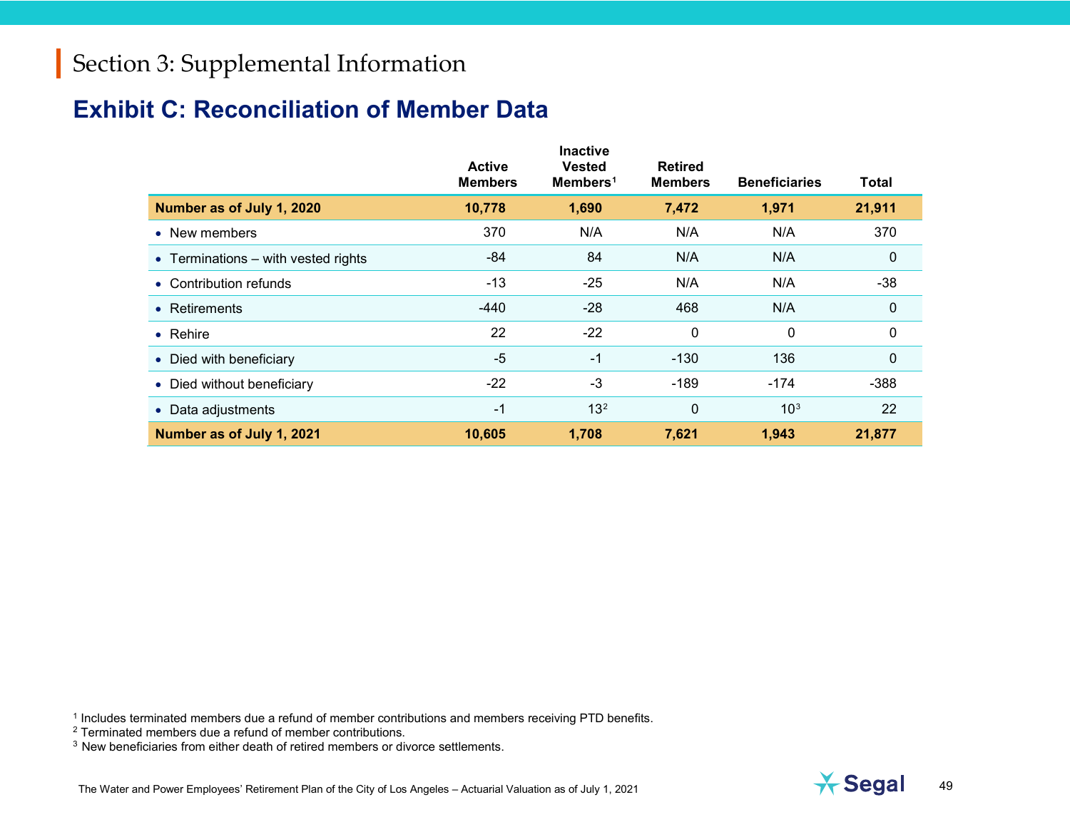# Section 3: Supplemental Information

## Exhibit C: Reconciliation of Member Data

| | Active Members | Inactive Vested Members[1] | Retired Members | Beneficiaries | Total |
|---|---|---|---|---|---|
| **Number as of July 1, 2020** | **10,778** | **1,690** | **7,472** | **1,971** | **21,911** |
| • New members | 370 | N/A | N/A | N/A | 370 |
| • Terminations – with vested rights | -84 | 84 | N/A | N/A | 0 |
| • Contribution refunds | -13 | -25 | N/A | N/A | -38 |
| • Retirements | -440 | -28 | 468 | N/A | 0 |
| • Rehire | 22 | -22 | 0 | 0 | 0 |
| • Died with beneficiary | -5 | -1 | -130 | 136 | 0 |
| • Died without beneficiary | -22 | -3 | -189 | -174 | -388 |
| • Data adjustments | -1 | 13[2] | 0 | 10[3] | 22 |
| **Number as of July 1, 2021** | **10,605** | **1,708** | **7,621** | **1,943** | **21,877** |

[1] Includes terminated members due a refund of member contributions and members receiving PTD benefits.
[2] Terminated members due a refund of member contributions.
[3] New beneficiaries from either death of retired members or divorce settlements.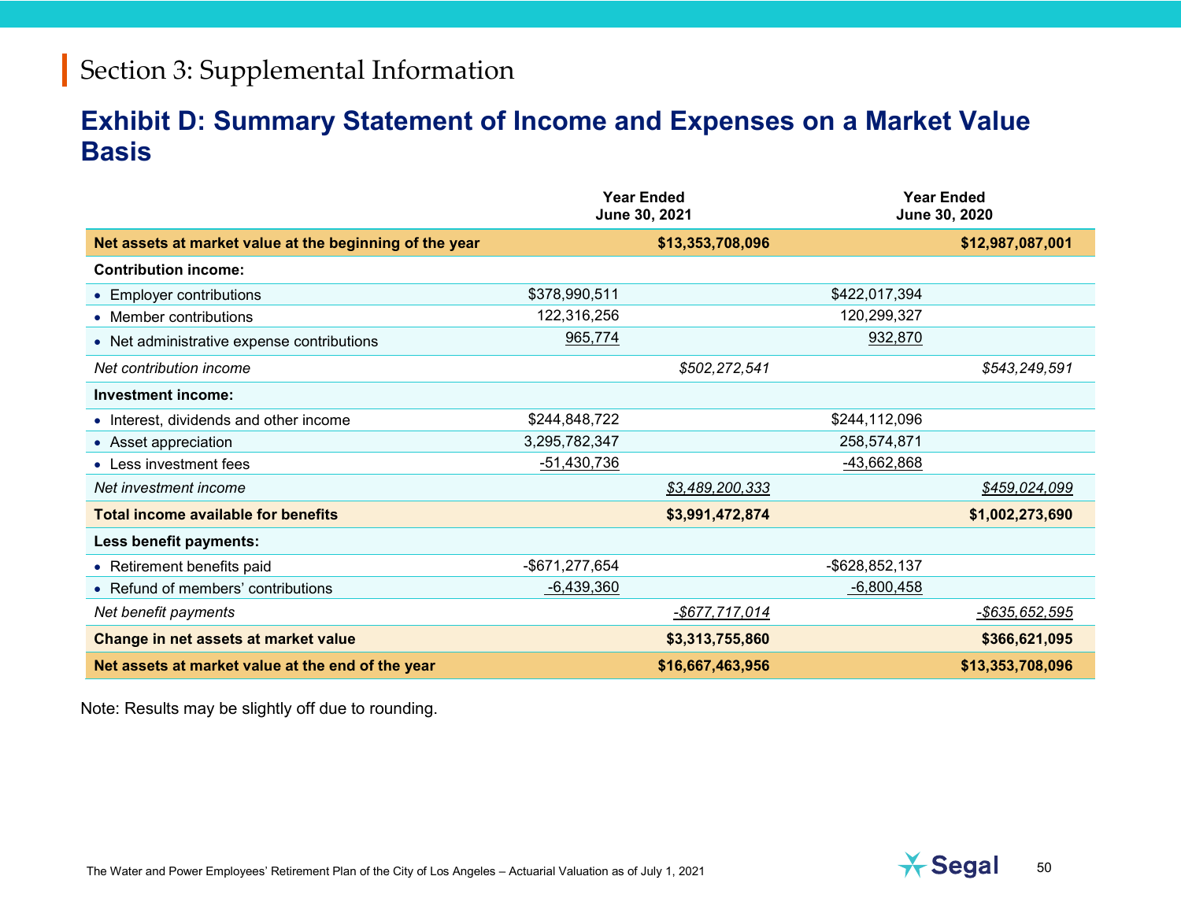# Section 3: Supplemental Information

## Exhibit D: Summary Statement of Income and Expenses on a Market Value Basis

| | Year Ended June 30, 2021 | | Year Ended June 30, 2020 | |
|---|---|---|---|---|
| **Net assets at market value at the beginning of the year** | | **$13,353,708,096** | | **$12,987,087,001** |
| **Contribution income:** | | | | |
| • Employer contributions | $378,990,511 | | $422,017,394 | |
| • Member contributions | 122,316,256 | | 120,299,327 | |
| • Net administrative expense contributions | 965,774 | | 932,870 | |
| *Net contribution income* | | *$502,272,541* | | *$543,249,591* |
| **Investment income:** | | | | |
| • Interest, dividends and other income | $244,848,722 | | $244,112,096 | |
| • Asset appreciation | 3,295,782,347 | | 258,574,871 | |
| • Less investment fees | -51,430,736 | | -43,662,868 | |
| *Net investment income* | | *$3,489,200,333* | | *$459,024,099* |
| **Total income available for benefits** | | **$3,991,472,874** | | **$1,002,273,690** |
| **Less benefit payments:** | | | | |
| • Retirement benefits paid | -$671,277,654 | | -$628,852,137 | |
| • Refund of members' contributions | -6,439,360 | | -6,800,458 | |
| *Net benefit payments* | | *-$677,717,014* | | *-$635,652,595* |
| **Change in net assets at market value** | | **$3,313,755,860** | | **$366,621,095** |
| **Net assets at market value at the end of the year** | | **$16,667,463,956** | | **$13,353,708,096** |

Note: Results may be slightly off due to rounding.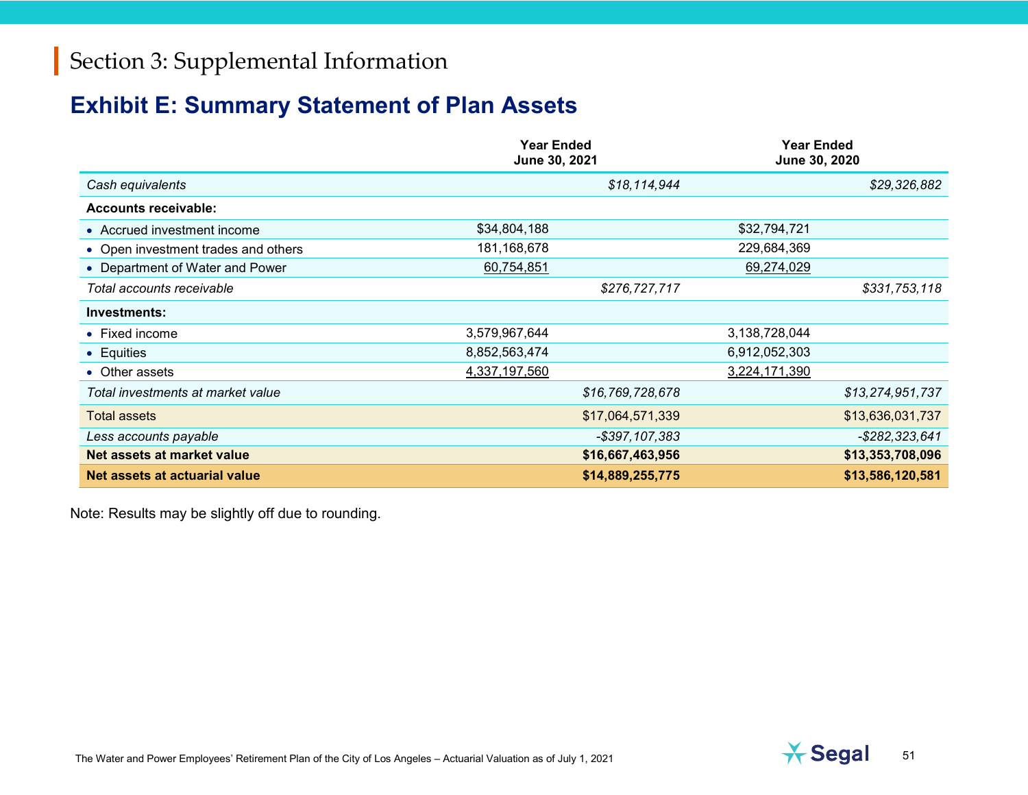# Section 3: Supplemental Information

## Exhibit E: Summary Statement of Plan Assets

| | Year Ended June 30, 2021 | | Year Ended June 30, 2020 | |
|---|---|---|---|---|
| *Cash equivalents* | | *$18,114,944* | | *$29,326,882* |
| **Accounts receivable:** | | | | |
| • Accrued investment income | $34,804,188 | | $32,794,721 | |
| • Open investment trades and others | 181,168,678 | | 229,684,369 | |
| • Department of Water and Power | 60,754,851 | | 69,274,029 | |
| *Total accounts receivable* | | *$276,727,717* | | *$331,753,118* |
| **Investments:** | | | | |
| • Fixed income | 3,579,967,644 | | 3,138,728,044 | |
| • Equities | 8,852,563,474 | | 6,912,052,303 | |
| • Other assets | 4,337,197,560 | | 3,224,171,390 | |
| *Total investments at market value* | | *$16,769,728,678* | | *$13,274,951,737* |
| Total assets | | $17,064,571,339 | | $13,636,031,737 |
| *Less accounts payable* | | *-$397,107,383* | | *-$282,323,641* |
| **Net assets at market value** | | **$16,667,463,956** | | **$13,353,708,096** |
| **Net assets at actuarial value** | | **$14,889,255,775** | | **$13,586,120,581** |

Note: Results may be slightly off due to rounding.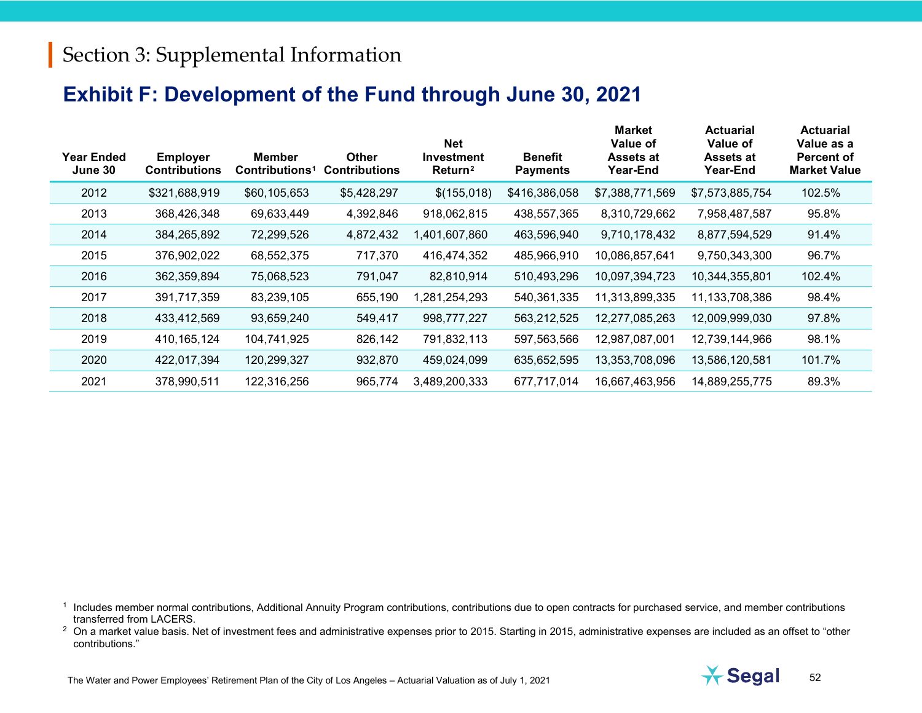# Section 3: Supplemental Information

## Exhibit F: Development of the Fund through June 30, 2021

| Year Ended June 30 | Employer Contributions | Member Contributions[1] | Other Contributions | Net Investment Return[2] | Benefit Payments | Market Value of Assets at Year-End | Actuarial Value of Assets at Year-End | Actuarial Value as a Percent of Market Value |
|---|---|---|---|---|---|---|---|---|
| 2012 | $321,688,919 | $60,105,653 | $5,428,297 | $(155,018) | $416,386,058 | $7,388,771,569 | $7,573,885,754 | 102.5% |
| 2013 | 368,426,348 | 69,633,449 | 4,392,846 | 918,062,815 | 438,557,365 | 8,310,729,662 | 7,958,487,587 | 95.8% |
| 2014 | 384,265,892 | 72,299,526 | 4,872,432 | 1,401,607,860 | 463,596,940 | 9,710,178,432 | 8,877,594,529 | 91.4% |
| 2015 | 376,902,022 | 68,552,375 | 717,370 | 416,474,352 | 485,966,910 | 10,086,857,641 | 9,750,343,300 | 96.7% |
| 2016 | 362,359,894 | 75,068,523 | 791,047 | 82,810,914 | 510,493,296 | 10,097,394,723 | 10,344,355,801 | 102.4% |
| 2017 | 391,717,359 | 83,239,105 | 655,190 | 1,281,254,293 | 540,361,335 | 11,313,899,335 | 11,133,708,386 | 98.4% |
| 2018 | 433,412,569 | 93,659,240 | 549,417 | 998,777,227 | 563,212,525 | 12,277,085,263 | 12,009,999,030 | 97.8% |
| 2019 | 410,165,124 | 104,741,925 | 826,142 | 791,832,113 | 597,563,566 | 12,987,087,001 | 12,739,144,966 | 98.1% |
| 2020 | 422,017,394 | 120,299,327 | 932,870 | 459,024,099 | 635,652,595 | 13,353,708,096 | 13,586,120,581 | 101.7% |
| 2021 | 378,990,511 | 122,316,256 | 965,774 | 3,489,200,333 | 677,717,014 | 16,667,463,956 | 14,889,255,775 | 89.3% |

[1] Includes member normal contributions, Additional Annuity Program contributions, contributions due to open contracts for purchased service, and member contributions transferred from LACERS.

[2] On a market value basis. Net of investment fees and administrative expenses prior to 2015. Starting in 2015, administrative expenses are included as an offset to "other contributions."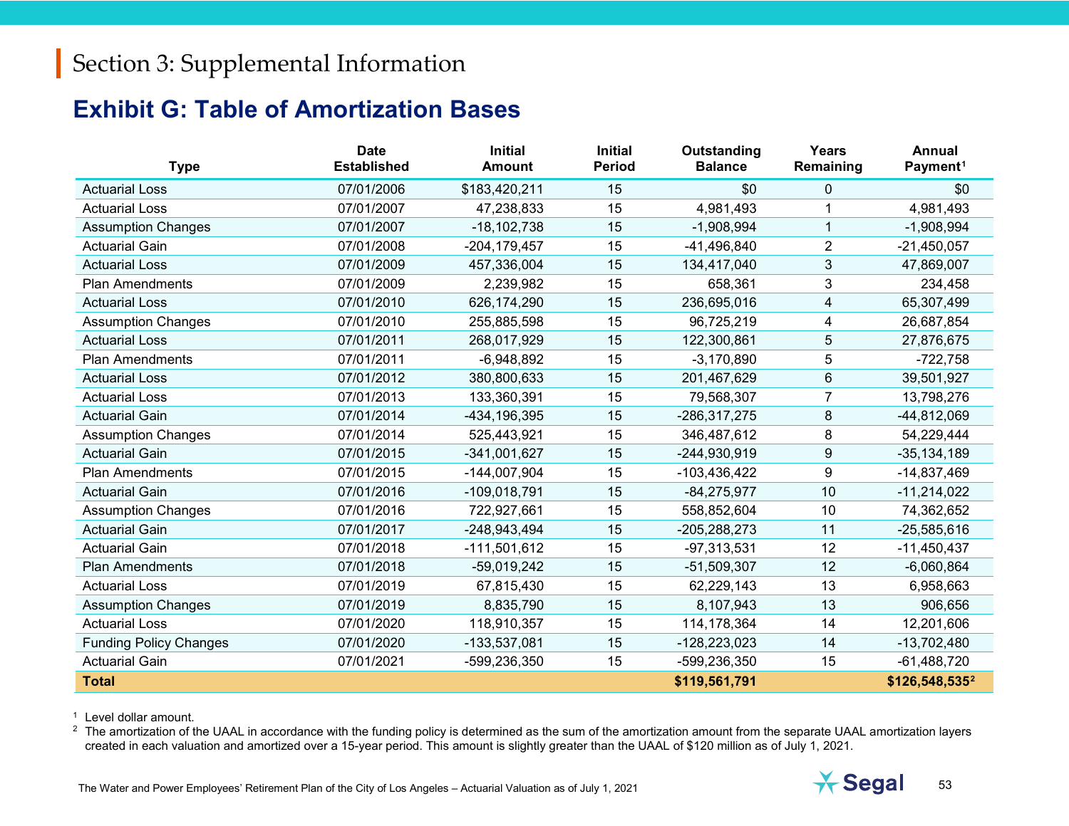# Section 3: Supplemental Information

## Exhibit G: Table of Amortization Bases

| Type | Date Established | Initial Amount | Initial Period | Outstanding Balance | Years Remaining | Annual Payment[1] |
|---|---|---|---|---|---|---|
| Actuarial Loss | 07/01/2006 | $183,420,211 | 15 | $0 | 0 | $0 |
| Actuarial Loss | 07/01/2007 | 47,238,833 | 15 | 4,981,493 | 1 | 4,981,493 |
| Assumption Changes | 07/01/2007 | -18,102,738 | 15 | -1,908,994 | 1 | -1,908,994 |
| Actuarial Gain | 07/01/2008 | -204,179,457 | 15 | -41,496,840 | 2 | -21,450,057 |
| Actuarial Loss | 07/01/2009 | 457,336,004 | 15 | 134,417,040 | 3 | 47,869,007 |
| Plan Amendments | 07/01/2009 | 2,239,982 | 15 | 658,361 | 3 | 234,458 |
| Actuarial Loss | 07/01/2010 | 626,174,290 | 15 | 236,695,016 | 4 | 65,307,499 |
| Assumption Changes | 07/01/2010 | 255,885,598 | 15 | 96,725,219 | 4 | 26,687,854 |
| Actuarial Loss | 07/01/2011 | 268,017,929 | 15 | 122,300,861 | 5 | 27,876,675 |
| Plan Amendments | 07/01/2011 | -6,948,892 | 15 | -3,170,890 | 5 | -722,758 |
| Actuarial Loss | 07/01/2012 | 380,800,633 | 15 | 201,467,629 | 6 | 39,501,927 |
| Actuarial Loss | 07/01/2013 | 133,360,391 | 15 | 79,568,307 | 7 | 13,798,276 |
| Actuarial Gain | 07/01/2014 | -434,196,395 | 15 | -286,317,275 | 8 | -44,812,069 |
| Assumption Changes | 07/01/2014 | 525,443,921 | 15 | 346,487,612 | 8 | 54,229,444 |
| Actuarial Gain | 07/01/2015 | -341,001,627 | 15 | -244,930,919 | 9 | -35,134,189 |
| Plan Amendments | 07/01/2015 | -144,007,904 | 15 | -103,436,422 | 9 | -14,837,469 |
| Actuarial Gain | 07/01/2016 | -109,018,791 | 15 | -84,275,977 | 10 | -11,214,022 |
| Assumption Changes | 07/01/2016 | 722,927,661 | 15 | 558,852,604 | 10 | 74,362,652 |
| Actuarial Gain | 07/01/2017 | -248,943,494 | 15 | -205,288,273 | 11 | -25,585,616 |
| Actuarial Gain | 07/01/2018 | -111,501,612 | 15 | -97,313,531 | 12 | -11,450,437 |
| Plan Amendments | 07/01/2018 | -59,019,242 | 15 | -51,509,307 | 12 | -6,060,864 |
| Actuarial Loss | 07/01/2019 | 67,815,430 | 15 | 62,229,143 | 13 | 6,958,663 |
| Assumption Changes | 07/01/2019 | 8,835,790 | 15 | 8,107,943 | 13 | 906,656 |
| Actuarial Loss | 07/01/2020 | 118,910,357 | 15 | 114,178,364 | 14 | 12,201,606 |
| Funding Policy Changes | 07/01/2020 | -133,537,081 | 15 | -128,223,023 | 14 | -13,702,480 |
| Actuarial Gain | 07/01/2021 | -599,236,350 | 15 | -599,236,350 | 15 | -61,488,720 |
| **Total** | | | | **$119,561,791** | | **$126,548,535[2]** |

[1] Level dollar amount.

[2] The amortization of the UAAL in accordance with the funding policy is determined as the sum of the amortization amount from the separate UAAL amortization layers created in each valuation and amortized over a 15-year period. This amount is slightly greater than the UAAL of $120 million as of July 1, 2021.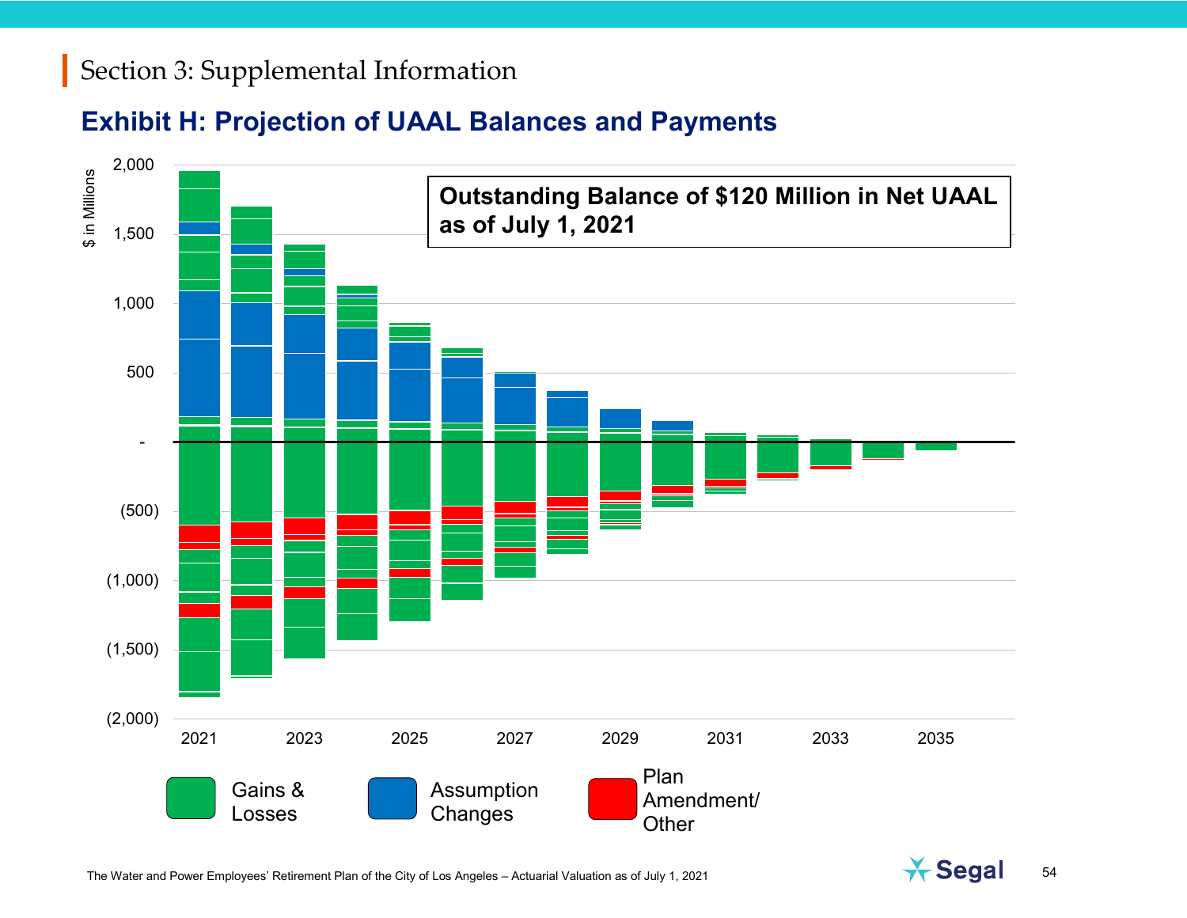## Section 3: Supplemental Information

### Exhibit H: Projection of UAAL Balances and Payments

**Outstanding Balance of $120 Million in Net UAAL as of July 1, 2021**

$ in Millions

2,000
1,500
1,000
500
-
(500)
(1,000)
(1,500)
(2,000)

2021 2023 2025 2027 2029 2031 2033 2035

Gains & Losses | Assumption Changes | Plan Amendment/ Other

The Water and Power Employees' Retirement Plan of the City of Los Angeles – Actuarial Valuation as of July 1, 2021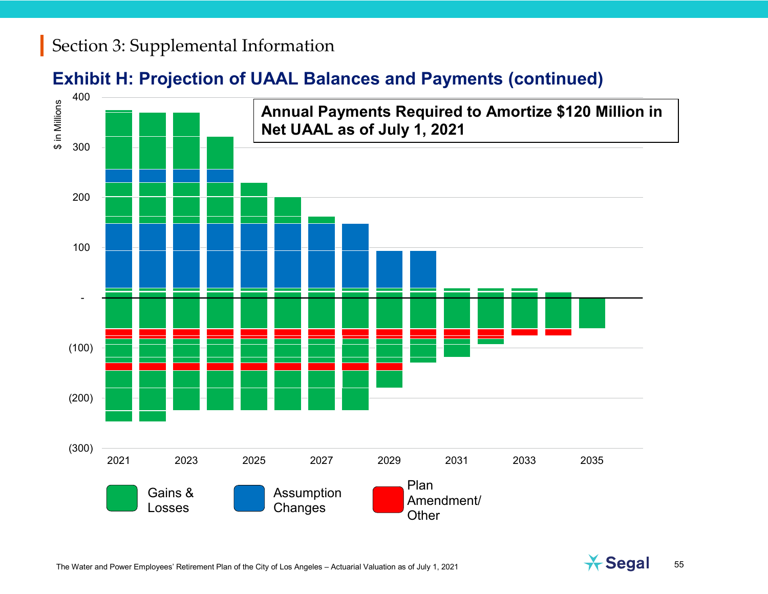# Section 3: Supplemental Information

## Exhibit H: Projection of UAAL Balances and Payments (continued)

**Annual Payments Required to Amortize $120 Million in Net UAAL as of July 1, 2021**

$ in Millions

400
300
200
100
-
(100)
(200)
(300)

2021 2023 2025 2027 2029 2031 2033 2035

Gains & Losses

Assumption Changes

Plan Amendment/ Other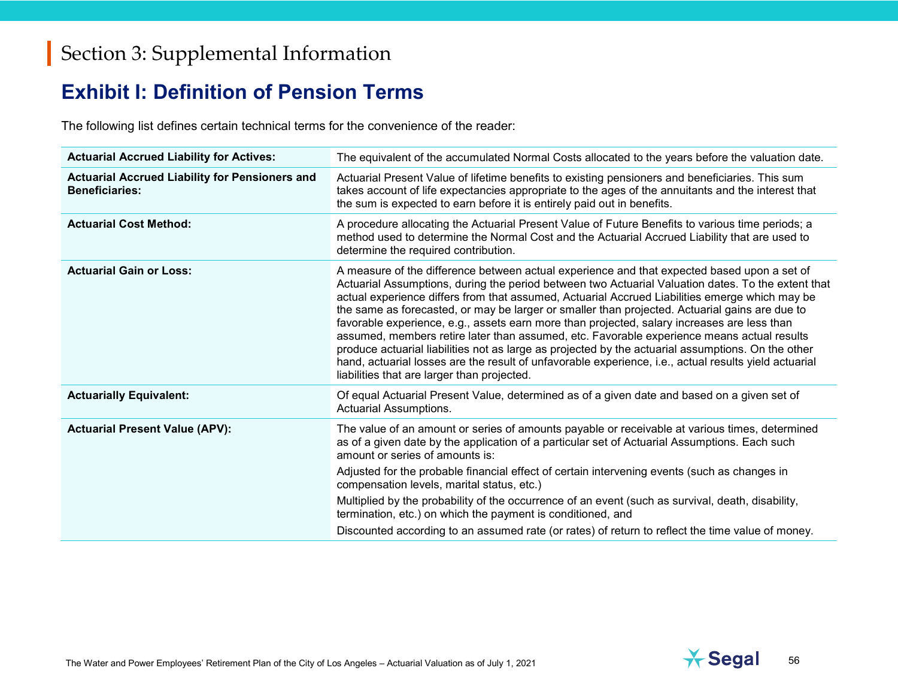# Section 3: Supplemental Information

## Exhibit I: Definition of Pension Terms

The following list defines certain technical terms for the convenience of the reader:

| | |
|---|---|
| **Actuarial Accrued Liability for Actives:** | The equivalent of the accumulated Normal Costs allocated to the years before the valuation date. |
| **Actuarial Accrued Liability for Pensioners and Beneficiaries:** | Actuarial Present Value of lifetime benefits to existing pensioners and beneficiaries. This sum takes account of life expectancies appropriate to the ages of the annuitants and the interest that the sum is expected to earn before it is entirely paid out in benefits. |
| **Actuarial Cost Method:** | A procedure allocating the Actuarial Present Value of Future Benefits to various time periods; a method used to determine the Normal Cost and the Actuarial Accrued Liability that are used to determine the required contribution. |
| **Actuarial Gain or Loss:** | A measure of the difference between actual experience and that expected based upon a set of Actuarial Assumptions, during the period between two Actuarial Valuation dates. To the extent that actual experience differs from that assumed, Actuarial Accrued Liabilities emerge which may be the same as forecasted, or may be larger or smaller than projected. Actuarial gains are due to favorable experience, e.g., assets earn more than projected, salary increases are less than assumed, members retire later than assumed, etc. Favorable experience means actual results produce actuarial liabilities not as large as projected by the actuarial assumptions. On the other hand, actuarial losses are the result of unfavorable experience, i.e., actual results yield actuarial liabilities that are larger than projected. |
| **Actuarially Equivalent:** | Of equal Actuarial Present Value, determined as of a given date and based on a given set of Actuarial Assumptions. |
| **Actuarial Present Value (APV):** | The value of an amount or series of amounts payable or receivable at various times, determined as of a given date by the application of a particular set of Actuarial Assumptions. Each such amount or series of amounts is:<br>Adjusted for the probable financial effect of certain intervening events (such as changes in compensation levels, marital status, etc.)<br>Multiplied by the probability of the occurrence of an event (such as survival, death, disability, termination, etc.) on which the payment is conditioned, and<br>Discounted according to an assumed rate (or rates) of return to reflect the time value of money. |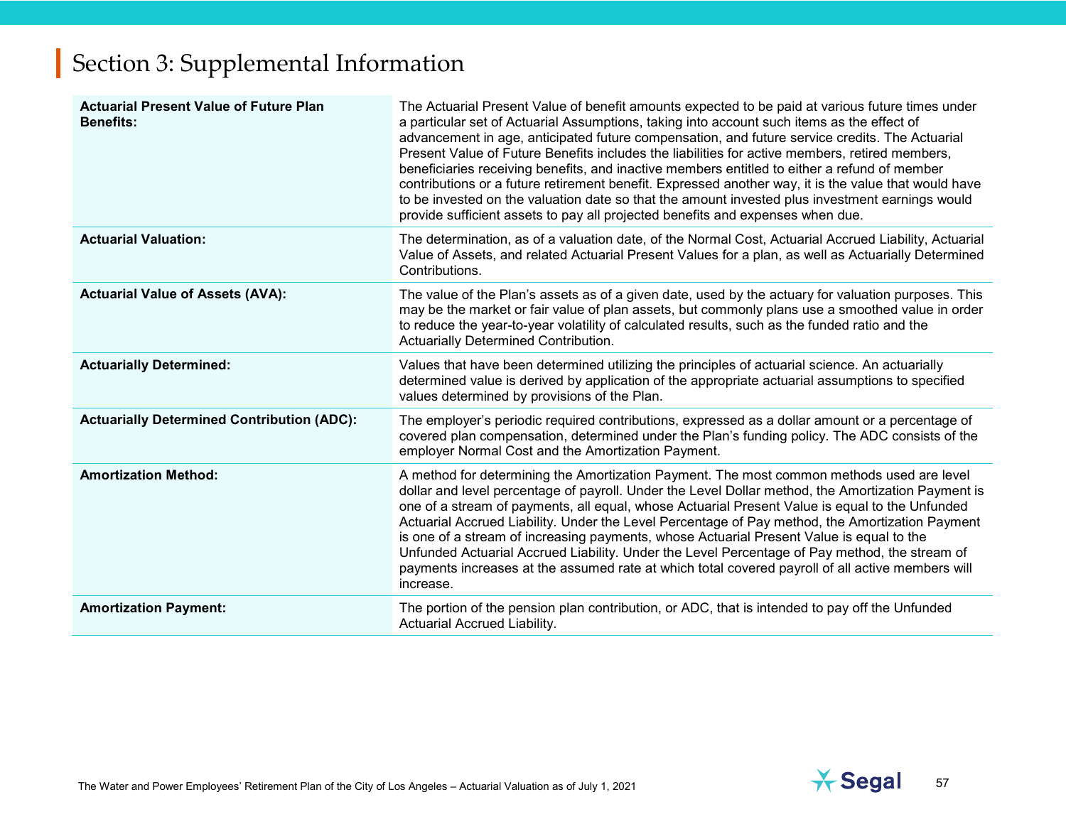# Section 3: Supplemental Information

| | |
|---|---|
| **Actuarial Present Value of Future Plan Benefits:** | The Actuarial Present Value of benefit amounts expected to be paid at various future times under a particular set of Actuarial Assumptions, taking into account such items as the effect of advancement in age, anticipated future compensation, and future service credits. The Actuarial Present Value of Future Benefits includes the liabilities for active members, retired members, beneficiaries receiving benefits, and inactive members entitled to either a refund of member contributions or a future retirement benefit. Expressed another way, it is the value that would have to be invested on the valuation date so that the amount invested plus investment earnings would provide sufficient assets to pay all projected benefits and expenses when due. |
| **Actuarial Valuation:** | The determination, as of a valuation date, of the Normal Cost, Actuarial Accrued Liability, Actuarial Value of Assets, and related Actuarial Present Values for a plan, as well as Actuarially Determined Contributions. |
| **Actuarial Value of Assets (AVA):** | The value of the Plan's assets as of a given date, used by the actuary for valuation purposes. This may be the market or fair value of plan assets, but commonly plans use a smoothed value in order to reduce the year-to-year volatility of calculated results, such as the funded ratio and the Actuarially Determined Contribution. |
| **Actuarially Determined:** | Values that have been determined utilizing the principles of actuarial science. An actuarially determined value is derived by application of the appropriate actuarial assumptions to specified values determined by provisions of the Plan. |
| **Actuarially Determined Contribution (ADC):** | The employer's periodic required contributions, expressed as a dollar amount or a percentage of covered plan compensation, determined under the Plan's funding policy. The ADC consists of the employer Normal Cost and the Amortization Payment. |
| **Amortization Method:** | A method for determining the Amortization Payment. The most common methods used are level dollar and level percentage of payroll. Under the Level Dollar method, the Amortization Payment is one of a stream of payments, all equal, whose Actuarial Present Value is equal to the Unfunded Actuarial Accrued Liability. Under the Level Percentage of Pay method, the Amortization Payment is one of a stream of increasing payments, whose Actuarial Present Value is equal to the Unfunded Actuarial Accrued Liability. Under the Level Percentage of Pay method, the stream of payments increases at the assumed rate at which total covered payroll of all active members will increase. |
| **Amortization Payment:** | The portion of the pension plan contribution, or ADC, that is intended to pay off the Unfunded Actuarial Accrued Liability. |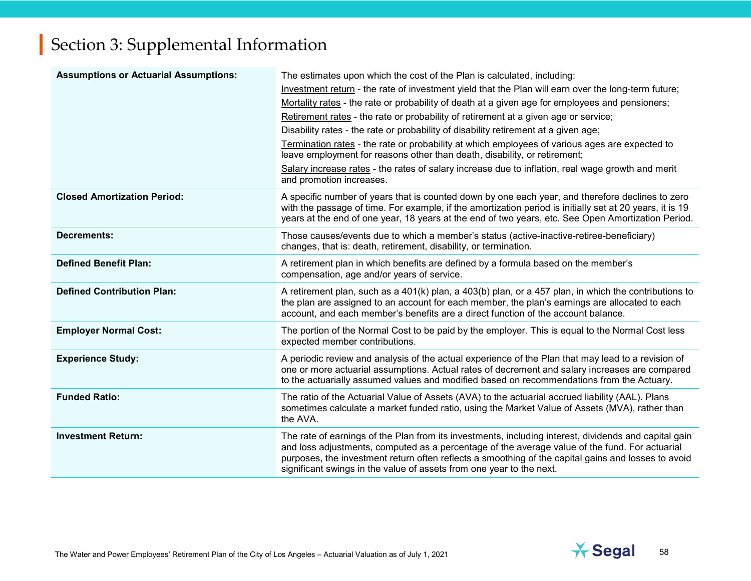# Section 3: Supplemental Information

| Term | Definition |
|---|---|
| **Assumptions or Actuarial Assumptions:** | The estimates upon which the cost of the Plan is calculated, including:<br>Investment return - the rate of investment yield that the Plan will earn over the long-term future;<br>Mortality rates - the rate or probability of death at a given age for employees and pensioners;<br>Retirement rates - the rate or probability of retirement at a given age or service;<br>Disability rates - the rate or probability of disability retirement at a given age;<br>Termination rates - the rate or probability at which employees of various ages are expected to leave employment for reasons other than death, disability, or retirement;<br>Salary increase rates - the rates of salary increase due to inflation, real wage growth and merit and promotion increases. |
| **Closed Amortization Period:** | A specific number of years that is counted down by one each year, and therefore declines to zero with the passage of time. For example, if the amortization period is initially set at 20 years, it is 19 years at the end of one year, 18 years at the end of two years, etc. See Open Amortization Period. |
| **Decrements:** | Those causes/events due to which a member's status (active-inactive-retiree-beneficiary) changes, that is: death, retirement, disability, or termination. |
| **Defined Benefit Plan:** | A retirement plan in which benefits are defined by a formula based on the member's compensation, age and/or years of service. |
| **Defined Contribution Plan:** | A retirement plan, such as a 401(k) plan, a 403(b) plan, or a 457 plan, in which the contributions to the plan are assigned to an account for each member, the plan's earnings are allocated to each account, and each member's benefits are a direct function of the account balance. |
| **Employer Normal Cost:** | The portion of the Normal Cost to be paid by the employer. This is equal to the Normal Cost less expected member contributions. |
| **Experience Study:** | A periodic review and analysis of the actual experience of the Plan that may lead to a revision of one or more actuarial assumptions. Actual rates of decrement and salary increases are compared to the actuarially assumed values and modified based on recommendations from the Actuary. |
| **Funded Ratio:** | The ratio of the Actuarial Value of Assets (AVA) to the actuarial accrued liability (AAL). Plans sometimes calculate a market funded ratio, using the Market Value of Assets (MVA), rather than the AVA. |
| **Investment Return:** | The rate of earnings of the Plan from its investments, including interest, dividends and capital gain and loss adjustments, computed as a percentage of the average value of the fund. For actuarial purposes, the investment return often reflects a smoothing of the capital gains and losses to avoid significant swings in the value of assets from one year to the next. |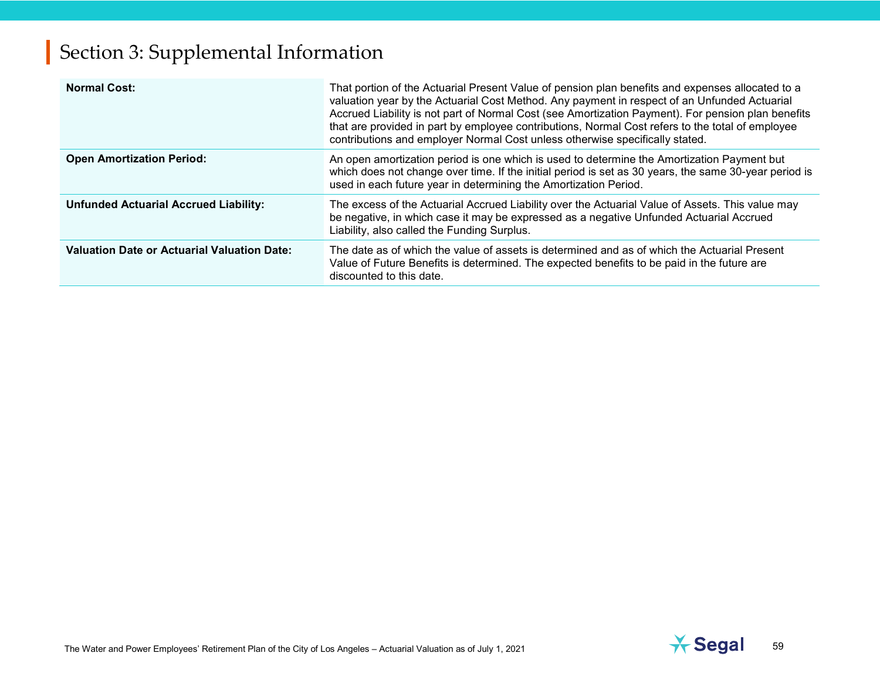# Section 3: Supplemental Information

| | |
|---|---|
| **Normal Cost:** | That portion of the Actuarial Present Value of pension plan benefits and expenses allocated to a valuation year by the Actuarial Cost Method. Any payment in respect of an Unfunded Actuarial Accrued Liability is not part of Normal Cost (see Amortization Payment). For pension plan benefits that are provided in part by employee contributions, Normal Cost refers to the total of employee contributions and employer Normal Cost unless otherwise specifically stated. |
| **Open Amortization Period:** | An open amortization period is one which is used to determine the Amortization Payment but which does not change over time. If the initial period is set as 30 years, the same 30-year period is used in each future year in determining the Amortization Period. |
| **Unfunded Actuarial Accrued Liability:** | The excess of the Actuarial Accrued Liability over the Actuarial Value of Assets. This value may be negative, in which case it may be expressed as a negative Unfunded Actuarial Accrued Liability, also called the Funding Surplus. |
| **Valuation Date or Actuarial Valuation Date:** | The date as of which the value of assets is determined and as of which the Actuarial Present Value of Future Benefits is determined. The expected benefits to be paid in the future are discounted to this date. |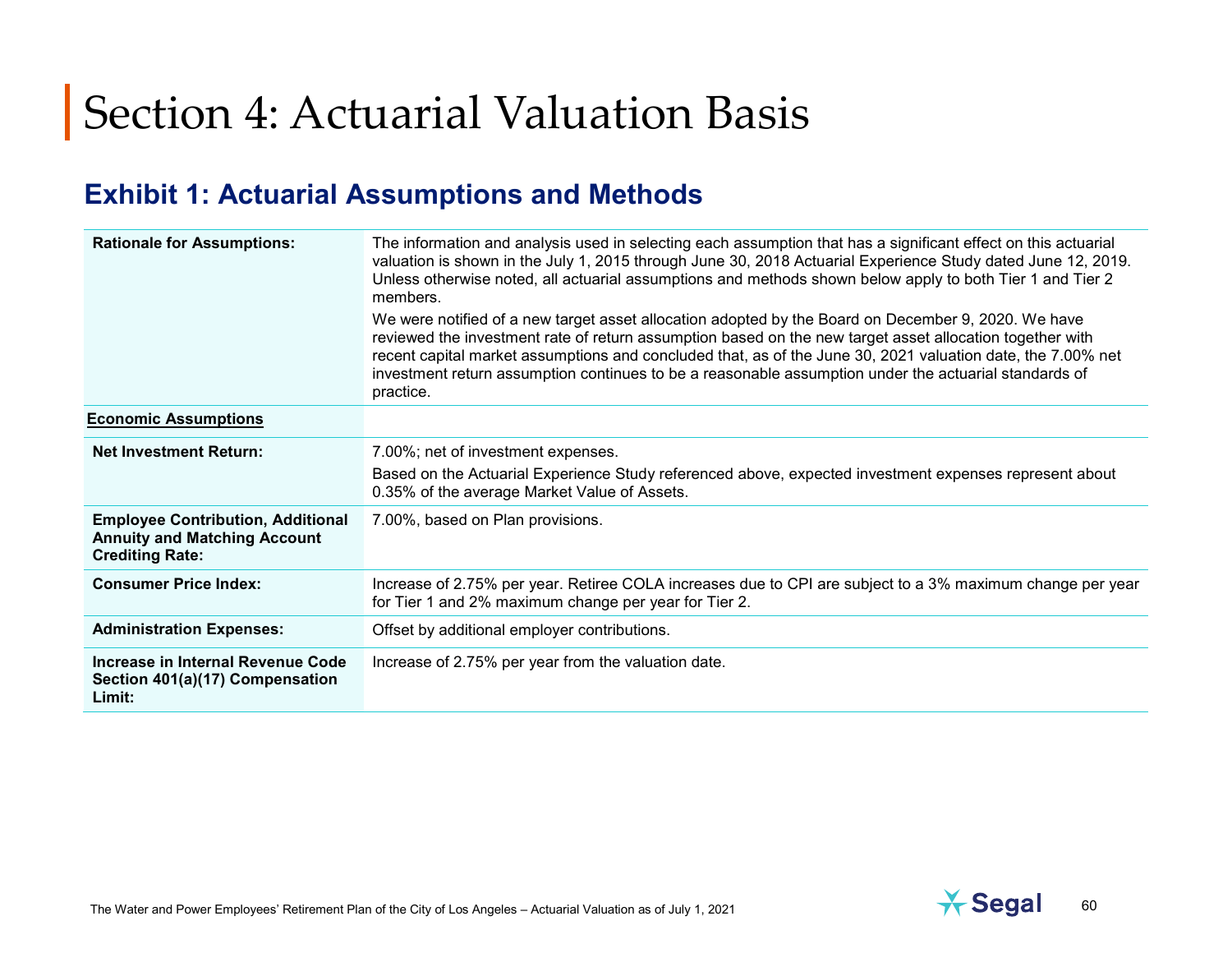# Section 4: Actuarial Valuation Basis

## Exhibit 1: Actuarial Assumptions and Methods

| | |
|---|---|
| **Rationale for Assumptions:** | The information and analysis used in selecting each assumption that has a significant effect on this actuarial valuation is shown in the July 1, 2015 through June 30, 2018 Actuarial Experience Study dated June 12, 2019. Unless otherwise noted, all actuarial assumptions and methods shown below apply to both Tier 1 and Tier 2 members.<br>We were notified of a new target asset allocation adopted by the Board on December 9, 2020. We have reviewed the investment rate of return assumption based on the new target asset allocation together with recent capital market assumptions and concluded that, as of the June 30, 2021 valuation date, the 7.00% net investment return assumption continues to be a reasonable assumption under the actuarial standards of practice. |
| **Economic Assumptions** | |
| **Net Investment Return:** | 7.00%; net of investment expenses.<br>Based on the Actuarial Experience Study referenced above, expected investment expenses represent about 0.35% of the average Market Value of Assets. |
| **Employee Contribution, Additional Annuity and Matching Account Crediting Rate:** | 7.00%, based on Plan provisions. |
| **Consumer Price Index:** | Increase of 2.75% per year. Retiree COLA increases due to CPI are subject to a 3% maximum change per year for Tier 1 and 2% maximum change per year for Tier 2. |
| **Administration Expenses:** | Offset by additional employer contributions. |
| **Increase in Internal Revenue Code Section 401(a)(17) Compensation Limit:** | Increase of 2.75% per year from the valuation date. |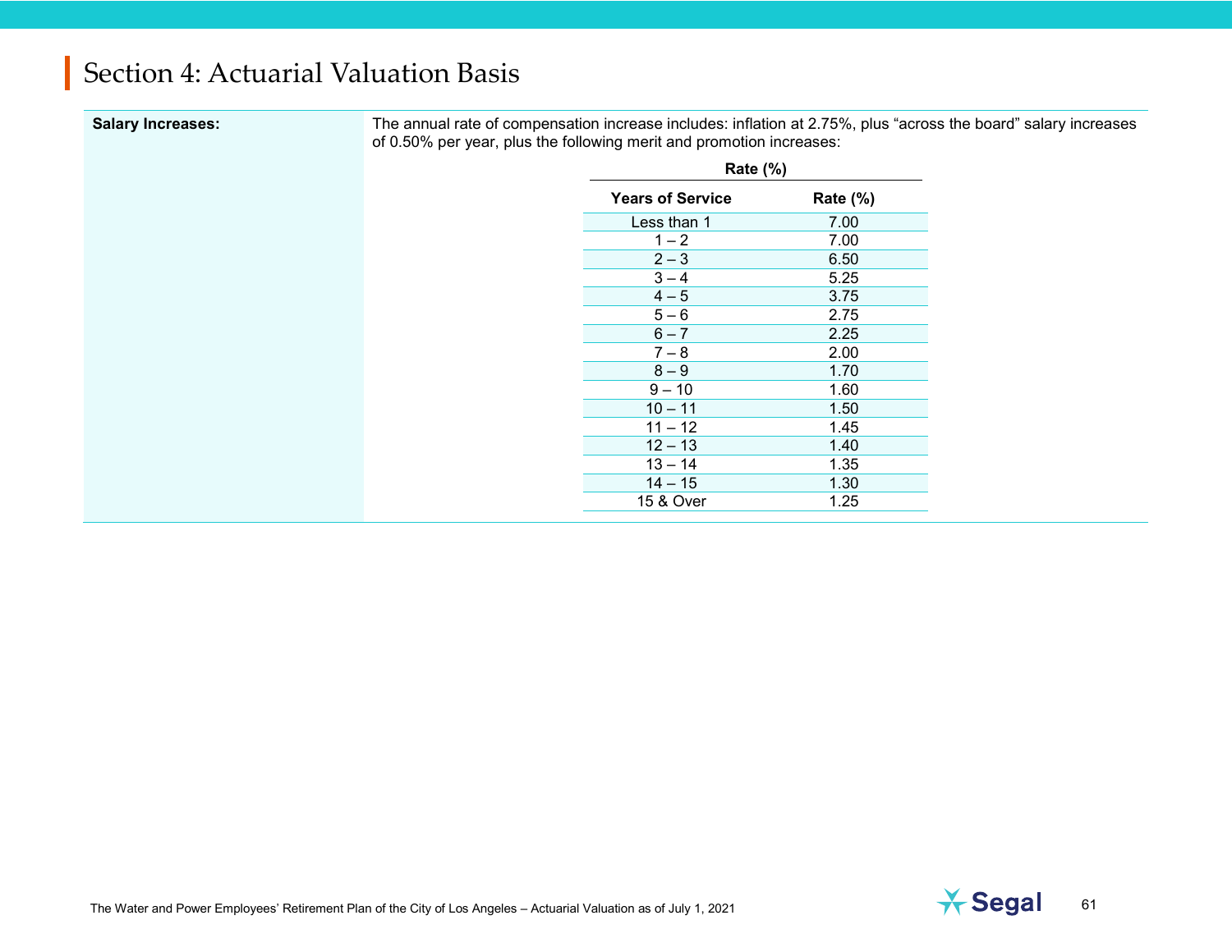# Section 4: Actuarial Valuation Basis

**Salary Increases:**

The annual rate of compensation increase includes: inflation at 2.75%, plus "across the board" salary increases of 0.50% per year, plus the following merit and promotion increases:

| Years of Service | Rate (%) |
|---|---|
| Less than 1 | 7.00 |
| 1 – 2 | 7.00 |
| 2 – 3 | 6.50 |
| 3 – 4 | 5.25 |
| 4 – 5 | 3.75 |
| 5 – 6 | 2.75 |
| 6 – 7 | 2.25 |
| 7 – 8 | 2.00 |
| 8 – 9 | 1.70 |
| 9 – 10 | 1.60 |
| 10 – 11 | 1.50 |
| 11 – 12 | 1.45 |
| 12 – 13 | 1.40 |
| 13 – 14 | 1.35 |
| 14 – 15 | 1.30 |
| 15 & Over | 1.25 |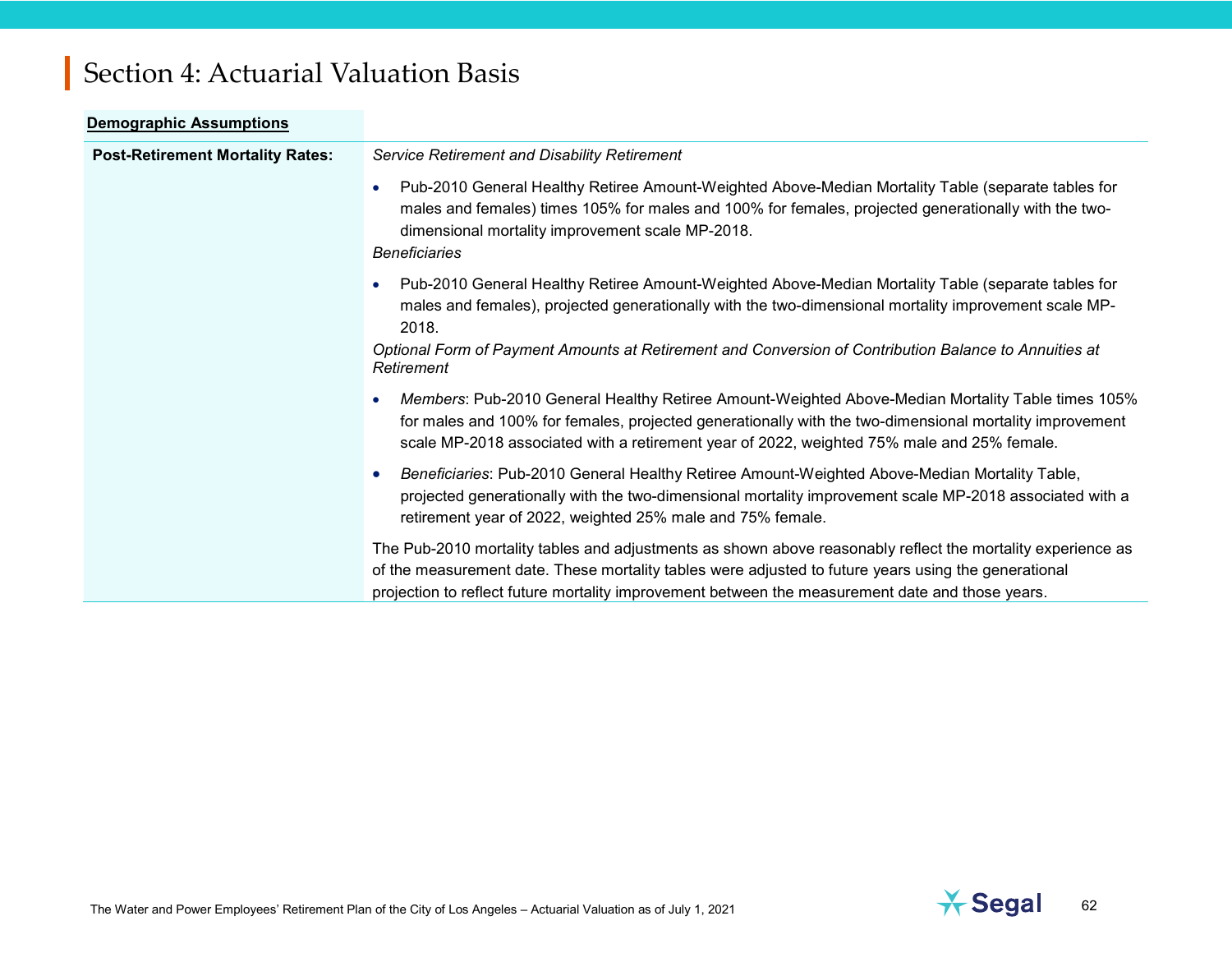# Section 4: Actuarial Valuation Basis

**Demographic Assumptions**

**Post-Retirement Mortality Rates:**

*Service Retirement and Disability Retirement*

- Pub-2010 General Healthy Retiree Amount-Weighted Above-Median Mortality Table (separate tables for males and females) times 105% for males and 100% for females, projected generationally with the two-dimensional mortality improvement scale MP-2018.

*Beneficiaries*

- Pub-2010 General Healthy Retiree Amount-Weighted Above-Median Mortality Table (separate tables for males and females), projected generationally with the two-dimensional mortality improvement scale MP-2018.

*Optional Form of Payment Amounts at Retirement and Conversion of Contribution Balance to Annuities at Retirement*

- *Members*: Pub-2010 General Healthy Retiree Amount-Weighted Above-Median Mortality Table times 105% for males and 100% for females, projected generationally with the two-dimensional mortality improvement scale MP-2018 associated with a retirement year of 2022, weighted 75% male and 25% female.
- *Beneficiaries*: Pub-2010 General Healthy Retiree Amount-Weighted Above-Median Mortality Table, projected generationally with the two-dimensional mortality improvement scale MP-2018 associated with a retirement year of 2022, weighted 25% male and 75% female.

The Pub-2010 mortality tables and adjustments as shown above reasonably reflect the mortality experience as of the measurement date. These mortality tables were adjusted to future years using the generational projection to reflect future mortality improvement between the measurement date and those years.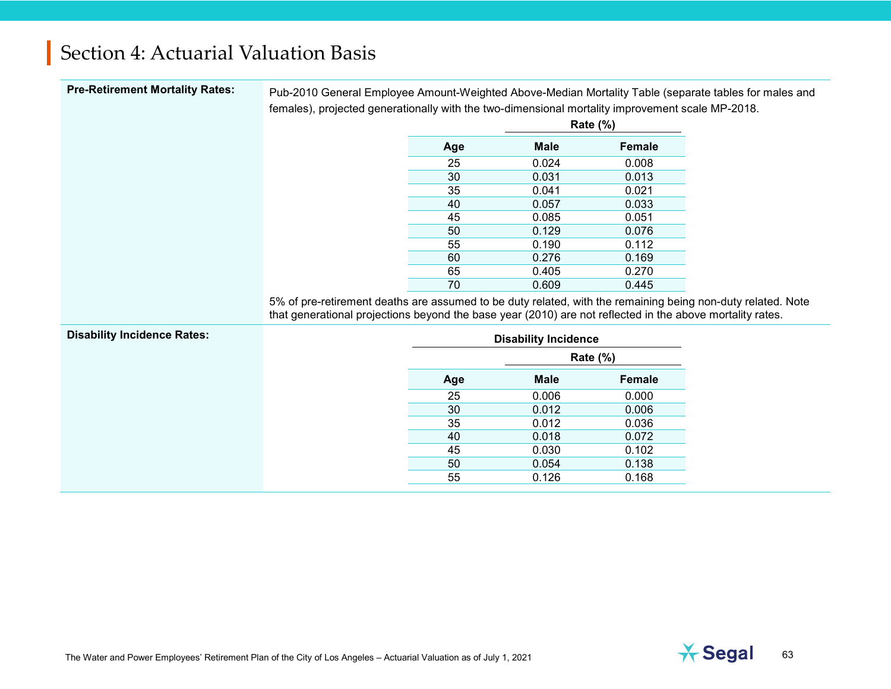# Section 4: Actuarial Valuation Basis

**Pre-Retirement Mortality Rates:**

Pub-2010 General Employee Amount-Weighted Above-Median Mortality Table (separate tables for males and females), projected generationally with the two-dimensional mortality improvement scale MP-2018.

| | Rate (%) | |
|---|---|---|
| **Age** | **Male** | **Female** |
| 25 | 0.024 | 0.008 |
| 30 | 0.031 | 0.013 |
| 35 | 0.041 | 0.021 |
| 40 | 0.057 | 0.033 |
| 45 | 0.085 | 0.051 |
| 50 | 0.129 | 0.076 |
| 55 | 0.190 | 0.112 |
| 60 | 0.276 | 0.169 |
| 65 | 0.405 | 0.270 |
| 70 | 0.609 | 0.445 |

5% of pre-retirement deaths are assumed to be duty related, with the remaining being non-duty related. Note that generational projections beyond the base year (2010) are not reflected in the above mortality rates.

**Disability Incidence Rates:**

| Disability Incidence | | |
|---|---|---|
| | Rate (%) | |
| **Age** | **Male** | **Female** |
| 25 | 0.006 | 0.000 |
| 30 | 0.012 | 0.006 |
| 35 | 0.012 | 0.036 |
| 40 | 0.018 | 0.072 |
| 45 | 0.030 | 0.102 |
| 50 | 0.054 | 0.138 |
| 55 | 0.126 | 0.168 |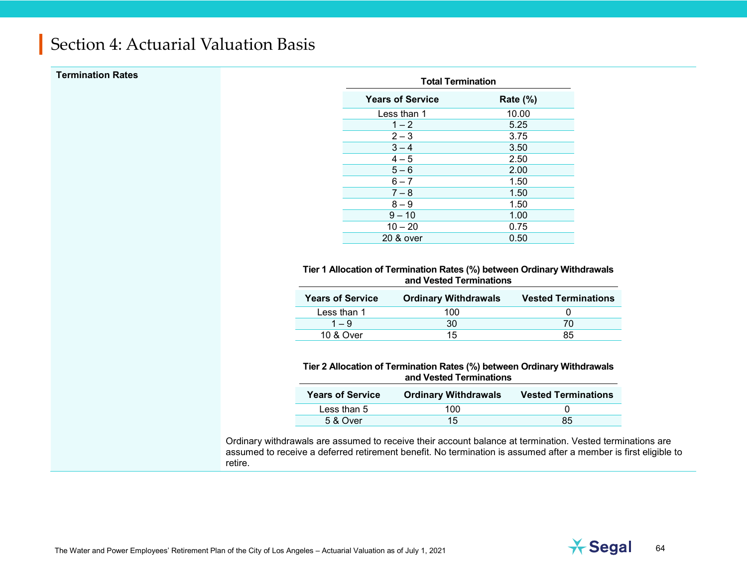# Section 4: Actuarial Valuation Basis

**Termination Rates**

**Total Termination**

| Years of Service | Rate (%) |
|---|---|
| Less than 1 | 10.00 |
| 1 – 2 | 5.25 |
| 2 – 3 | 3.75 |
| 3 – 4 | 3.50 |
| 4 – 5 | 2.50 |
| 5 – 6 | 2.00 |
| 6 – 7 | 1.50 |
| 7 – 8 | 1.50 |
| 8 – 9 | 1.50 |
| 9 – 10 | 1.00 |
| 10 – 20 | 0.75 |
| 20 & over | 0.50 |

**Tier 1 Allocation of Termination Rates (%) between Ordinary Withdrawals and Vested Terminations**

| Years of Service | Ordinary Withdrawals | Vested Terminations |
|---|---|---|
| Less than 1 | 100 | 0 |
| 1 – 9 | 30 | 70 |
| 10 & Over | 15 | 85 |

**Tier 2 Allocation of Termination Rates (%) between Ordinary Withdrawals and Vested Terminations**

| Years of Service | Ordinary Withdrawals | Vested Terminations |
|---|---|---|
| Less than 5 | 100 | 0 |
| 5 & Over | 15 | 85 |

Ordinary withdrawals are assumed to receive their account balance at termination. Vested terminations are assumed to receive a deferred retirement benefit. No termination is assumed after a member is first eligible to retire.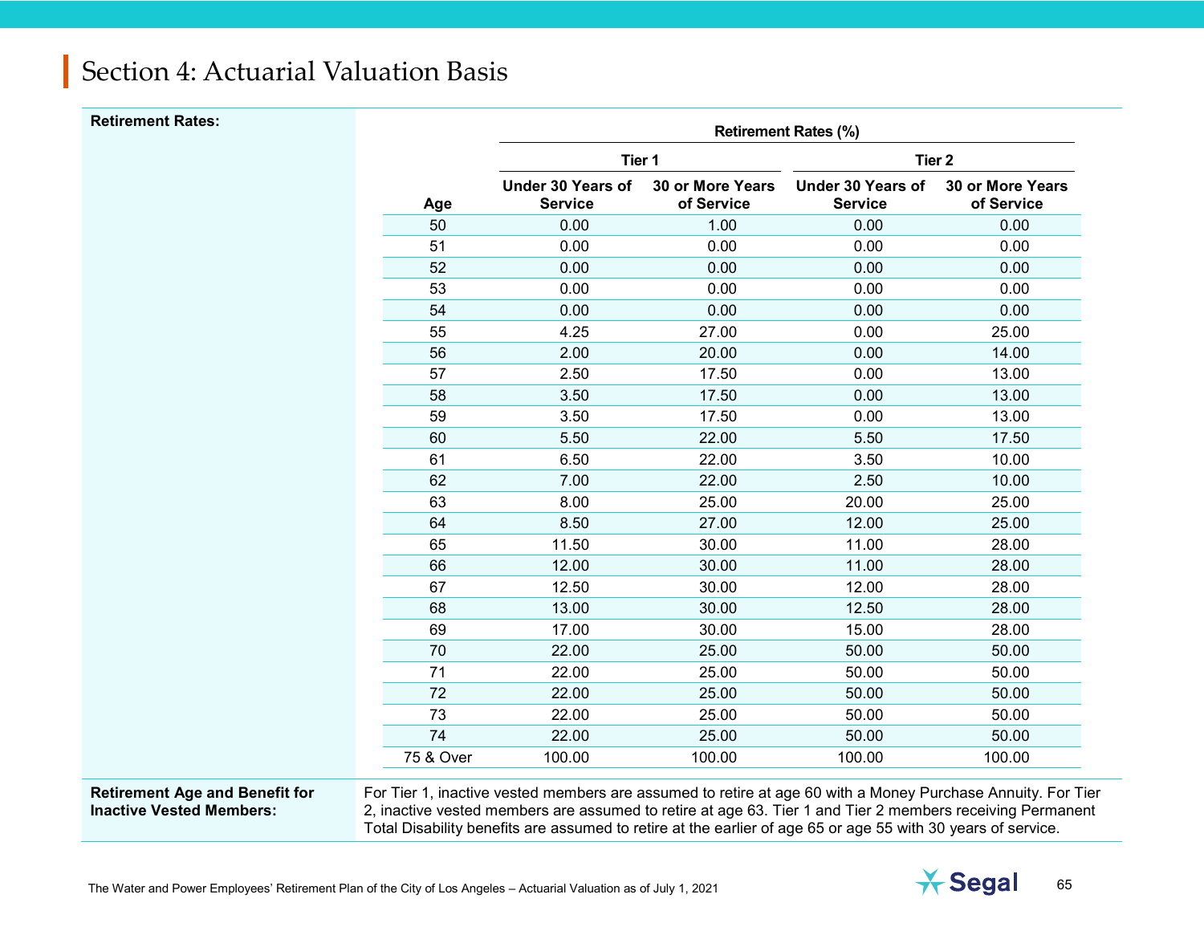# Section 4: Actuarial Valuation Basis

**Retirement Rates:**

| | Retirement Rates (%) | | | |
|---|---|---|---|---|
| | Tier 1 | | Tier 2 | |
| Age | Under 30 Years of Service | 30 or More Years of Service | Under 30 Years of Service | 30 or More Years of Service |
| 50 | 0.00 | 1.00 | 0.00 | 0.00 |
| 51 | 0.00 | 0.00 | 0.00 | 0.00 |
| 52 | 0.00 | 0.00 | 0.00 | 0.00 |
| 53 | 0.00 | 0.00 | 0.00 | 0.00 |
| 54 | 0.00 | 0.00 | 0.00 | 0.00 |
| 55 | 4.25 | 27.00 | 0.00 | 25.00 |
| 56 | 2.00 | 20.00 | 0.00 | 14.00 |
| 57 | 2.50 | 17.50 | 0.00 | 13.00 |
| 58 | 3.50 | 17.50 | 0.00 | 13.00 |
| 59 | 3.50 | 17.50 | 0.00 | 13.00 |
| 60 | 5.50 | 22.00 | 5.50 | 17.50 |
| 61 | 6.50 | 22.00 | 3.50 | 10.00 |
| 62 | 7.00 | 22.00 | 2.50 | 10.00 |
| 63 | 8.00 | 25.00 | 20.00 | 25.00 |
| 64 | 8.50 | 27.00 | 12.00 | 25.00 |
| 65 | 11.50 | 30.00 | 11.00 | 28.00 |
| 66 | 12.00 | 30.00 | 11.00 | 28.00 |
| 67 | 12.50 | 30.00 | 12.00 | 28.00 |
| 68 | 13.00 | 30.00 | 12.50 | 28.00 |
| 69 | 17.00 | 30.00 | 15.00 | 28.00 |
| 70 | 22.00 | 25.00 | 50.00 | 50.00 |
| 71 | 22.00 | 25.00 | 50.00 | 50.00 |
| 72 | 22.00 | 25.00 | 50.00 | 50.00 |
| 73 | 22.00 | 25.00 | 50.00 | 50.00 |
| 74 | 22.00 | 25.00 | 50.00 | 50.00 |
| 75 & Over | 100.00 | 100.00 | 100.00 | 100.00 |

**Retirement Age and Benefit for Inactive Vested Members:**

For Tier 1, inactive vested members are assumed to retire at age 60 with a Money Purchase Annuity. For Tier 2, inactive vested members are assumed to retire at age 63. Tier 1 and Tier 2 members receiving Permanent Total Disability benefits are assumed to retire at the earlier of age 65 or age 55 with 30 years of service.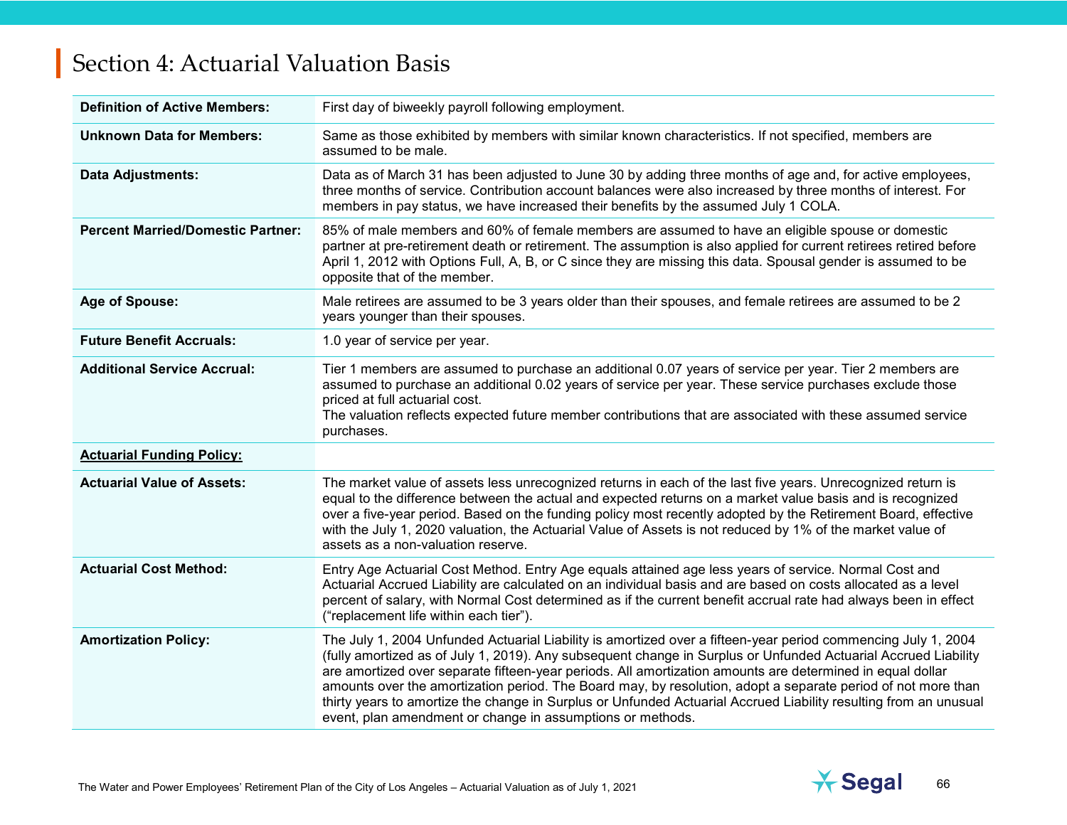# Section 4: Actuarial Valuation Basis

| | |
|---|---|
| **Definition of Active Members:** | First day of biweekly payroll following employment. |
| **Unknown Data for Members:** | Same as those exhibited by members with similar known characteristics. If not specified, members are assumed to be male. |
| **Data Adjustments:** | Data as of March 31 has been adjusted to June 30 by adding three months of age and, for active employees, three months of service. Contribution account balances were also increased by three months of interest. For members in pay status, we have increased their benefits by the assumed July 1 COLA. |
| **Percent Married/Domestic Partner:** | 85% of male members and 60% of female members are assumed to have an eligible spouse or domestic partner at pre-retirement death or retirement. The assumption is also applied for current retirees retired before April 1, 2012 with Options Full, A, B, or C since they are missing this data. Spousal gender is assumed to be opposite that of the member. |
| **Age of Spouse:** | Male retirees are assumed to be 3 years older than their spouses, and female retirees are assumed to be 2 years younger than their spouses. |
| **Future Benefit Accruals:** | 1.0 year of service per year. |
| **Additional Service Accrual:** | Tier 1 members are assumed to purchase an additional 0.07 years of service per year. Tier 2 members are assumed to purchase an additional 0.02 years of service per year. These service purchases exclude those priced at full actuarial cost.<br>The valuation reflects expected future member contributions that are associated with these assumed service purchases. |
| **<u>Actuarial Funding Policy:</u>** | |
| **Actuarial Value of Assets:** | The market value of assets less unrecognized returns in each of the last five years. Unrecognized return is equal to the difference between the actual and expected returns on a market value basis and is recognized over a five-year period. Based on the funding policy most recently adopted by the Retirement Board, effective with the July 1, 2020 valuation, the Actuarial Value of Assets is not reduced by 1% of the market value of assets as a non-valuation reserve. |
| **Actuarial Cost Method:** | Entry Age Actuarial Cost Method. Entry Age equals attained age less years of service. Normal Cost and Actuarial Accrued Liability are calculated on an individual basis and are based on costs allocated as a level percent of salary, with Normal Cost determined as if the current benefit accrual rate had always been in effect ("replacement life within each tier"). |
| **Amortization Policy:** | The July 1, 2004 Unfunded Actuarial Liability is amortized over a fifteen-year period commencing July 1, 2004 (fully amortized as of July 1, 2019). Any subsequent change in Surplus or Unfunded Actuarial Accrued Liability are amortized over separate fifteen-year periods. All amortization amounts are determined in equal dollar amounts over the amortization period. The Board may, by resolution, adopt a separate period of not more than thirty years to amortize the change in Surplus or Unfunded Actuarial Accrued Liability resulting from an unusual event, plan amendment or change in assumptions or methods. |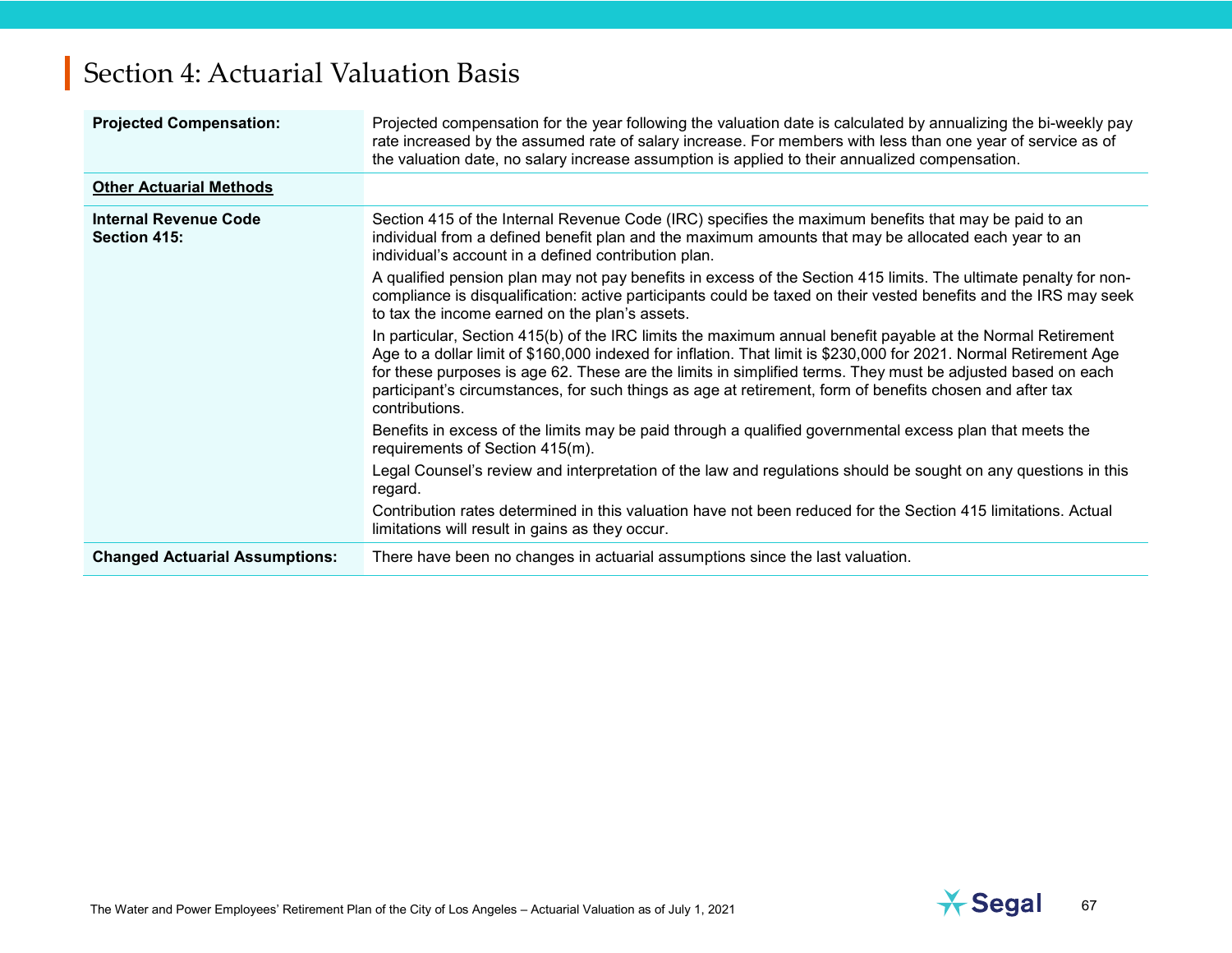# Section 4: Actuarial Valuation Basis

| | |
|---|---|
| **Projected Compensation:** | Projected compensation for the year following the valuation date is calculated by annualizing the bi-weekly pay rate increased by the assumed rate of salary increase. For members with less than one year of service as of the valuation date, no salary increase assumption is applied to their annualized compensation. |
| **Other Actuarial Methods** | |
| **Internal Revenue Code Section 415:** | Section 415 of the Internal Revenue Code (IRC) specifies the maximum benefits that may be paid to an individual from a defined benefit plan and the maximum amounts that may be allocated each year to an individual's account in a defined contribution plan.<br><br>A qualified pension plan may not pay benefits in excess of the Section 415 limits. The ultimate penalty for non-compliance is disqualification: active participants could be taxed on their vested benefits and the IRS may seek to tax the income earned on the plan's assets.<br><br>In particular, Section 415(b) of the IRC limits the maximum annual benefit payable at the Normal Retirement Age to a dollar limit of $160,000 indexed for inflation. That limit is $230,000 for 2021. Normal Retirement Age for these purposes is age 62. These are the limits in simplified terms. They must be adjusted based on each participant's circumstances, for such things as age at retirement, form of benefits chosen and after tax contributions.<br><br>Benefits in excess of the limits may be paid through a qualified governmental excess plan that meets the requirements of Section 415(m).<br><br>Legal Counsel's review and interpretation of the law and regulations should be sought on any questions in this regard.<br><br>Contribution rates determined in this valuation have not been reduced for the Section 415 limitations. Actual limitations will result in gains as they occur. |
| **Changed Actuarial Assumptions:** | There have been no changes in actuarial assumptions since the last valuation. |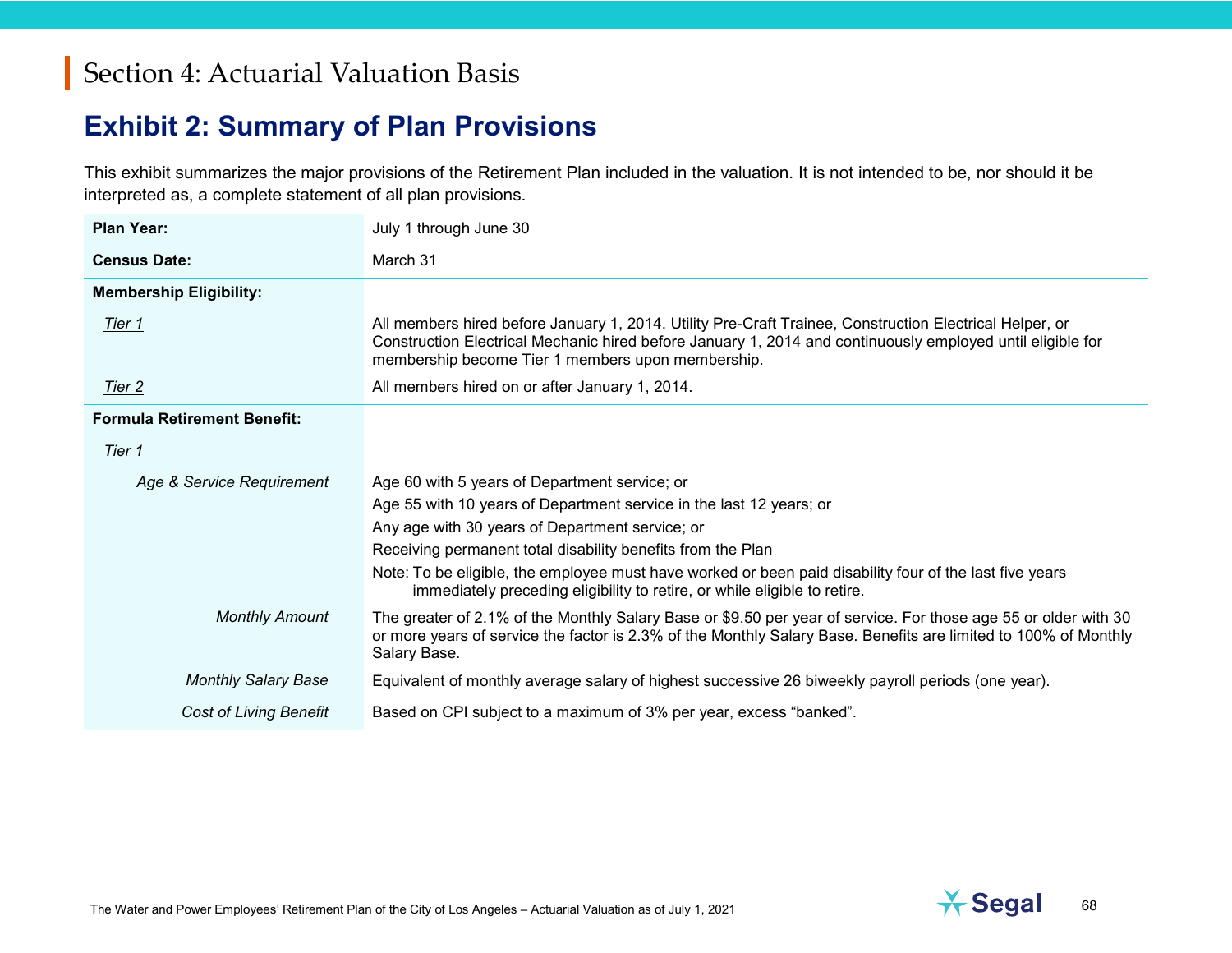# Section 4: Actuarial Valuation Basis

## Exhibit 2: Summary of Plan Provisions

This exhibit summarizes the major provisions of the Retirement Plan included in the valuation. It is not intended to be, nor should it be interpreted as, a complete statement of all plan provisions.

| | |
|---|---|
| **Plan Year:** | July 1 through June 30 |
| **Census Date:** | March 31 |
| **Membership Eligibility:** | |
| *Tier 1* | All members hired before January 1, 2014. Utility Pre-Craft Trainee, Construction Electrical Helper, or Construction Electrical Mechanic hired before January 1, 2014 and continuously employed until eligible for membership become Tier 1 members upon membership. |
| *Tier 2* | All members hired on or after January 1, 2014. |
| **Formula Retirement Benefit:** | |
| *Tier 1* | |
| *Age & Service Requirement* | Age 60 with 5 years of Department service; or<br>Age 55 with 10 years of Department service in the last 12 years; or<br>Any age with 30 years of Department service; or<br>Receiving permanent total disability benefits from the Plan<br>Note: To be eligible, the employee must have worked or been paid disability four of the last five years immediately preceding eligibility to retire, or while eligible to retire. |
| *Monthly Amount* | The greater of 2.1% of the Monthly Salary Base or $9.50 per year of service. For those age 55 or older with 30 or more years of service the factor is 2.3% of the Monthly Salary Base. Benefits are limited to 100% of Monthly Salary Base. |
| *Monthly Salary Base* | Equivalent of monthly average salary of highest successive 26 biweekly payroll periods (one year). |
| *Cost of Living Benefit* | Based on CPI subject to a maximum of 3% per year, excess "banked". |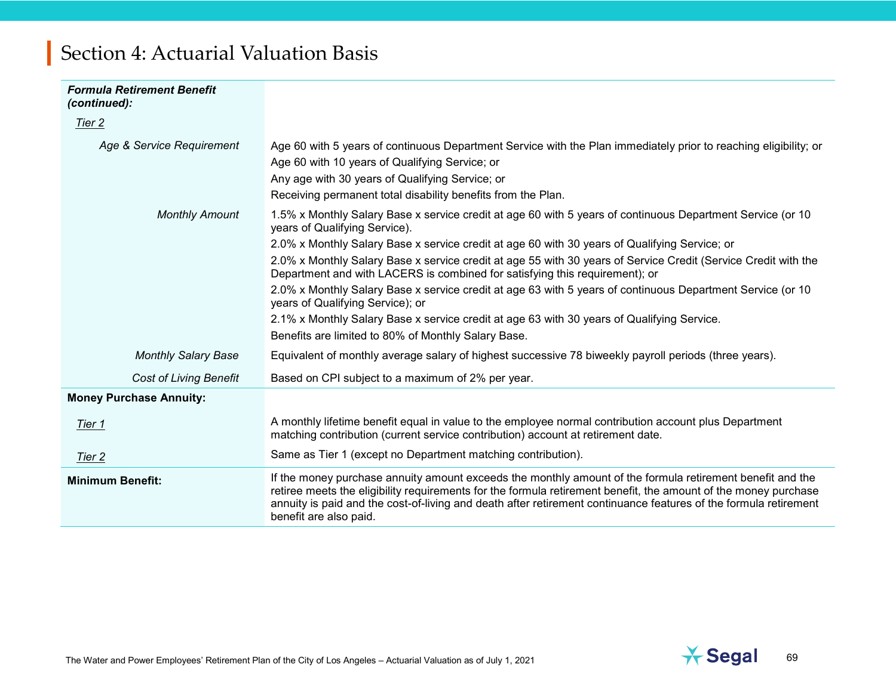# Section 4: Actuarial Valuation Basis

| | |
|---|---|
| ***Formula Retirement Benefit (continued):*** | |
| *Tier 2* | |
| *Age & Service Requirement* | Age 60 with 5 years of continuous Department Service with the Plan immediately prior to reaching eligibility; or<br>Age 60 with 10 years of Qualifying Service; or<br>Any age with 30 years of Qualifying Service; or<br>Receiving permanent total disability benefits from the Plan. |
| *Monthly Amount* | 1.5% x Monthly Salary Base x service credit at age 60 with 5 years of continuous Department Service (or 10 years of Qualifying Service).<br>2.0% x Monthly Salary Base x service credit at age 60 with 30 years of Qualifying Service; or<br>2.0% x Monthly Salary Base x service credit at age 55 with 30 years of Service Credit (Service Credit with the Department and with LACERS is combined for satisfying this requirement); or<br>2.0% x Monthly Salary Base x service credit at age 63 with 5 years of continuous Department Service (or 10 years of Qualifying Service); or<br>2.1% x Monthly Salary Base x service credit at age 63 with 30 years of Qualifying Service.<br>Benefits are limited to 80% of Monthly Salary Base. |
| *Monthly Salary Base* | Equivalent of monthly average salary of highest successive 78 biweekly payroll periods (three years). |
| *Cost of Living Benefit* | Based on CPI subject to a maximum of 2% per year. |
| **Money Purchase Annuity:** | |
| *Tier 1* | A monthly lifetime benefit equal in value to the employee normal contribution account plus Department matching contribution (current service contribution) account at retirement date. |
| *Tier 2* | Same as Tier 1 (except no Department matching contribution). |
| **Minimum Benefit:** | If the money purchase annuity amount exceeds the monthly amount of the formula retirement benefit and the retiree meets the eligibility requirements for the formula retirement benefit, the amount of the money purchase annuity is paid and the cost-of-living and death after retirement continuance features of the formula retirement benefit are also paid. |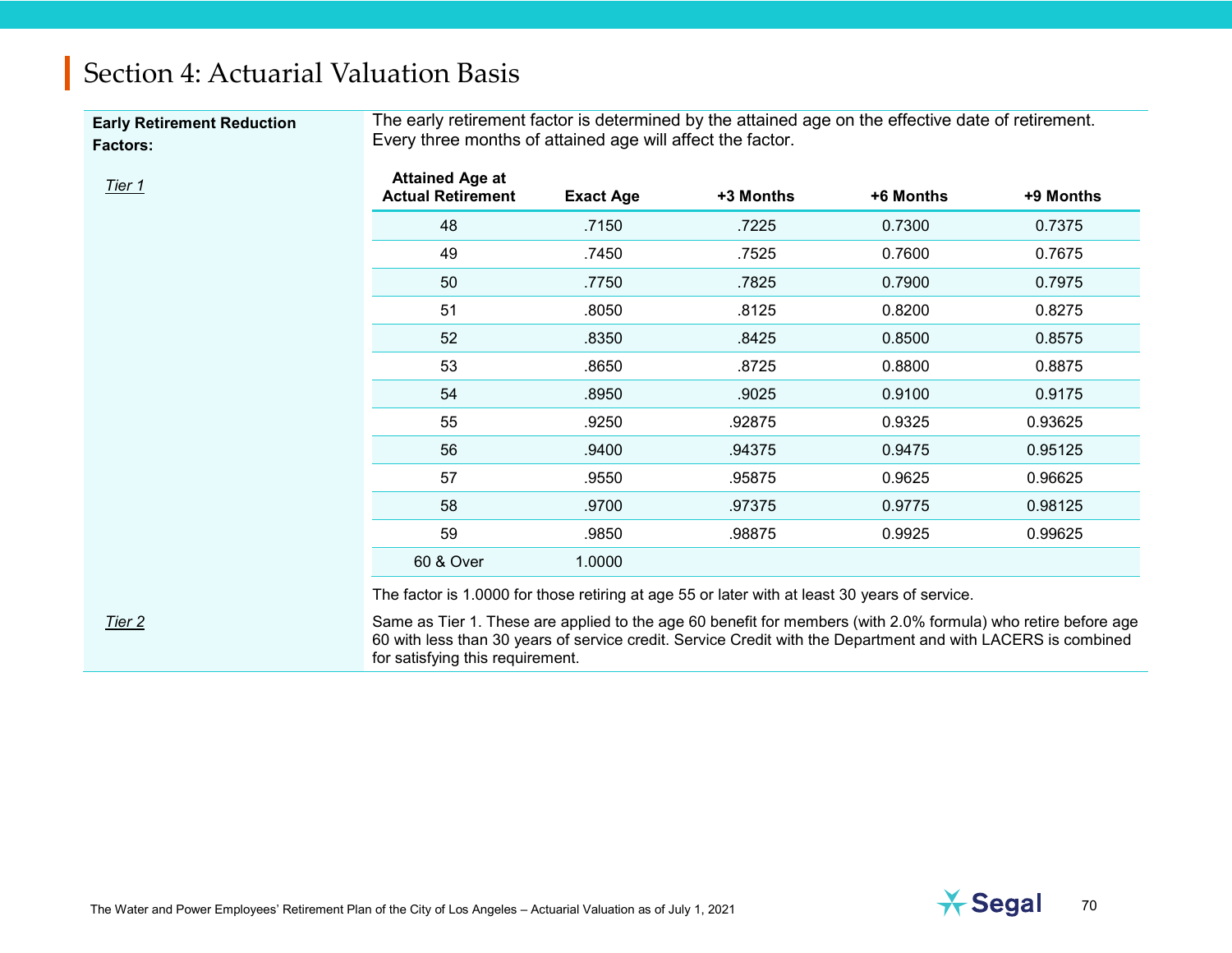# Section 4: Actuarial Valuation Basis

**Early Retirement Reduction Factors:**

The early retirement factor is determined by the attained age on the effective date of retirement. Every three months of attained age will affect the factor.

*Tier 1*

| Attained Age at Actual Retirement | Exact Age | +3 Months | +6 Months | +9 Months |
|---|---|---|---|---|
| 48 | .7150 | .7225 | 0.7300 | 0.7375 |
| 49 | .7450 | .7525 | 0.7600 | 0.7675 |
| 50 | .7750 | .7825 | 0.7900 | 0.7975 |
| 51 | .8050 | .8125 | 0.8200 | 0.8275 |
| 52 | .8350 | .8425 | 0.8500 | 0.8575 |
| 53 | .8650 | .8725 | 0.8800 | 0.8875 |
| 54 | .8950 | .9025 | 0.9100 | 0.9175 |
| 55 | .9250 | .92875 | 0.9325 | 0.93625 |
| 56 | .9400 | .94375 | 0.9475 | 0.95125 |
| 57 | .9550 | .95875 | 0.9625 | 0.96625 |
| 58 | .9700 | .97375 | 0.9775 | 0.98125 |
| 59 | .9850 | .98875 | 0.9925 | 0.99625 |
| 60 & Over | 1.0000 | | | |

The factor is 1.0000 for those retiring at age 55 or later with at least 30 years of service.

*Tier 2*

Same as Tier 1. These are applied to the age 60 benefit for members (with 2.0% formula) who retire before age 60 with less than 30 years of service credit. Service Credit with the Department and with LACERS is combined for satisfying this requirement.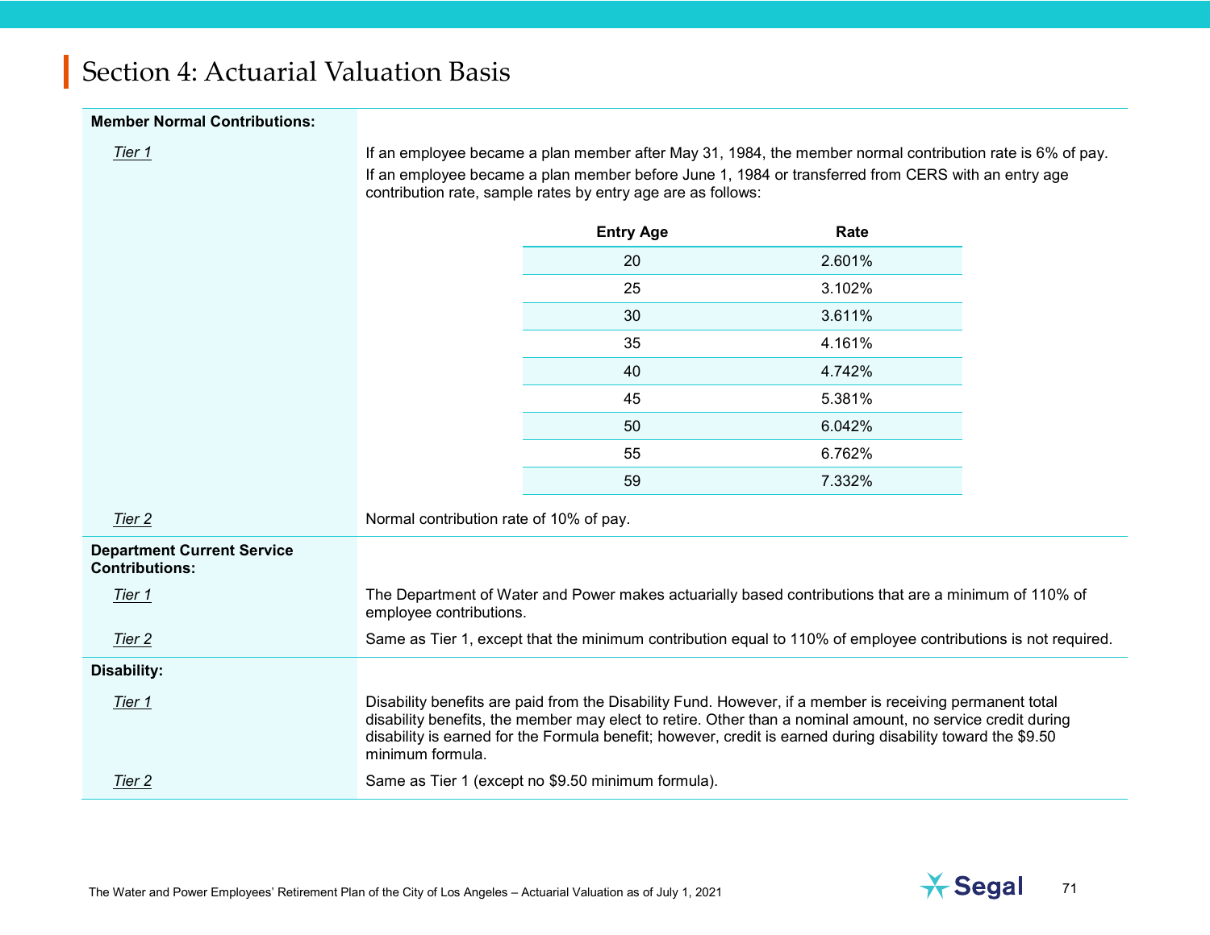# Section 4: Actuarial Valuation Basis

**Member Normal Contributions:**

*Tier 1*

If an employee became a plan member after May 31, 1984, the member normal contribution rate is 6% of pay.

If an employee became a plan member before June 1, 1984 or transferred from CERS with an entry age contribution rate, sample rates by entry age are as follows:

| Entry Age | Rate |
|---|---|
| 20 | 2.601% |
| 25 | 3.102% |
| 30 | 3.611% |
| 35 | 4.161% |
| 40 | 4.742% |
| 45 | 5.381% |
| 50 | 6.042% |
| 55 | 6.762% |
| 59 | 7.332% |

*Tier 2*

Normal contribution rate of 10% of pay.

**Department Current Service Contributions:**

*Tier 1*

The Department of Water and Power makes actuarially based contributions that are a minimum of 110% of employee contributions.

*Tier 2*

Same as Tier 1, except that the minimum contribution equal to 110% of employee contributions is not required.

**Disability:**

*Tier 1*

Disability benefits are paid from the Disability Fund. However, if a member is receiving permanent total disability benefits, the member may elect to retire. Other than a nominal amount, no service credit during disability is earned for the Formula benefit; however, credit is earned during disability toward the $9.50 minimum formula.

*Tier 2*

Same as Tier 1 (except no $9.50 minimum formula).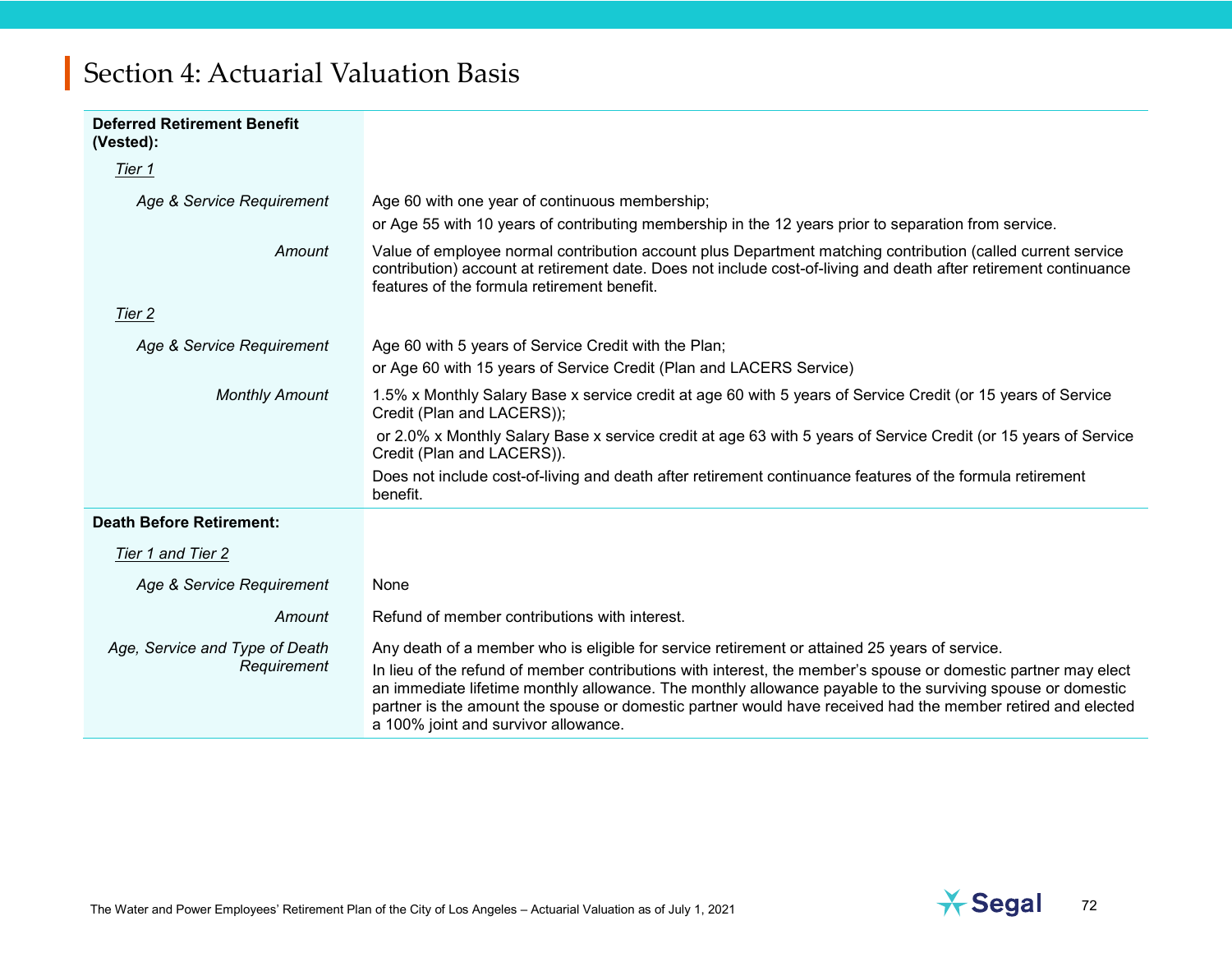# Section 4: Actuarial Valuation Basis

| | |
|---|---|
| **Deferred Retirement Benefit (Vested):** | |
| *Tier 1* | |
| *Age & Service Requirement* | Age 60 with one year of continuous membership;<br>or Age 55 with 10 years of contributing membership in the 12 years prior to separation from service. |
| *Amount* | Value of employee normal contribution account plus Department matching contribution (called current service contribution) account at retirement date. Does not include cost-of-living and death after retirement continuance features of the formula retirement benefit. |
| *Tier 2* | |
| *Age & Service Requirement* | Age 60 with 5 years of Service Credit with the Plan;<br>or Age 60 with 15 years of Service Credit (Plan and LACERS Service) |
| *Monthly Amount* | 1.5% x Monthly Salary Base x service credit at age 60 with 5 years of Service Credit (or 15 years of Service Credit (Plan and LACERS));<br>or 2.0% x Monthly Salary Base x service credit at age 63 with 5 years of Service Credit (or 15 years of Service Credit (Plan and LACERS)).<br>Does not include cost-of-living and death after retirement continuance features of the formula retirement benefit. |
| **Death Before Retirement:** | |
| *Tier 1 and Tier 2* | |
| *Age & Service Requirement* | None |
| *Amount* | Refund of member contributions with interest. |
| *Age, Service and Type of Death Requirement* | Any death of a member who is eligible for service retirement or attained 25 years of service.<br>In lieu of the refund of member contributions with interest, the member's spouse or domestic partner may elect an immediate lifetime monthly allowance. The monthly allowance payable to the surviving spouse or domestic partner is the amount the spouse or domestic partner would have received had the member retired and elected a 100% joint and survivor allowance. |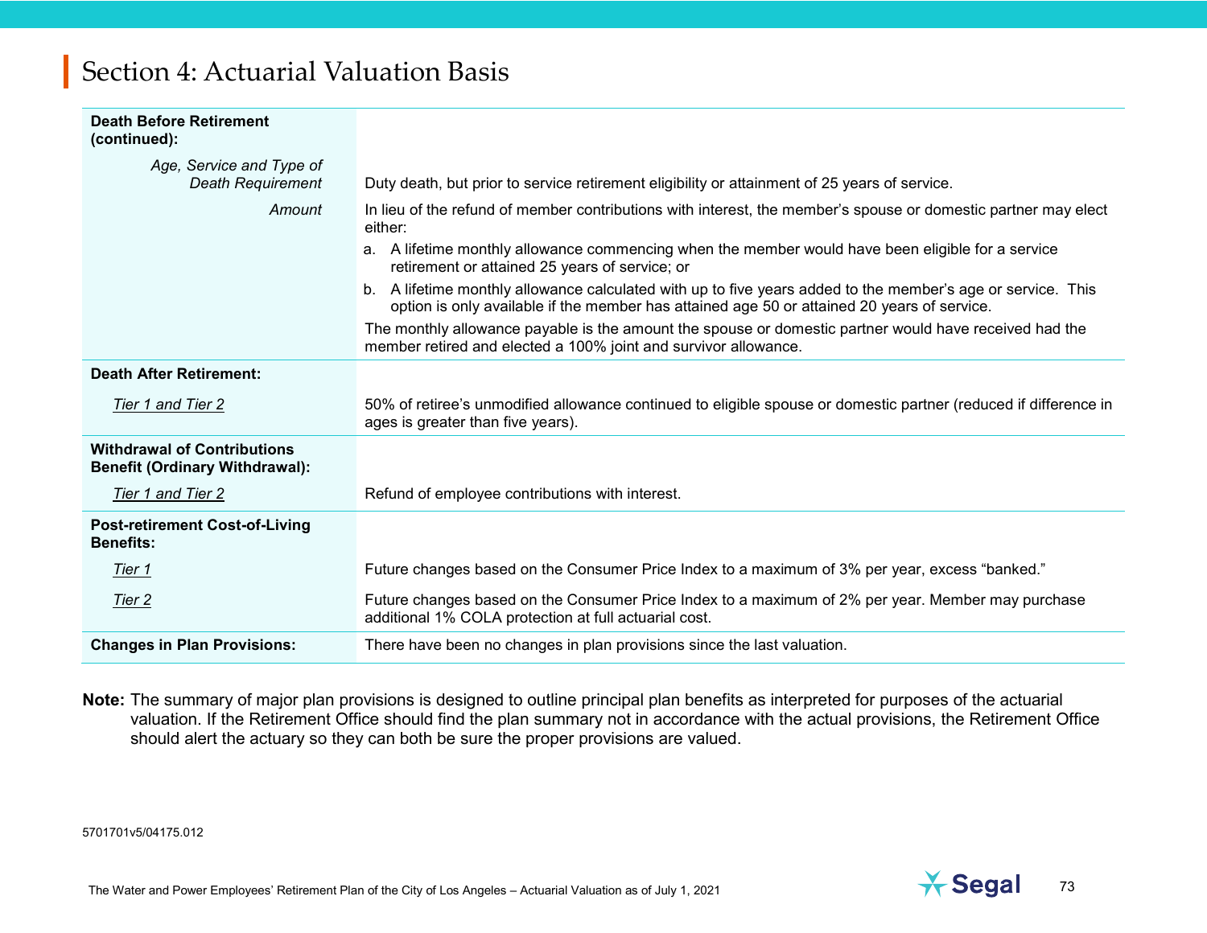# Section 4: Actuarial Valuation Basis

| | |
|---|---|
| **Death Before Retirement (continued):** | |
| *Age, Service and Type of Death Requirement* | Duty death, but prior to service retirement eligibility or attainment of 25 years of service. |
| *Amount* | In lieu of the refund of member contributions with interest, the member's spouse or domestic partner may elect either:<br>a. A lifetime monthly allowance commencing when the member would have been eligible for a service retirement or attained 25 years of service; or<br>b. A lifetime monthly allowance calculated with up to five years added to the member's age or service. This option is only available if the member has attained age 50 or attained 20 years of service.<br>The monthly allowance payable is the amount the spouse or domestic partner would have received had the member retired and elected a 100% joint and survivor allowance. |
| **Death After Retirement:** | |
| *Tier 1 and Tier 2* | 50% of retiree's unmodified allowance continued to eligible spouse or domestic partner (reduced if difference in ages is greater than five years). |
| **Withdrawal of Contributions Benefit (Ordinary Withdrawal):** | |
| *Tier 1 and Tier 2* | Refund of employee contributions with interest. |
| **Post-retirement Cost-of-Living Benefits:** | |
| *Tier 1* | Future changes based on the Consumer Price Index to a maximum of 3% per year, excess "banked." |
| *Tier 2* | Future changes based on the Consumer Price Index to a maximum of 2% per year. Member may purchase additional 1% COLA protection at full actuarial cost. |
| **Changes in Plan Provisions:** | There have been no changes in plan provisions since the last valuation. |

**Note:** The summary of major plan provisions is designed to outline principal plan benefits as interpreted for purposes of the actuarial valuation. If the Retirement Office should find the plan summary not in accordance with the actual provisions, the Retirement Office should alert the actuary so they can both be sure the proper provisions are valued.

5701701v5/04175.012